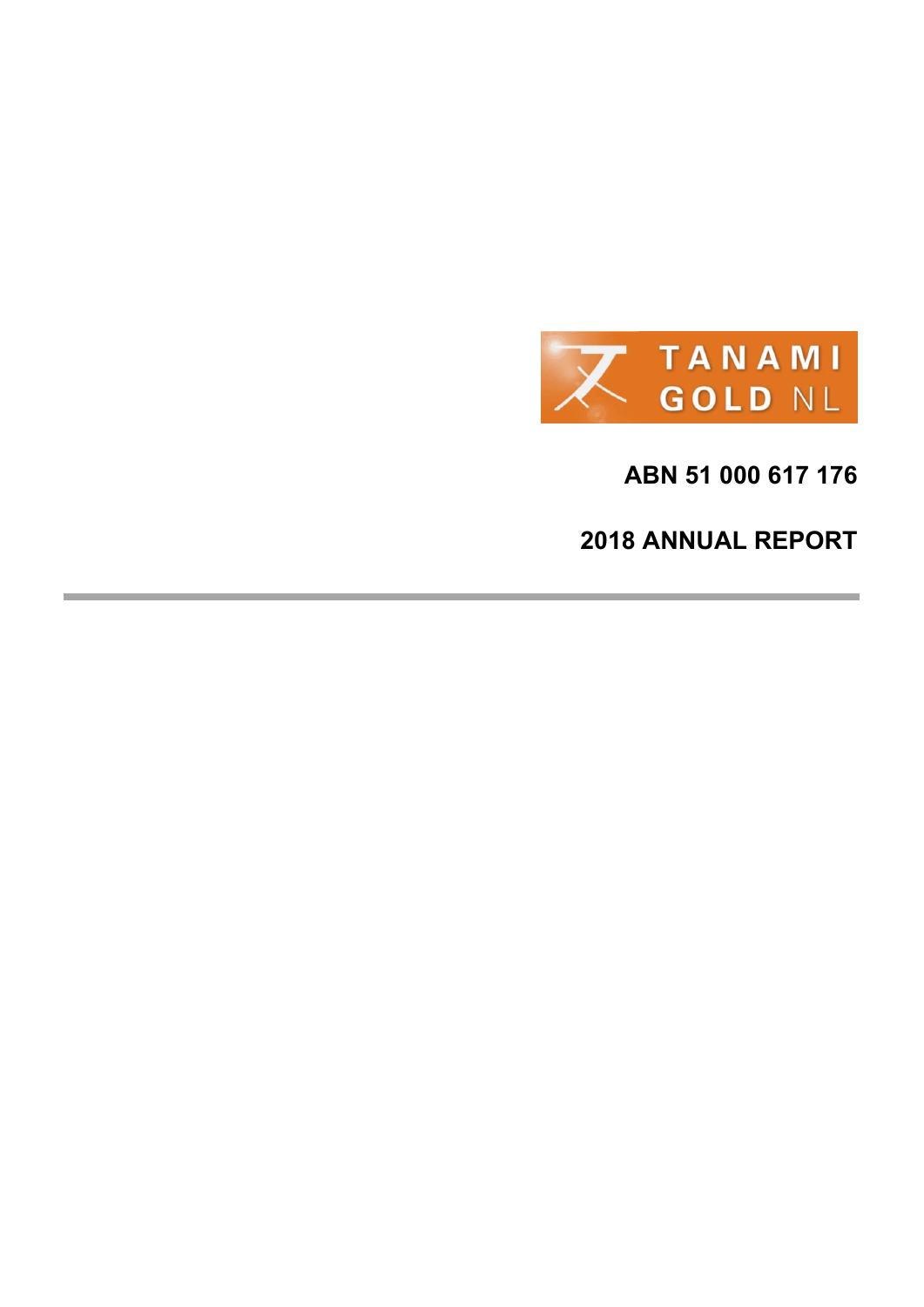TANAMI GOLD NL

**ABN 51 000 617 176**

**2018 ANNUAL REPORT**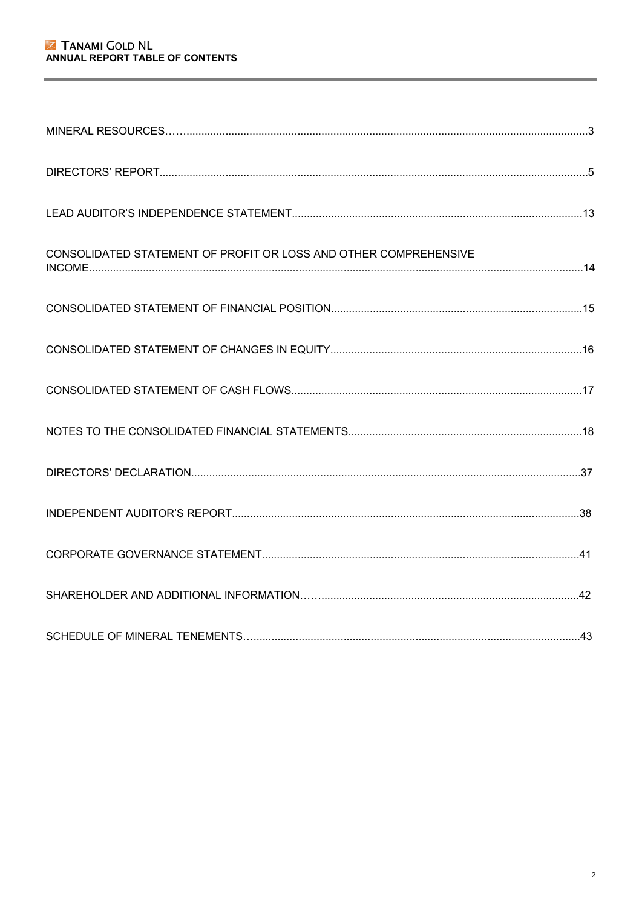# TANAMI GOLD NL
## ANNUAL REPORT TABLE OF CONTENTS

| | |
|---|---|
| MINERAL RESOURCES | 3 |
| DIRECTORS' REPORT | 5 |
| LEAD AUDITOR'S INDEPENDENCE STATEMENT | 13 |
| CONSOLIDATED STATEMENT OF PROFIT OR LOSS AND OTHER COMPREHENSIVE INCOME | 14 |
| CONSOLIDATED STATEMENT OF FINANCIAL POSITION | 15 |
| CONSOLIDATED STATEMENT OF CHANGES IN EQUITY | 16 |
| CONSOLIDATED STATEMENT OF CASH FLOWS | 17 |
| NOTES TO THE CONSOLIDATED FINANCIAL STATEMENTS | 18 |
| DIRECTORS' DECLARATION | 37 |
| INDEPENDENT AUDITOR'S REPORT | 38 |
| CORPORATE GOVERNANCE STATEMENT | 41 |
| SHAREHOLDER AND ADDITIONAL INFORMATION | 42 |
| SCHEDULE OF MINERAL TENEMENTS | 43 |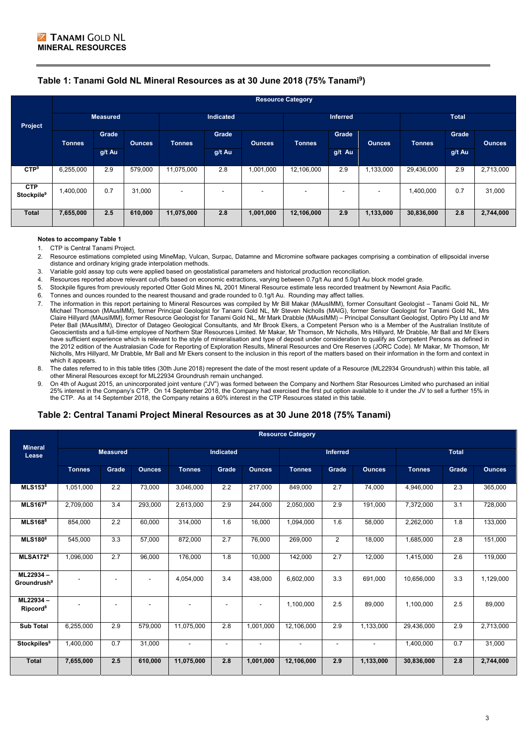**TANAMI GOLD NL**
**MINERAL RESOURCES**

## Table 1: Tanami Gold NL Mineral Resources as at 30 June 2018 (75% Tanami[9])

| Project | Resource Category | | | | | | | | | | | |
|---|---|---|---|---|---|---|---|---|---|---|---|---|
| | Measured | | | Indicated | | | Inferred | | | Total | | |
| | Tonnes | Grade g/t Au | Ounces | Tonnes | Grade g/t Au | Ounces | Tonnes | Grade g/t Au | Ounces | Tonnes | Grade g/t Au | Ounces |
| CTP[9] | 6,255,000 | 2.9 | 579,000 | 11,075,000 | 2.8 | 1,001,000 | 12,106,000 | 2.9 | 1,133,000 | 29,436,000 | 2.9 | 2,713,000 |
| CTP Stockpile[9] | 1,400,000 | 0.7 | 31,000 | - | - | - | - | - | - | 1,400,000 | 0.7 | 31,000 |
| **Total** | **7,655,000** | **2.5** | **610,000** | **11,075,000** | **2.8** | **1,001,000** | **12,106,000** | **2.9** | **1,133,000** | **30,836,000** | **2.8** | **2,744,000** |

**Notes to accompany Table 1**

1. CTP is Central Tanami Project.
2. Resource estimations completed using MineMap, Vulcan, Surpac, Datamne and Micromine software packages comprising a combination of ellipsoidal inverse distance and ordinary kriging grade interpolation methods.
3. Variable gold assay top cuts were applied based on geostatistical parameters and historical production reconciliation.
4. Resources reported above relevant cut-offs based on economic extractions, varying between 0.7g/t Au and 5.0g/t Au block model grade.
5. Stockpile figures from previously reported Otter Gold Mines NL 2001 Mineral Resource estimate less recorded treatment by Newmont Asia Pacific.
6. Tonnes and ounces rounded to the nearest thousand and grade rounded to 0.1g/t Au. Rounding may affect tallies.
7. The information in this report pertaining to Mineral Resources was compiled by Mr Bill Makar (MAusIMM), former Consultant Geologist – Tanami Gold NL, Mr Michael Thomson (MAusIMM), former Principal Geologist for Tanami Gold NL, Mr Steven Nicholls (MAIG), former Senior Geologist for Tanami Gold NL, Mrs Claire Hillyard (MAusIMM), former Resource Geologist for Tanami Gold NL, Mr Mark Drabble (MAusIMM) – Principal Consultant Geologist, Optiro Pty Ltd and Mr Peter Ball (MAusIMM), Director of Datageo Geological Consultants, and Mr Brook Ekers, a Competent Person who is a Member of the Australian Institute of Geoscientists and a full-time employee of Northern Star Resources Limited. Mr Makar, Mr Thomson, Mr Nicholls, Mrs Hillyard, Mr Drabble, Mr Ball and Mr Ekers have sufficient experience which is relevant to the style of mineralisation and type of deposit under consideration to qualify as Competent Persons as defined in the 2012 edition of the Australasian Code for Reporting of Exploration Results, Mineral Resources and Ore Reserves (JORC Code). Mr Makar, Mr Thomson, Mr Nicholls, Mrs Hillyard, Mr Drabble, Mr Ball and Mr Ekers consent to the inclusion in this report of the matters based on their information in the form and context in which it appears.
8. The dates referred to in this table titles (30th June 2018) represent the date of the most resent update of a Resource (ML22934 Groundrush) within this table, all other Mineral Resources except for ML22934 Groundrush remain unchanged.
9. On 4th of August 2015, an unincorporated joint venture ("JV") was formed between the Company and Northern Star Resources Limited who purchased an initial 25% interest in the Company's CTP. On 14 September 2018, the Company had exercised the first put option available to it under the JV to sell a further 15% in the CTP. As at 14 September 2018, the Company retains a 60% interest in the CTP Resources stated in this table.

## Table 2: Central Tanami Project Mineral Resources as at 30 June 2018 (75% Tanami)

| Mineral Lease | Resource Category | | | | | | | | | | | |
|---|---|---|---|---|---|---|---|---|---|---|---|---|
| | Measured | | | Indicated | | | Inferred | | | Total | | |
| | Tonnes | Grade | Ounces | Tonnes | Grade | Ounces | Tonnes | Grade | Ounces | Tonnes | Grade | Ounces |
| MLS153[8] | 1,051,000 | 2.2 | 73,000 | 3,046,000 | 2.2 | 217,000 | 849,000 | 2.7 | 74,000 | 4,946,000 | 2.3 | 365,000 |
| MLS167[8] | 2,709,000 | 3.4 | 293,000 | 2,613,000 | 2.9 | 244,000 | 2,050,000 | 2.9 | 191,000 | 7,372,000 | 3.1 | 728,000 |
| MLS168[8] | 854,000 | 2.2 | 60,000 | 314,000 | 1.6 | 16,000 | 1,094,000 | 1.6 | 58,000 | 2,262,000 | 1.8 | 133,000 |
| MLS180[8] | 545,000 | 3.3 | 57,000 | 872,000 | 2.7 | 76,000 | 269,000 | 2 | 18,000 | 1,685,000 | 2.8 | 151,000 |
| MLSA172[8] | 1,096,000 | 2.7 | 96,000 | 176,000 | 1.8 | 10,000 | 142,000 | 2.7 | 12,000 | 1,415,000 | 2.6 | 119,000 |
| ML22934 – Groundrush[9] | - | - | - | 4,054,000 | 3.4 | 438,000 | 6,602,000 | 3.3 | 691,000 | 10,656,000 | 3.3 | 1,129,000 |
| ML22934 – Ripcord[8] | - | - | - | - | - | - | 1,100,000 | 2.5 | 89,000 | 1,100,000 | 2.5 | 89,000 |
| Sub Total | 6,255,000 | 2.9 | 579,000 | 11,075,000 | 2.8 | 1,001,000 | 12,106,000 | 2.9 | 1,133,000 | 29,436,000 | 2.9 | 2,713,000 |
| Stockpiles[9] | 1,400,000 | 0.7 | 31,000 | - | - | - | - | - | - | 1,400,000 | 0.7 | 31,000 |
| **Total** | **7,655,000** | **2.5** | **610,000** | **11,075,000** | **2.8** | **1,001,000** | **12,106,000** | **2.9** | **1,133,000** | **30,836,000** | **2.8** | **2,744,000** |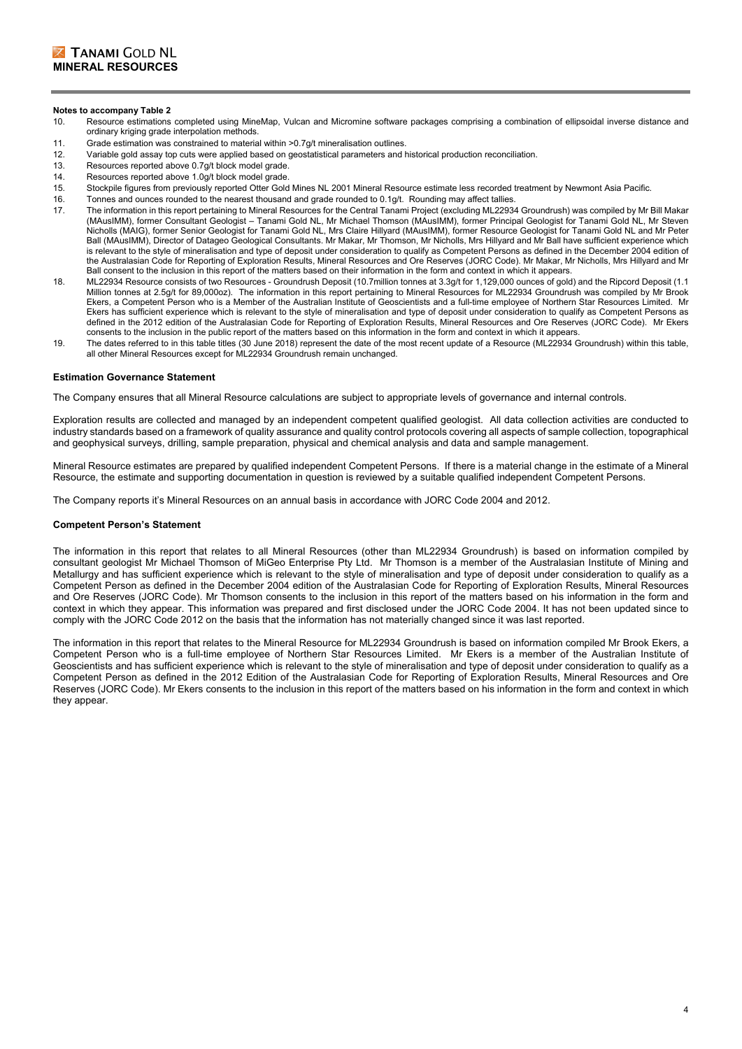**Notes to accompany Table 2**

10. Resource estimations completed using MineMap, Vulcan and Micromine software packages comprising a combination of ellipsoidal inverse distance and ordinary kriging grade interpolation methods.
11. Grade estimation was constrained to material within >0.7g/t mineralisation outlines.
12. Variable gold assay top cuts were applied based on geostatistical parameters and historical production reconciliation.
13. Resources reported above 0.7g/t block model grade.
14. Resources reported above 1.0g/t block model grade.
15. Stockpile figures from previously reported Otter Gold Mines NL 2001 Mineral Resource estimate less recorded treatment by Newmont Asia Pacific.
16. Tonnes and ounces rounded to the nearest thousand and grade rounded to 0.1g/t. Rounding may affect tallies.
17. The information in this report pertaining to Mineral Resources for the Central Tanami Project (excluding ML22934 Groundrush) was compiled by Mr Bill Makar (MAusIMM), former Consultant Geologist – Tanami Gold NL, Mr Michael Thomson (MAusIMM), former Principal Geologist for Tanami Gold NL, Mr Steven Nicholls (MAIG), former Senior Geologist for Tanami Gold NL, Mrs Claire Hillyard (MAusIMM), former Resource Geologist for Tanami Gold NL and Mr Peter Ball (MAusIMM), Director of Datageo Geological Consultants. Mr Makar, Mr Thomson, Mr Nicholls, Mrs Hillyard and Mr Ball have sufficient experience which is relevant to the style of mineralisation and type of deposit under consideration to qualify as Competent Persons as defined in the December 2004 edition of the Australasian Code for Reporting of Exploration Results, Mineral Resources and Ore Reserves (JORC Code). Mr Makar, Mr Nicholls, Mrs Hillyard and Mr Ball consent to the inclusion in this report of the matters based on their information in the form and context in which it appears.
18. ML22934 Resource consists of two Resources - Groundrush Deposit (10.7million tonnes at 3.3g/t for 1,129,000 ounces of gold) and the Ripcord Deposit (1.1 Million tonnes at 2.5g/t for 89,000oz). The information in this report pertaining to Mineral Resources for ML22934 Groundrush was compiled by Mr Brook Ekers, a Competent Person who is a Member of the Australian Institute of Geoscientists and a full-time employee of Northern Star Resources Limited. Mr Ekers has sufficient experience which is relevant to the style of mineralisation and type of deposit under consideration to qualify as Competent Persons as defined in the 2012 edition of the Australasian Code for Reporting of Exploration Results, Mineral Resources and Ore Reserves (JORC Code). Mr Ekers consents to the inclusion in the public report of the matters based on this information in the form and context in which it appears.
19. The dates referred to in this table titles (30 June 2018) represent the date of the most recent update of a Resource (ML22934 Groundrush) within this table, all other Mineral Resources except for ML22934 Groundrush remain unchanged.

**Estimation Governance Statement**

The Company ensures that all Mineral Resource calculations are subject to appropriate levels of governance and internal controls.

Exploration results are collected and managed by an independent competent qualified geologist. All data collection activities are conducted to industry standards based on a framework of quality assurance and quality control protocols covering all aspects of sample collection, topographical and geophysical surveys, drilling, sample preparation, physical and chemical analysis and data and sample management.

Mineral Resource estimates are prepared by qualified independent Competent Persons. If there is a material change in the estimate of a Mineral Resource, the estimate and supporting documentation in question is reviewed by a suitable qualified independent Competent Persons.

The Company reports it's Mineral Resources on an annual basis in accordance with JORC Code 2004 and 2012.

**Competent Person's Statement**

The information in this report that relates to all Mineral Resources (other than ML22934 Groundrush) is based on information compiled by consultant geologist Mr Michael Thomson of MiGeo Enterprise Pty Ltd. Mr Thomson is a member of the Australasian Institute of Mining and Metallurgy and has sufficient experience which is relevant to the style of mineralisation and type of deposit under consideration to qualify as a Competent Person as defined in the December 2004 edition of the Australasian Code for Reporting of Exploration Results, Mineral Resources and Ore Reserves (JORC Code). Mr Thomson consents to the inclusion in this report of the matters based on his information in the form and context in which they appear. This information was prepared and first disclosed under the JORC Code 2004. It has not been updated since to comply with the JORC Code 2012 on the basis that the information has not materially changed since it was last reported.

The information in this report that relates to the Mineral Resource for ML22934 Groundrush is based on information compiled Mr Brook Ekers, a Competent Person who is a full-time employee of Northern Star Resources Limited. Mr Ekers is a member of the Australian Institute of Geoscientists and has sufficient experience which is relevant to the style of mineralisation and type of deposit under consideration to qualify as a Competent Person as defined in the 2012 Edition of the Australasian Code for Reporting of Exploration Results, Mineral Resources and Ore Reserves (JORC Code). Mr Ekers consents to the inclusion in this report of the matters based on his information in the form and context in which they appear.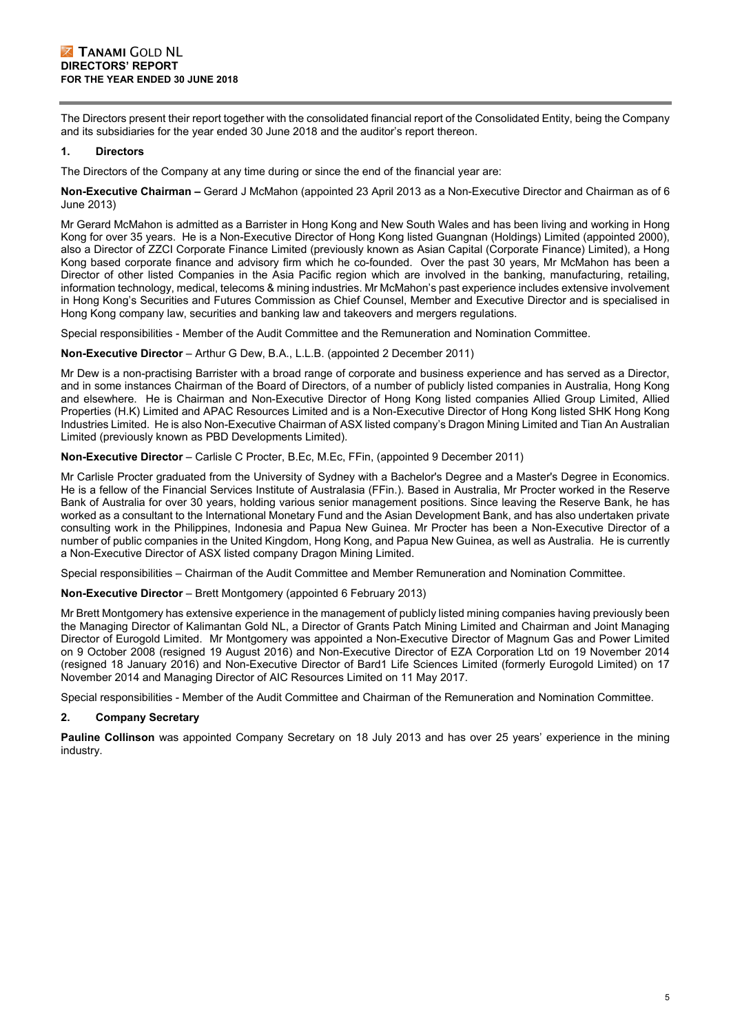The Directors present their report together with the consolidated financial report of the Consolidated Entity, being the Company and its subsidiaries for the year ended 30 June 2018 and the auditor's report thereon.

## 1. Directors

The Directors of the Company at any time during or since the end of the financial year are:

**Non-Executive Chairman –** Gerard J McMahon (appointed 23 April 2013 as a Non-Executive Director and Chairman as of 6 June 2013)

Mr Gerard McMahon is admitted as a Barrister in Hong Kong and New South Wales and has been living and working in Hong Kong for over 35 years. He is a Non-Executive Director of Hong Kong listed Guangnan (Holdings) Limited (appointed 2000), also a Director of ZZCI Corporate Finance Limited (previously known as Asian Capital (Corporate Finance) Limited), a Hong Kong based corporate finance and advisory firm which he co-founded. Over the past 30 years, Mr McMahon has been a Director of other listed Companies in the Asia Pacific region which are involved in the banking, manufacturing, retailing, information technology, medical, telecoms & mining industries. Mr McMahon's past experience includes extensive involvement in Hong Kong's Securities and Futures Commission as Chief Counsel, Member and Executive Director and is specialised in Hong Kong company law, securities and banking law and takeovers and mergers regulations.

Special responsibilities - Member of the Audit Committee and the Remuneration and Nomination Committee.

**Non-Executive Director** – Arthur G Dew, B.A., L.L.B. (appointed 2 December 2011)

Mr Dew is a non-practising Barrister with a broad range of corporate and business experience and has served as a Director, and in some instances Chairman of the Board of Directors, of a number of publicly listed companies in Australia, Hong Kong and elsewhere. He is Chairman and Non-Executive Director of Hong Kong listed companies Allied Group Limited, Allied Properties (H.K) Limited and APAC Resources Limited and is a Non-Executive Director of Hong Kong listed SHK Hong Kong Industries Limited. He is also Non-Executive Chairman of ASX listed company's Dragon Mining Limited and Tian An Australian Limited (previously known as PBD Developments Limited).

**Non-Executive Director** – Carlisle C Procter, B.Ec, M.Ec, FFin, (appointed 9 December 2011)

Mr Carlisle Procter graduated from the University of Sydney with a Bachelor's Degree and a Master's Degree in Economics. He is a fellow of the Financial Services Institute of Australasia (FFin.). Based in Australia, Mr Procter worked in the Reserve Bank of Australia for over 30 years, holding various senior management positions. Since leaving the Reserve Bank, he has worked as a consultant to the International Monetary Fund and the Asian Development Bank, and has also undertaken private consulting work in the Philippines, Indonesia and Papua New Guinea. Mr Procter has been a Non-Executive Director of a number of public companies in the United Kingdom, Hong Kong, and Papua New Guinea, as well as Australia. He is currently a Non-Executive Director of ASX listed company Dragon Mining Limited.

Special responsibilities – Chairman of the Audit Committee and Member Remuneration and Nomination Committee.

**Non-Executive Director** – Brett Montgomery (appointed 6 February 2013)

Mr Brett Montgomery has extensive experience in the management of publicly listed mining companies having previously been the Managing Director of Kalimantan Gold NL, a Director of Grants Patch Mining Limited and Chairman and Joint Managing Director of Eurogold Limited. Mr Montgomery was appointed a Non-Executive Director of Magnum Gas and Power Limited on 9 October 2008 (resigned 19 August 2016) and Non-Executive Director of EZA Corporation Ltd on 19 November 2014 (resigned 18 January 2016) and Non-Executive Director of Bard1 Life Sciences Limited (formerly Eurogold Limited) on 17 November 2014 and Managing Director of AIC Resources Limited on 11 May 2017.

Special responsibilities - Member of the Audit Committee and Chairman of the Remuneration and Nomination Committee.

## 2. Company Secretary

**Pauline Collinson** was appointed Company Secretary on 18 July 2013 and has over 25 years' experience in the mining industry.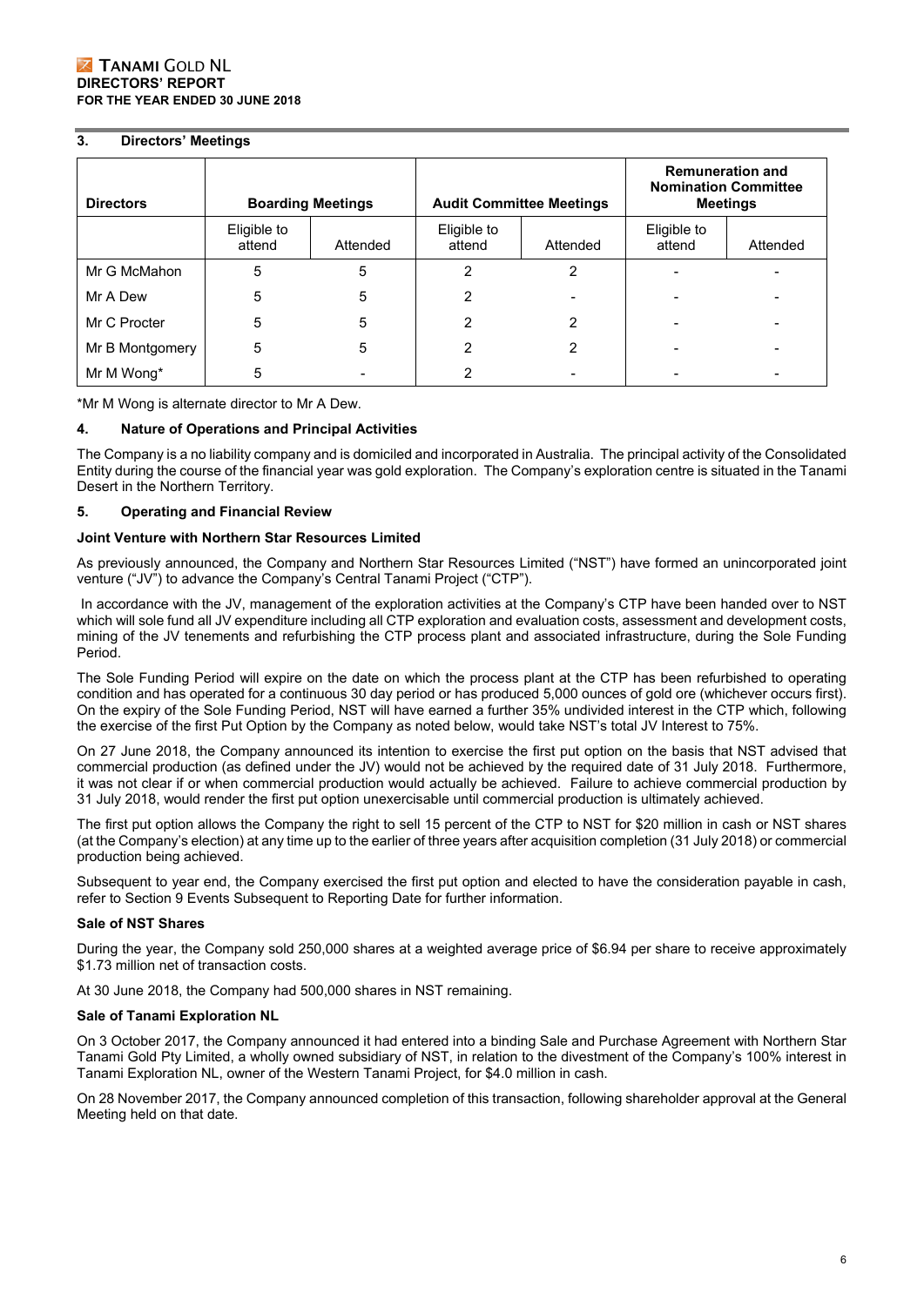## 3. Directors' Meetings

| Directors | Boarding Meetings | | Audit Committee Meetings | | Remuneration and Nomination Committee Meetings | |
|---|---|---|---|---|---|---|
| | Eligible to attend | Attended | Eligible to attend | Attended | Eligible to attend | Attended |
| Mr G McMahon | 5 | 5 | 2 | 2 | - | - |
| Mr A Dew | 5 | 5 | 2 | - | - | - |
| Mr C Procter | 5 | 5 | 2 | 2 | - | - |
| Mr B Montgomery | 5 | 5 | 2 | 2 | - | - |
| Mr M Wong* | 5 | - | 2 | - | - | - |

*Mr M Wong is alternate director to Mr A Dew.

## 4. Nature of Operations and Principal Activities

The Company is a no liability company and is domiciled and incorporated in Australia. The principal activity of the Consolidated Entity during the course of the financial year was gold exploration. The Company's exploration centre is situated in the Tanami Desert in the Northern Territory.

## 5. Operating and Financial Review

### Joint Venture with Northern Star Resources Limited

As previously announced, the Company and Northern Star Resources Limited ("NST") have formed an unincorporated joint venture ("JV") to advance the Company's Central Tanami Project ("CTP").

In accordance with the JV, management of the exploration activities at the Company's CTP have been handed over to NST which will sole fund all JV expenditure including all CTP exploration and evaluation costs, assessment and development costs, mining of the JV tenements and refurbishing the CTP process plant and associated infrastructure, during the Sole Funding Period.

The Sole Funding Period will expire on the date on which the process plant at the CTP has been refurbished to operating condition and has operated for a continuous 30 day period or has produced 5,000 ounces of gold ore (whichever occurs first). On the expiry of the Sole Funding Period, NST will have earned a further 35% undivided interest in the CTP which, following the exercise of the first Put Option by the Company as noted below, would take NST's total JV Interest to 75%.

On 27 June 2018, the Company announced its intention to exercise the first put option on the basis that NST advised that commercial production (as defined under the JV) would not be achieved by the required date of 31 July 2018. Furthermore, it was not clear if or when commercial production would actually be achieved. Failure to achieve commercial production by 31 July 2018, would render the first put option unexercisable until commercial production is ultimately achieved.

The first put option allows the Company the right to sell 15 percent of the CTP to NST for $20 million in cash or NST shares (at the Company's election) at any time up to the earlier of three years after acquisition completion (31 July 2018) or commercial production being achieved.

Subsequent to year end, the Company exercised the first put option and elected to have the consideration payable in cash, refer to Section 9 Events Subsequent to Reporting Date for further information.

### Sale of NST Shares

During the year, the Company sold 250,000 shares at a weighted average price of $6.94 per share to receive approximately $1.73 million net of transaction costs.

At 30 June 2018, the Company had 500,000 shares in NST remaining.

### Sale of Tanami Exploration NL

On 3 October 2017, the Company announced it had entered into a binding Sale and Purchase Agreement with Northern Star Tanami Gold Pty Limited, a wholly owned subsidiary of NST, in relation to the divestment of the Company's 100% interest in Tanami Exploration NL, owner of the Western Tanami Project, for $4.0 million in cash.

On 28 November 2017, the Company announced completion of this transaction, following shareholder approval at the General Meeting held on that date.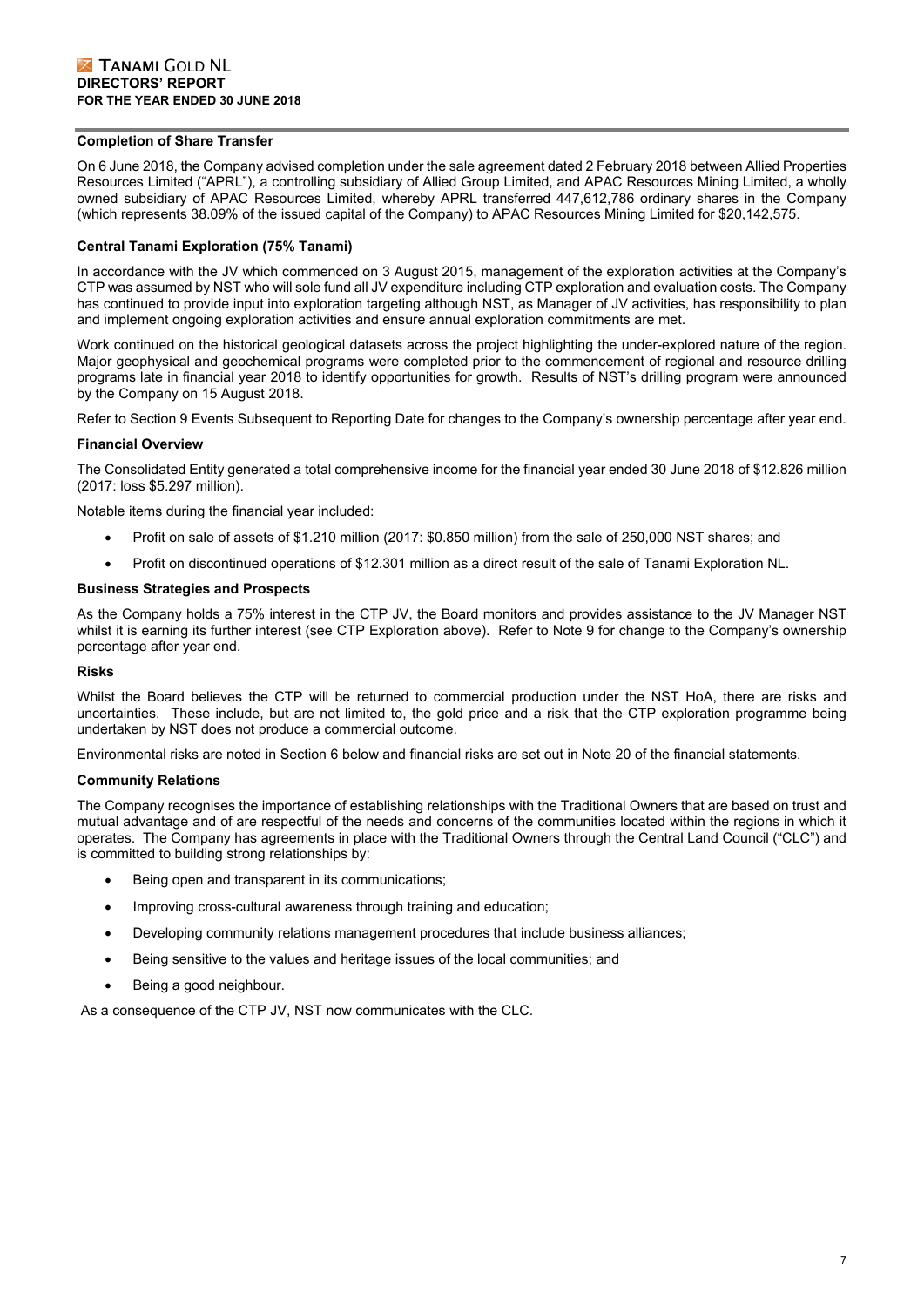#### Completion of Share Transfer

On 6 June 2018, the Company advised completion under the sale agreement dated 2 February 2018 between Allied Properties Resources Limited ("APRL"), a controlling subsidiary of Allied Group Limited, and APAC Resources Mining Limited, a wholly owned subsidiary of APAC Resources Limited, whereby APRL transferred 447,612,786 ordinary shares in the Company (which represents 38.09% of the issued capital of the Company) to APAC Resources Mining Limited for $20,142,575.

#### Central Tanami Exploration (75% Tanami)

In accordance with the JV which commenced on 3 August 2015, management of the exploration activities at the Company's CTP was assumed by NST who will sole fund all JV expenditure including CTP exploration and evaluation costs. The Company has continued to provide input into exploration targeting although NST, as Manager of JV activities, has responsibility to plan and implement ongoing exploration activities and ensure annual exploration commitments are met.

Work continued on the historical geological datasets across the project highlighting the under-explored nature of the region. Major geophysical and geochemical programs were completed prior to the commencement of regional and resource drilling programs late in financial year 2018 to identify opportunities for growth. Results of NST's drilling program were announced by the Company on 15 August 2018.

Refer to Section 9 Events Subsequent to Reporting Date for changes to the Company's ownership percentage after year end.

#### Financial Overview

The Consolidated Entity generated a total comprehensive income for the financial year ended 30 June 2018 of $12.826 million (2017: loss $5.297 million).

Notable items during the financial year included:

- Profit on sale of assets of $1.210 million (2017: $0.850 million) from the sale of 250,000 NST shares; and
- Profit on discontinued operations of $12.301 million as a direct result of the sale of Tanami Exploration NL.

#### Business Strategies and Prospects

As the Company holds a 75% interest in the CTP JV, the Board monitors and provides assistance to the JV Manager NST whilst it is earning its further interest (see CTP Exploration above). Refer to Note 9 for change to the Company's ownership percentage after year end.

#### Risks

Whilst the Board believes the CTP will be returned to commercial production under the NST HoA, there are risks and uncertainties. These include, but are not limited to, the gold price and a risk that the CTP exploration programme being undertaken by NST does not produce a commercial outcome.

Environmental risks are noted in Section 6 below and financial risks are set out in Note 20 of the financial statements.

#### Community Relations

The Company recognises the importance of establishing relationships with the Traditional Owners that are based on trust and mutual advantage and of are respectful of the needs and concerns of the communities located within the regions in which it operates. The Company has agreements in place with the Traditional Owners through the Central Land Council ("CLC") and is committed to building strong relationships by:

- Being open and transparent in its communications;
- Improving cross-cultural awareness through training and education;
- Developing community relations management procedures that include business alliances;
- Being sensitive to the values and heritage issues of the local communities; and
- Being a good neighbour.

As a consequence of the CTP JV, NST now communicates with the CLC.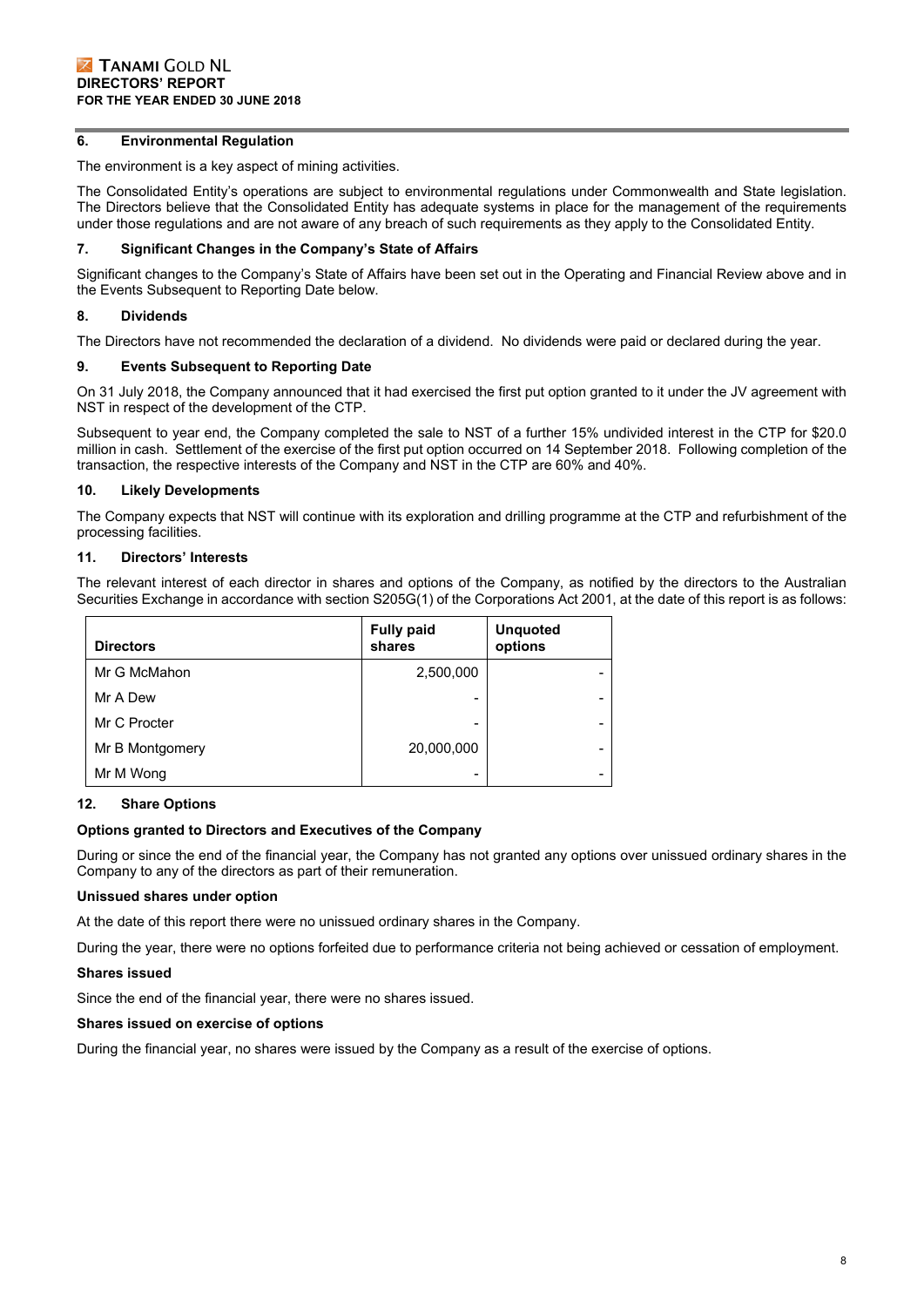## 6. Environmental Regulation

The environment is a key aspect of mining activities.

The Consolidated Entity's operations are subject to environmental regulations under Commonwealth and State legislation. The Directors believe that the Consolidated Entity has adequate systems in place for the management of the requirements under those regulations and are not aware of any breach of such requirements as they apply to the Consolidated Entity.

## 7. Significant Changes in the Company's State of Affairs

Significant changes to the Company's State of Affairs have been set out in the Operating and Financial Review above and in the Events Subsequent to Reporting Date below.

## 8. Dividends

The Directors have not recommended the declaration of a dividend. No dividends were paid or declared during the year.

## 9. Events Subsequent to Reporting Date

On 31 July 2018, the Company announced that it had exercised the first put option granted to it under the JV agreement with NST in respect of the development of the CTP.

Subsequent to year end, the Company completed the sale to NST of a further 15% undivided interest in the CTP for $20.0 million in cash. Settlement of the exercise of the first put option occurred on 14 September 2018. Following completion of the transaction, the respective interests of the Company and NST in the CTP are 60% and 40%.

## 10. Likely Developments

The Company expects that NST will continue with its exploration and drilling programme at the CTP and refurbishment of the processing facilities.

## 11. Directors' Interests

The relevant interest of each director in shares and options of the Company, as notified by the directors to the Australian Securities Exchange in accordance with section S205G(1) of the Corporations Act 2001, at the date of this report is as follows:

| Directors | Fully paid shares | Unquoted options |
|---|---|---|
| Mr G McMahon | 2,500,000 | - |
| Mr A Dew | - | - |
| Mr C Procter | - | - |
| Mr B Montgomery | 20,000,000 | - |
| Mr M Wong | - | - |

## 12. Share Options

**Options granted to Directors and Executives of the Company**

During or since the end of the financial year, the Company has not granted any options over unissued ordinary shares in the Company to any of the directors as part of their remuneration.

**Unissued shares under option**

At the date of this report there were no unissued ordinary shares in the Company.

During the year, there were no options forfeited due to performance criteria not being achieved or cessation of employment.

**Shares issued**

Since the end of the financial year, there were no shares issued.

**Shares issued on exercise of options**

During the financial year, no shares were issued by the Company as a result of the exercise of options.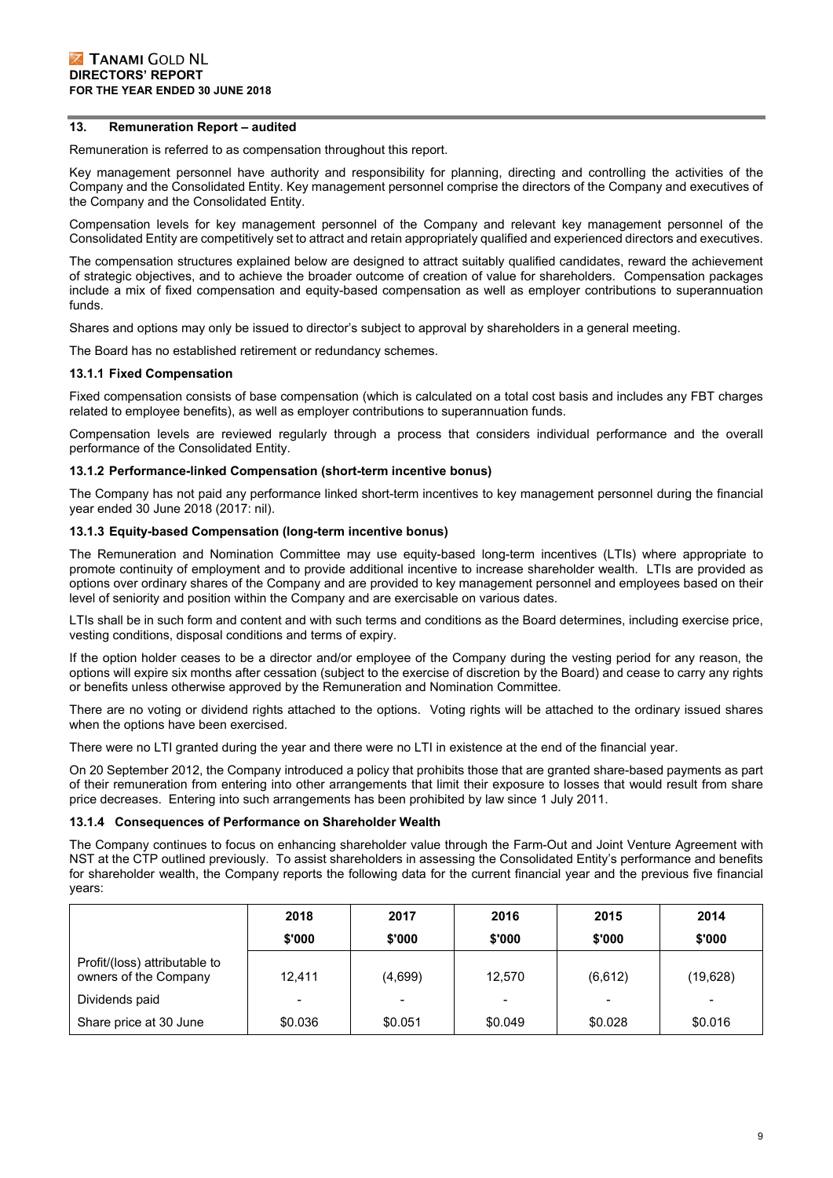## 13. Remuneration Report – audited

Remuneration is referred to as compensation throughout this report.

Key management personnel have authority and responsibility for planning, directing and controlling the activities of the Company and the Consolidated Entity. Key management personnel comprise the directors of the Company and executives of the Company and the Consolidated Entity.

Compensation levels for key management personnel of the Company and relevant key management personnel of the Consolidated Entity are competitively set to attract and retain appropriately qualified and experienced directors and executives.

The compensation structures explained below are designed to attract suitably qualified candidates, reward the achievement of strategic objectives, and to achieve the broader outcome of creation of value for shareholders. Compensation packages include a mix of fixed compensation and equity-based compensation as well as employer contributions to superannuation funds.

Shares and options may only be issued to director's subject to approval by shareholders in a general meeting.

The Board has no established retirement or redundancy schemes.

### 13.1.1 Fixed Compensation

Fixed compensation consists of base compensation (which is calculated on a total cost basis and includes any FBT charges related to employee benefits), as well as employer contributions to superannuation funds.

Compensation levels are reviewed regularly through a process that considers individual performance and the overall performance of the Consolidated Entity.

### 13.1.2 Performance-linked Compensation (short-term incentive bonus)

The Company has not paid any performance linked short-term incentives to key management personnel during the financial year ended 30 June 2018 (2017: nil).

### 13.1.3 Equity-based Compensation (long-term incentive bonus)

The Remuneration and Nomination Committee may use equity-based long-term incentives (LTIs) where appropriate to promote continuity of employment and to provide additional incentive to increase shareholder wealth. LTIs are provided as options over ordinary shares of the Company and are provided to key management personnel and employees based on their level of seniority and position within the Company and are exercisable on various dates.

LTIs shall be in such form and content and with such terms and conditions as the Board determines, including exercise price, vesting conditions, disposal conditions and terms of expiry.

If the option holder ceases to be a director and/or employee of the Company during the vesting period for any reason, the options will expire six months after cessation (subject to the exercise of discretion by the Board) and cease to carry any rights or benefits unless otherwise approved by the Remuneration and Nomination Committee.

There are no voting or dividend rights attached to the options. Voting rights will be attached to the ordinary issued shares when the options have been exercised.

There were no LTI granted during the year and there were no LTI in existence at the end of the financial year.

On 20 September 2012, the Company introduced a policy that prohibits those that are granted share-based payments as part of their remuneration from entering into other arrangements that limit their exposure to losses that would result from share price decreases. Entering into such arrangements has been prohibited by law since 1 July 2011.

### 13.1.4 Consequences of Performance on Shareholder Wealth

The Company continues to focus on enhancing shareholder value through the Farm-Out and Joint Venture Agreement with NST at the CTP outlined previously. To assist shareholders in assessing the Consolidated Entity's performance and benefits for shareholder wealth, the Company reports the following data for the current financial year and the previous five financial years:

| | 2018<br>\$'000 | 2017<br>\$'000 | 2016<br>\$'000 | 2015<br>\$'000 | 2014<br>\$'000 |
|---|---|---|---|---|---|
| Profit/(loss) attributable to owners of the Company | 12,411 | (4,699) | 12,570 | (6,612) | (19,628) |
| Dividends paid | - | - | - | - | - |
| Share price at 30 June | \$0.036 | \$0.051 | \$0.049 | \$0.028 | \$0.016 |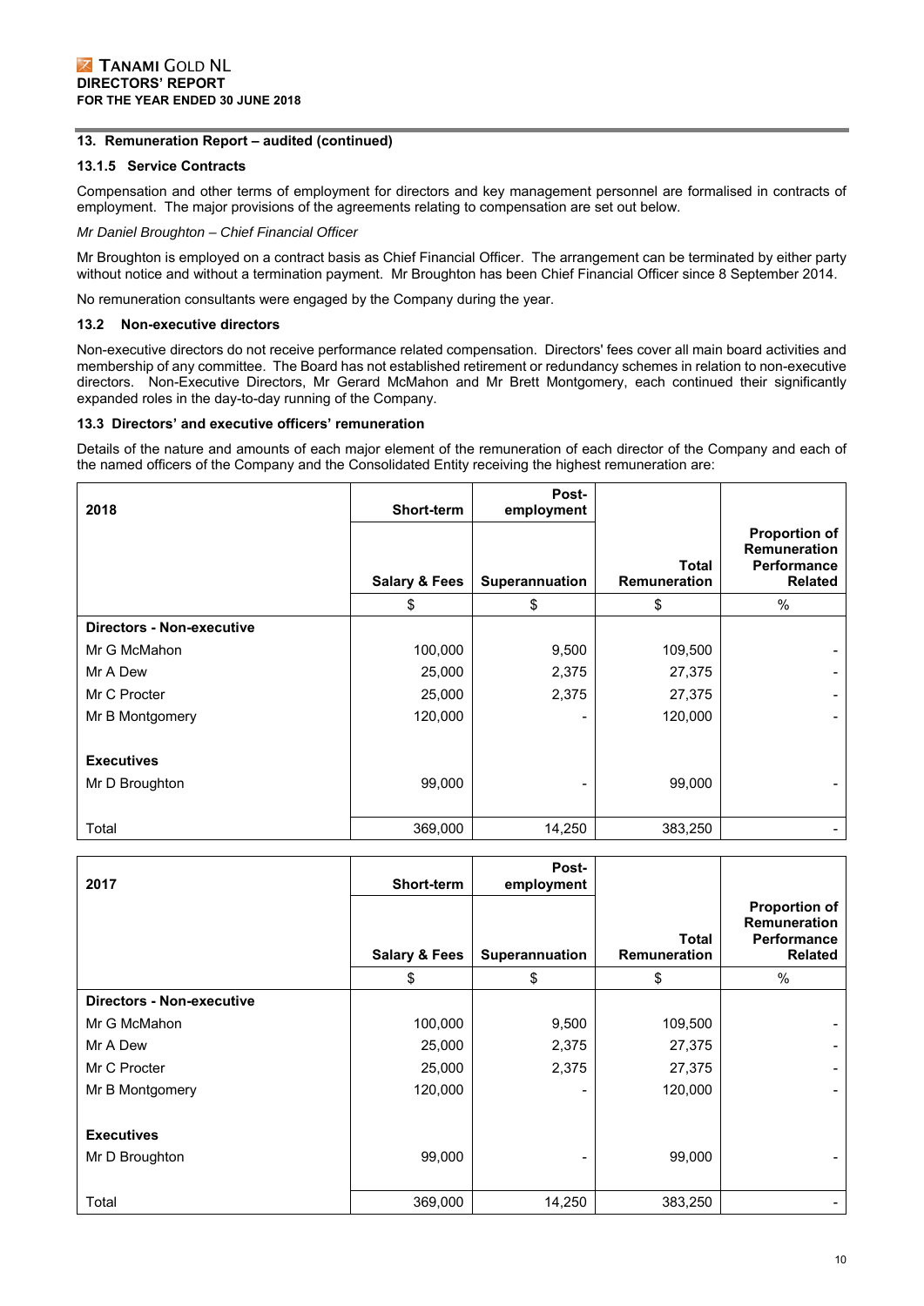### 13. Remuneration Report – audited (continued)

#### 13.1.5 Service Contracts

Compensation and other terms of employment for directors and key management personnel are formalised in contracts of employment. The major provisions of the agreements relating to compensation are set out below.

*Mr Daniel Broughton – Chief Financial Officer*

Mr Broughton is employed on a contract basis as Chief Financial Officer. The arrangement can be terminated by either party without notice and without a termination payment. Mr Broughton has been Chief Financial Officer since 8 September 2014.

No remuneration consultants were engaged by the Company during the year.

#### 13.2 Non-executive directors

Non-executive directors do not receive performance related compensation. Directors' fees cover all main board activities and membership of any committee. The Board has not established retirement or redundancy schemes in relation to non-executive directors. Non-Executive Directors, Mr Gerard McMahon and Mr Brett Montgomery, each continued their significantly expanded roles in the day-to-day running of the Company.

#### 13.3 Directors' and executive officers' remuneration

Details of the nature and amounts of each major element of the remuneration of each director of the Company and each of the named officers of the Company and the Consolidated Entity receiving the highest remuneration are:

| 2018 | Short-term | Post-employment | | |
|---|---|---|---|---|
| | Salary & Fees | Superannuation | Total Remuneration | Proportion of Remuneration Performance Related |
| | $ | $ | $ | % |
| **Directors - Non-executive** | | | | |
| Mr G McMahon | 100,000 | 9,500 | 109,500 | - |
| Mr A Dew | 25,000 | 2,375 | 27,375 | - |
| Mr C Procter | 25,000 | 2,375 | 27,375 | - |
| Mr B Montgomery | 120,000 | - | 120,000 | - |
| **Executives** | | | | |
| Mr D Broughton | 99,000 | - | 99,000 | - |
| Total | 369,000 | 14,250 | 383,250 | - |

| 2017 | Short-term | Post-employment | | |
|---|---|---|---|---|
| | Salary & Fees | Superannuation | Total Remuneration | Proportion of Remuneration Performance Related |
| | $ | $ | $ | % |
| **Directors - Non-executive** | | | | |
| Mr G McMahon | 100,000 | 9,500 | 109,500 | - |
| Mr A Dew | 25,000 | 2,375 | 27,375 | - |
| Mr C Procter | 25,000 | 2,375 | 27,375 | - |
| Mr B Montgomery | 120,000 | - | 120,000 | - |
| **Executives** | | | | |
| Mr D Broughton | 99,000 | - | 99,000 | - |
| Total | 369,000 | 14,250 | 383,250 | - |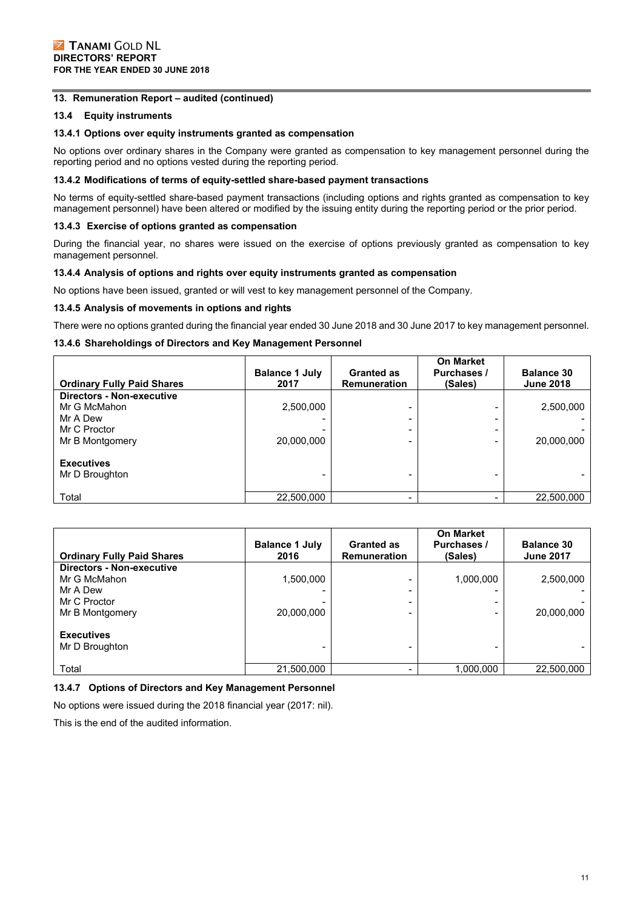#### 13. Remuneration Report – audited (continued)

#### 13.4 Equity instruments

#### 13.4.1 Options over equity instruments granted as compensation

No options over ordinary shares in the Company were granted as compensation to key management personnel during the reporting period and no options vested during the reporting period.

#### 13.4.2 Modifications of terms of equity-settled share-based payment transactions

No terms of equity-settled share-based payment transactions (including options and rights granted as compensation to key management personnel) have been altered or modified by the issuing entity during the reporting period or the prior period.

#### 13.4.3 Exercise of options granted as compensation

During the financial year, no shares were issued on the exercise of options previously granted as compensation to key management personnel.

#### 13.4.4 Analysis of options and rights over equity instruments granted as compensation

No options have been issued, granted or will vest to key management personnel of the Company.

#### 13.4.5 Analysis of movements in options and rights

There were no options granted during the financial year ended 30 June 2018 and 30 June 2017 to key management personnel.

#### 13.4.6 Shareholdings of Directors and Key Management Personnel

| Ordinary Fully Paid Shares | Balance 1 July 2017 | Granted as Remuneration | On Market Purchases / (Sales) | Balance 30 June 2018 |
|---|---|---|---|---|
| **Directors - Non-executive** | | | | |
| Mr G McMahon | 2,500,000 | - | - | 2,500,000 |
| Mr A Dew | - | - | - | - |
| Mr C Proctor | - | - | - | - |
| Mr B Montgomery | 20,000,000 | - | - | 20,000,000 |
| **Executives** | | | | |
| Mr D Broughton | - | - | - | - |
| Total | 22,500,000 | - | - | 22,500,000 |

| Ordinary Fully Paid Shares | Balance 1 July 2016 | Granted as Remuneration | On Market Purchases / (Sales) | Balance 30 June 2017 |
|---|---|---|---|---|
| **Directors - Non-executive** | | | | |
| Mr G McMahon | 1,500,000 | - | 1,000,000 | 2,500,000 |
| Mr A Dew | - | - | - | - |
| Mr C Proctor | - | - | - | - |
| Mr B Montgomery | 20,000,000 | - | - | 20,000,000 |
| **Executives** | | | | |
| Mr D Broughton | - | - | - | - |
| Total | 21,500,000 | - | 1,000,000 | 22,500,000 |

#### 13.4.7 Options of Directors and Key Management Personnel

No options were issued during the 2018 financial year (2017: nil).

This is the end of the audited information.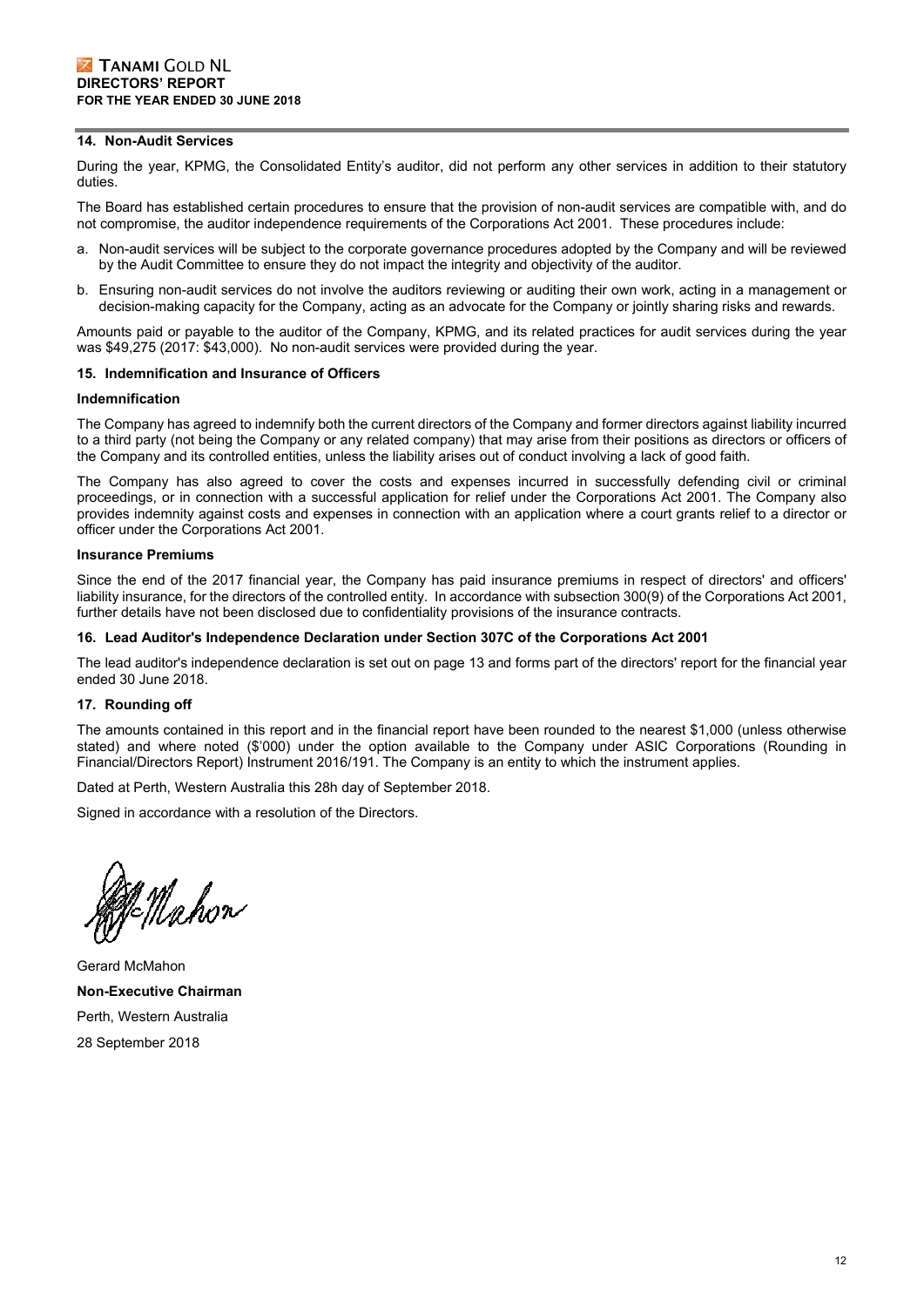## 14. Non-Audit Services

During the year, KPMG, the Consolidated Entity's auditor, did not perform any other services in addition to their statutory duties.

The Board has established certain procedures to ensure that the provision of non-audit services are compatible with, and do not compromise, the auditor independence requirements of the Corporations Act 2001. These procedures include:

a. Non-audit services will be subject to the corporate governance procedures adopted by the Company and will be reviewed by the Audit Committee to ensure they do not impact the integrity and objectivity of the auditor.

b. Ensuring non-audit services do not involve the auditors reviewing or auditing their own work, acting in a management or decision-making capacity for the Company, acting as an advocate for the Company or jointly sharing risks and rewards.

Amounts paid or payable to the auditor of the Company, KPMG, and its related practices for audit services during the year was $49,275 (2017: $43,000). No non-audit services were provided during the year.

## 15. Indemnification and Insurance of Officers

### Indemnification

The Company has agreed to indemnify both the current directors of the Company and former directors against liability incurred to a third party (not being the Company or any related company) that may arise from their positions as directors or officers of the Company and its controlled entities, unless the liability arises out of conduct involving a lack of good faith.

The Company has also agreed to cover the costs and expenses incurred in successfully defending civil or criminal proceedings, or in connection with a successful application for relief under the Corporations Act 2001. The Company also provides indemnity against costs and expenses in connection with an application where a court grants relief to a director or officer under the Corporations Act 2001.

### Insurance Premiums

Since the end of the 2017 financial year, the Company has paid insurance premiums in respect of directors' and officers' liability insurance, for the directors of the controlled entity. In accordance with subsection 300(9) of the Corporations Act 2001, further details have not been disclosed due to confidentiality provisions of the insurance contracts.

## 16. Lead Auditor's Independence Declaration under Section 307C of the Corporations Act 2001

The lead auditor's independence declaration is set out on page 13 and forms part of the directors' report for the financial year ended 30 June 2018.

## 17. Rounding off

The amounts contained in this report and in the financial report have been rounded to the nearest $1,000 (unless otherwise stated) and where noted ($'000) under the option available to the Company under ASIC Corporations (Rounding in Financial/Directors Report) Instrument 2016/191. The Company is an entity to which the instrument applies.

Dated at Perth, Western Australia this 28h day of September 2018.

Signed in accordance with a resolution of the Directors.

Gerard McMahon

**Non-Executive Chairman**

Perth, Western Australia

28 September 2018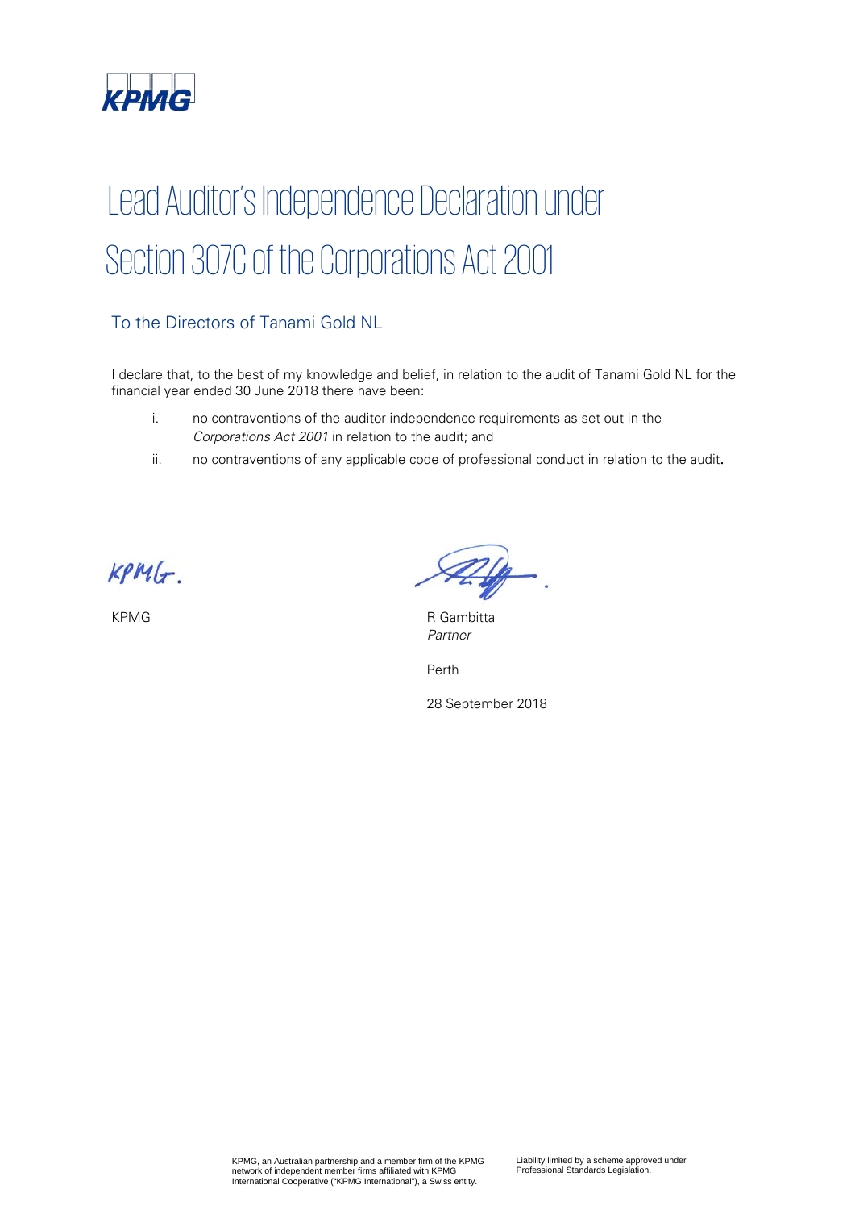# Lead Auditor's Independence Declaration under Section 307C of the Corporations Act 2001

## To the Directors of Tanami Gold NL

I declare that, to the best of my knowledge and belief, in relation to the audit of Tanami Gold NL for the financial year ended 30 June 2018 there have been:

i. no contraventions of the auditor independence requirements as set out in the *Corporations Act 2001* in relation to the audit; and

ii. no contraventions of any applicable code of professional conduct in relation to the audit.

KPMG

R Gambitta
*Partner*

Perth

28 September 2018

KPMG, an Australian partnership and a member firm of the KPMG network of independent member firms affiliated with KPMG International Cooperative ("KPMG International"), a Swiss entity.

Liability limited by a scheme approved under Professional Standards Legislation.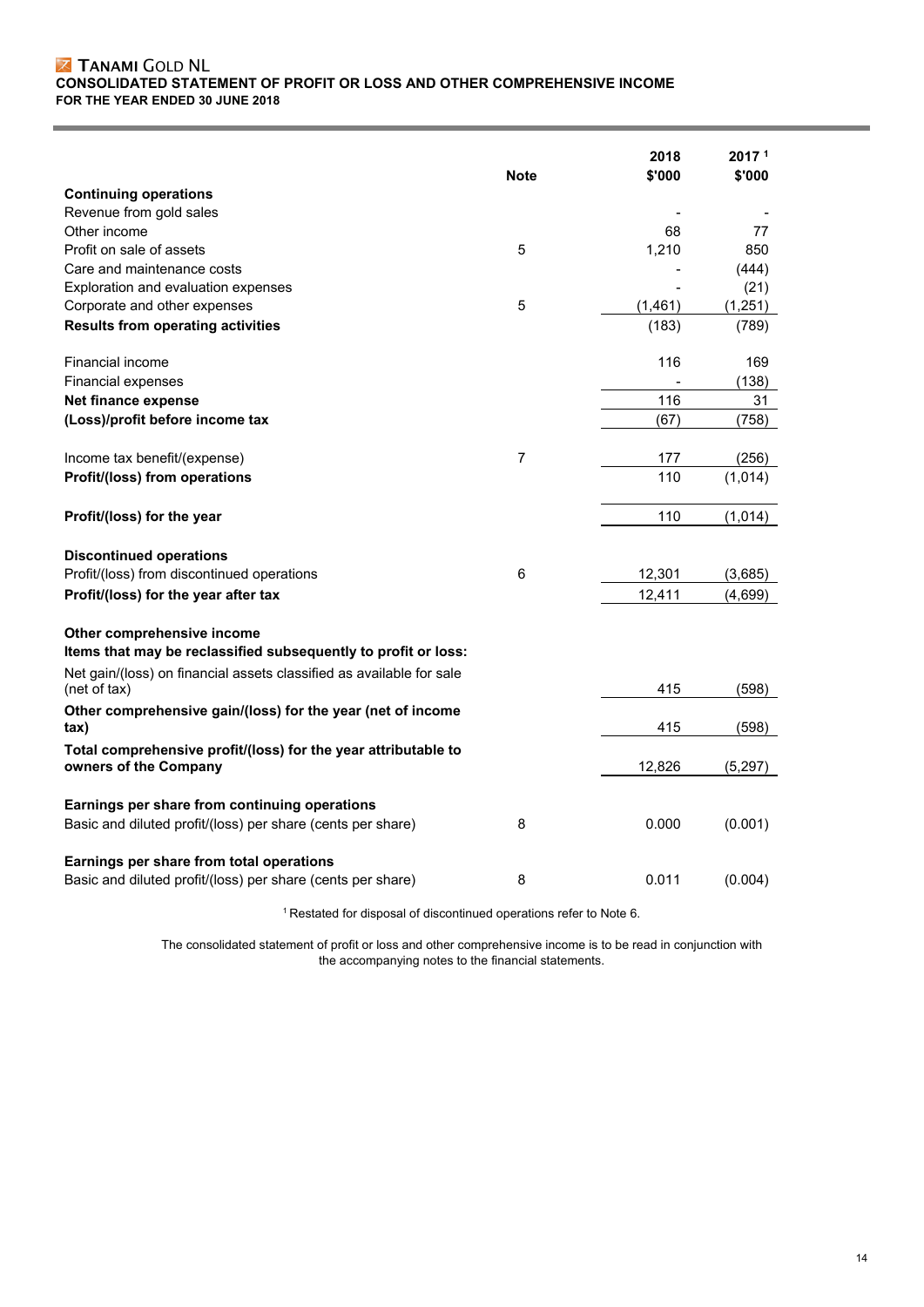# TANAMI GOLD NL

## CONSOLIDATED STATEMENT OF PROFIT OR LOSS AND OTHER COMPREHENSIVE INCOME

### FOR THE YEAR ENDED 30 JUNE 2018

| | Note | 2018 $'000 | 2017 [1] $'000 |
|---|---|---|---|
| **Continuing operations** | | | |
| Revenue from gold sales | | - | - |
| Other income | | 68 | 77 |
| Profit on sale of assets | 5 | 1,210 | 850 |
| Care and maintenance costs | | - | (444) |
| Exploration and evaluation expenses | | - | (21) |
| Corporate and other expenses | 5 | (1,461) | (1,251) |
| **Results from operating activities** | | (183) | (789) |
| Financial income | | 116 | 169 |
| Financial expenses | | - | (138) |
| **Net finance expense** | | 116 | 31 |
| **(Loss)/profit before income tax** | | (67) | (758) |
| Income tax benefit/(expense) | 7 | 177 | (256) |
| **Profit/(loss) from operations** | | 110 | (1,014) |
| **Profit/(loss) for the year** | | 110 | (1,014) |
| **Discontinued operations** | | | |
| Profit/(loss) from discontinued operations | 6 | 12,301 | (3,685) |
| **Profit/(loss) for the year after tax** | | 12,411 | (4,699) |
| **Other comprehensive income** | | | |
| **Items that may be reclassified subsequently to profit or loss:** | | | |
| Net gain/(loss) on financial assets classified as available for sale (net of tax) | | 415 | (598) |
| **Other comprehensive gain/(loss) for the year (net of income tax)** | | 415 | (598) |
| **Total comprehensive profit/(loss) for the year attributable to owners of the Company** | | 12,826 | (5,297) |
| **Earnings per share from continuing operations** | | | |
| Basic and diluted profit/(loss) per share (cents per share) | 8 | 0.000 | (0.001) |
| **Earnings per share from total operations** | | | |
| Basic and diluted profit/(loss) per share (cents per share) | 8 | 0.011 | (0.004) |

[1] Restated for disposal of discontinued operations refer to Note 6.

The consolidated statement of profit or loss and other comprehensive income is to be read in conjunction with the accompanying notes to the financial statements.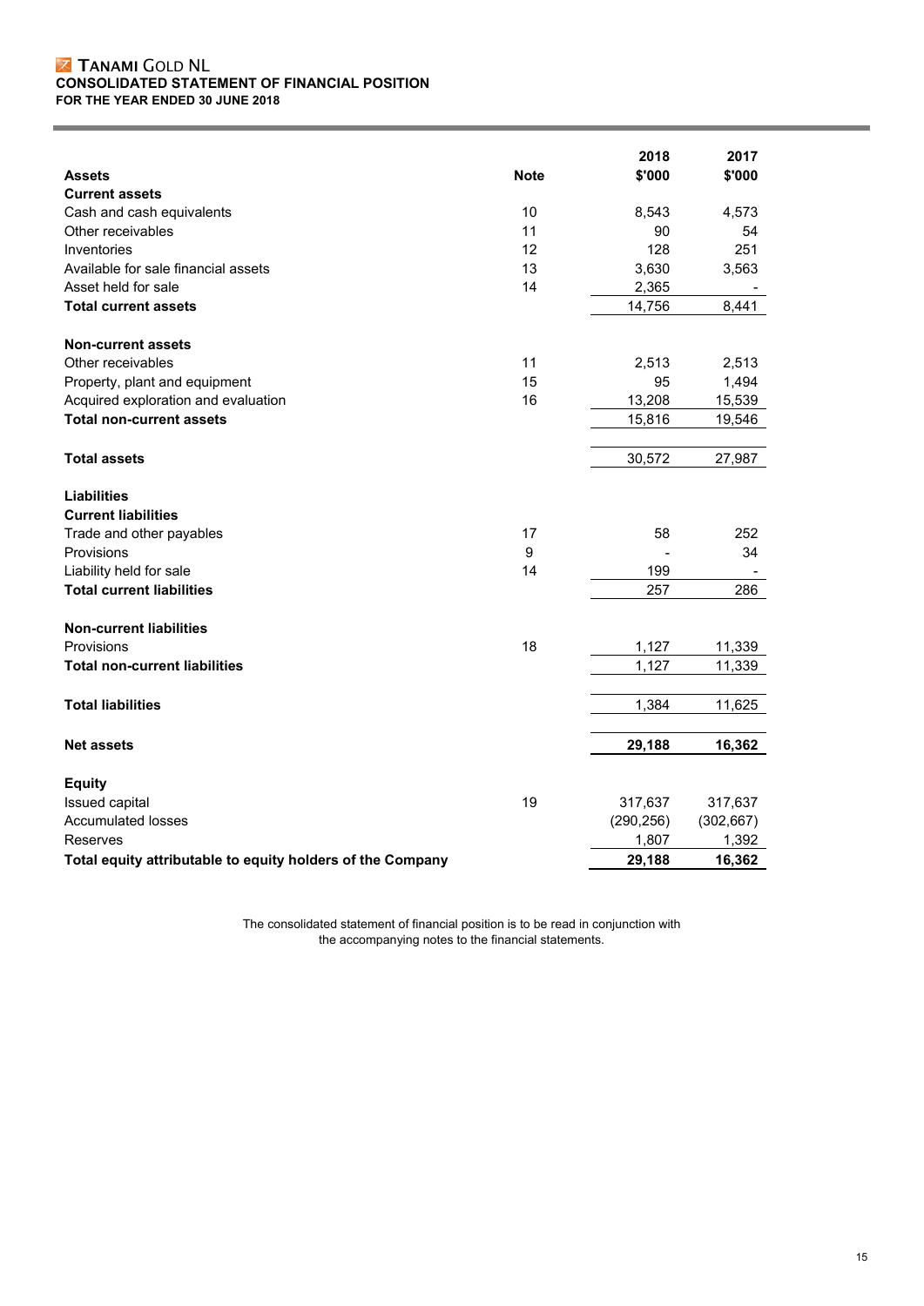**TANAMI GOLD NL**

**CONSOLIDATED STATEMENT OF FINANCIAL POSITION**

**FOR THE YEAR ENDED 30 JUNE 2018**

| | | 2018 | 2017 |
|---|---|---|---|
| **Assets** | **Note** | **$'000** | **$'000** |
| **Current assets** | | | |
| Cash and cash equivalents | 10 | 8,543 | 4,573 |
| Other receivables | 11 | 90 | 54 |
| Inventories | 12 | 128 | 251 |
| Available for sale financial assets | 13 | 3,630 | 3,563 |
| Asset held for sale | 14 | 2,365 | - |
| **Total current assets** | | 14,756 | 8,441 |
| | | | |
| **Non-current assets** | | | |
| Other receivables | 11 | 2,513 | 2,513 |
| Property, plant and equipment | 15 | 95 | 1,494 |
| Acquired exploration and evaluation | 16 | 13,208 | 15,539 |
| **Total non-current assets** | | 15,816 | 19,546 |
| | | | |
| **Total assets** | | 30,572 | 27,987 |
| | | | |
| **Liabilities** | | | |
| **Current liabilities** | | | |
| Trade and other payables | 17 | 58 | 252 |
| Provisions | 9 | - | 34 |
| Liability held for sale | 14 | 199 | - |
| **Total current liabilities** | | 257 | 286 |
| | | | |
| **Non-current liabilities** | | | |
| Provisions | 18 | 1,127 | 11,339 |
| **Total non-current liabilities** | | 1,127 | 11,339 |
| | | | |
| **Total liabilities** | | 1,384 | 11,625 |
| | | | |
| **Net assets** | | **29,188** | **16,362** |
| | | | |
| **Equity** | | | |
| Issued capital | 19 | 317,637 | 317,637 |
| Accumulated losses | | (290,256) | (302,667) |
| Reserves | | 1,807 | 1,392 |
| **Total equity attributable to equity holders of the Company** | | **29,188** | **16,362** |

The consolidated statement of financial position is to be read in conjunction with the accompanying notes to the financial statements.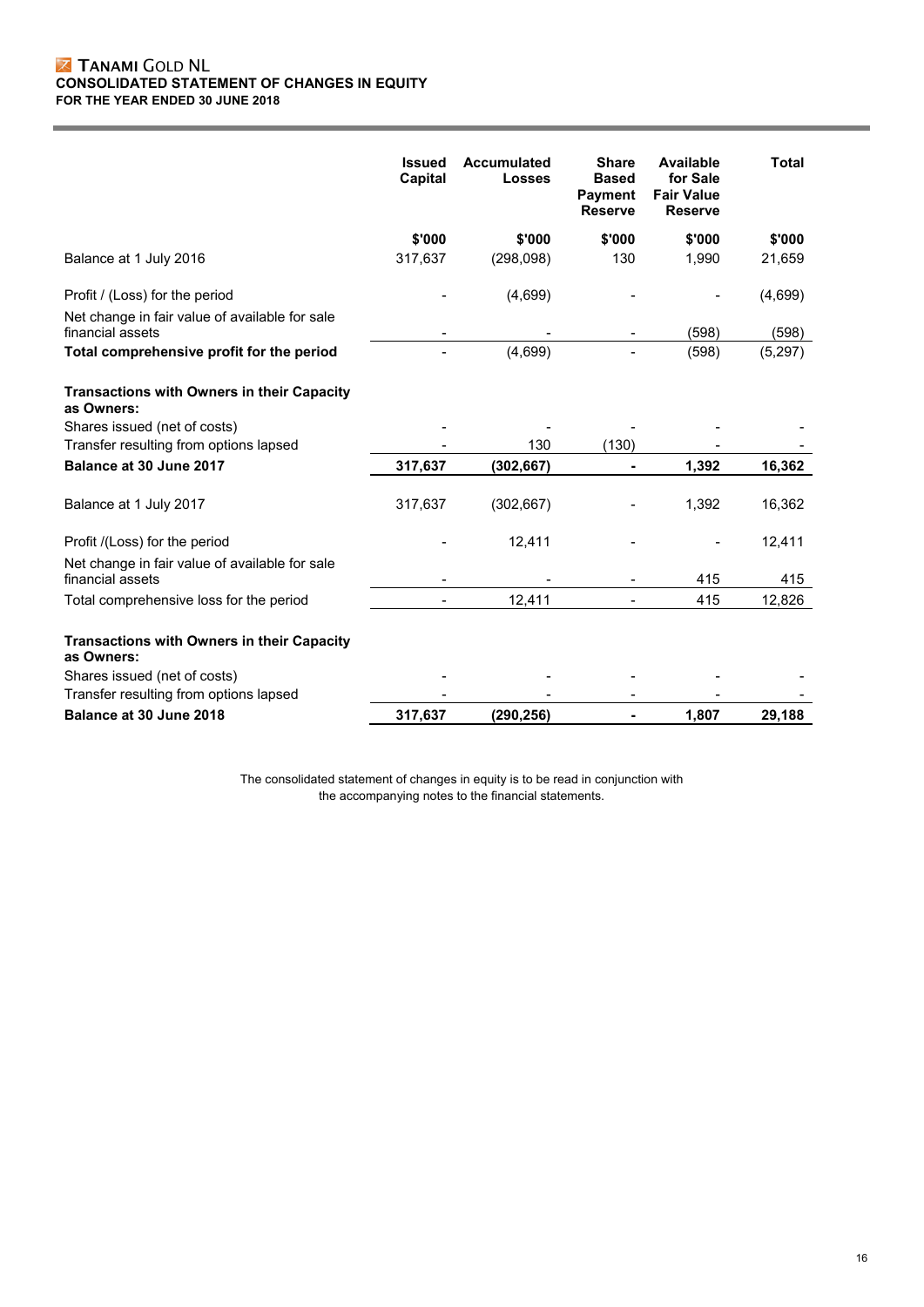**TANAMI GOLD NL**
**CONSOLIDATED STATEMENT OF CHANGES IN EQUITY**
**FOR THE YEAR ENDED 30 JUNE 2018**

| | Issued Capital | Accumulated Losses | Share Based Payment Reserve | Available for Sale Fair Value Reserve | Total |
|---|---|---|---|---|---|
| | $'000 | $'000 | $'000 | $'000 | $'000 |
| Balance at 1 July 2016 | 317,637 | (298,098) | 130 | 1,990 | 21,659 |
| Profit / (Loss) for the period | - | (4,699) | - | - | (4,699) |
| Net change in fair value of available for sale financial assets | - | - | - | (598) | (598) |
| **Total comprehensive profit for the period** | - | (4,699) | - | (598) | (5,297) |
| **Transactions with Owners in their Capacity as Owners:** | | | | | |
| Shares issued (net of costs) | - | - | - | - | - |
| Transfer resulting from options lapsed | - | 130 | (130) | - | - |
| **Balance at 30 June 2017** | **317,637** | **(302,667)** | **-** | **1,392** | **16,362** |
| Balance at 1 July 2017 | 317,637 | (302,667) | - | 1,392 | 16,362 |
| Profit /(Loss) for the period | - | 12,411 | - | - | 12,411 |
| Net change in fair value of available for sale financial assets | - | - | - | 415 | 415 |
| Total comprehensive loss for the period | - | 12,411 | - | 415 | 12,826 |
| **Transactions with Owners in their Capacity as Owners:** | | | | | |
| Shares issued (net of costs) | - | - | - | - | - |
| Transfer resulting from options lapsed | - | - | - | - | - |
| **Balance at 30 June 2018** | **317,637** | **(290,256)** | **-** | **1,807** | **29,188** |

The consolidated statement of changes in equity is to be read in conjunction with the accompanying notes to the financial statements.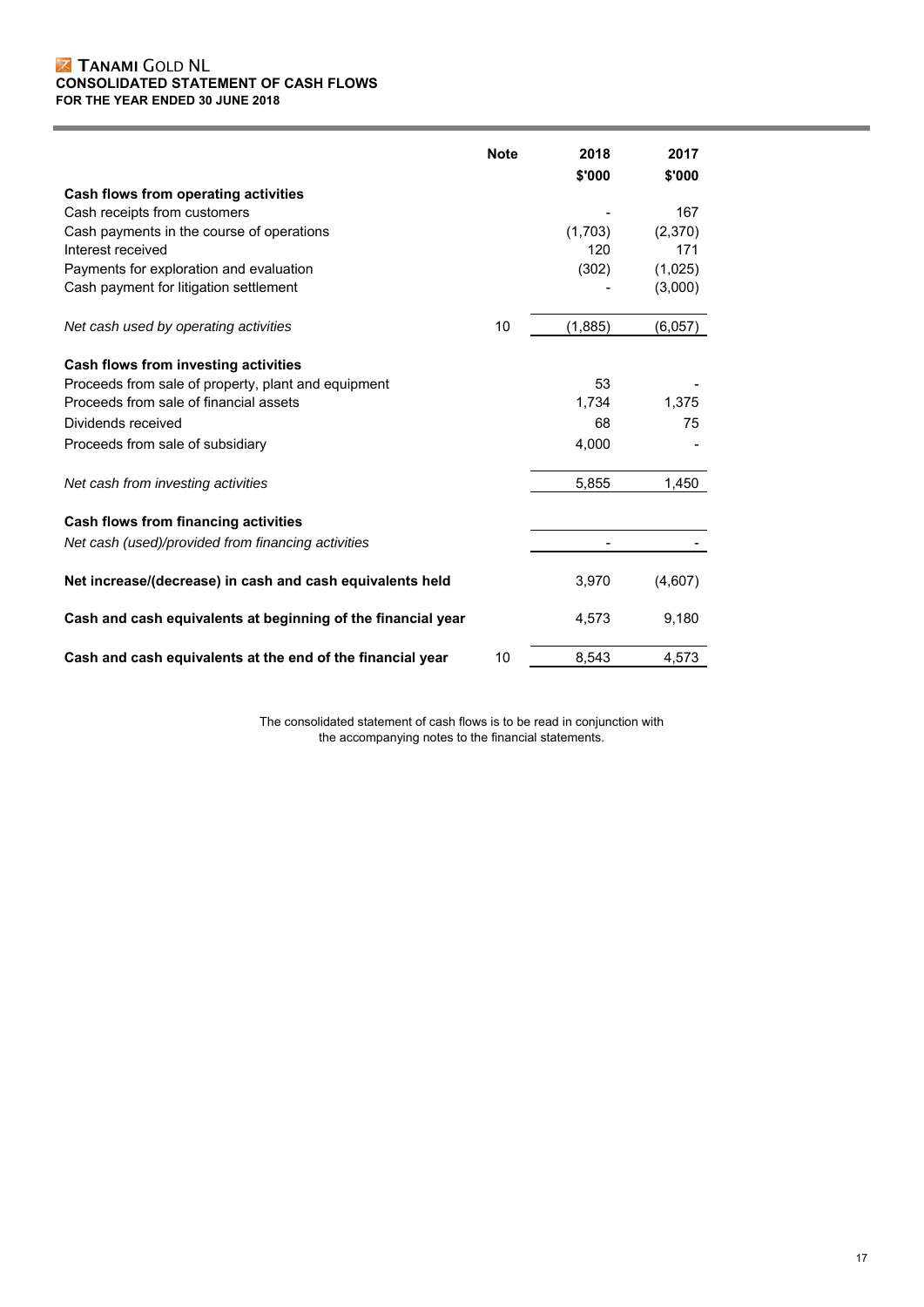**TANAMI GOLD NL**
**CONSOLIDATED STATEMENT OF CASH FLOWS**
**FOR THE YEAR ENDED 30 JUNE 2018**

| | Note | 2018 $'000 | 2017 $'000 |
|---|---|---|---|
| **Cash flows from operating activities** | | | |
| Cash receipts from customers | | - | 167 |
| Cash payments in the course of operations | | (1,703) | (2,370) |
| Interest received | | 120 | 171 |
| Payments for exploration and evaluation | | (302) | (1,025) |
| Cash payment for litigation settlement | | - | (3,000) |
| *Net cash used by operating activities* | 10 | (1,885) | (6,057) |
| **Cash flows from investing activities** | | | |
| Proceeds from sale of property, plant and equipment | | 53 | - |
| Proceeds from sale of financial assets | | 1,734 | 1,375 |
| Dividends received | | 68 | 75 |
| Proceeds from sale of subsidiary | | 4,000 | - |
| *Net cash from investing activities* | | 5,855 | 1,450 |
| **Cash flows from financing activities** | | | |
| *Net cash (used)/provided from financing activities* | | - | - |
| **Net increase/(decrease) in cash and cash equivalents held** | | 3,970 | (4,607) |
| **Cash and cash equivalents at beginning of the financial year** | | 4,573 | 9,180 |
| **Cash and cash equivalents at the end of the financial year** | 10 | 8,543 | 4,573 |

The consolidated statement of cash flows is to be read in conjunction with the accompanying notes to the financial statements.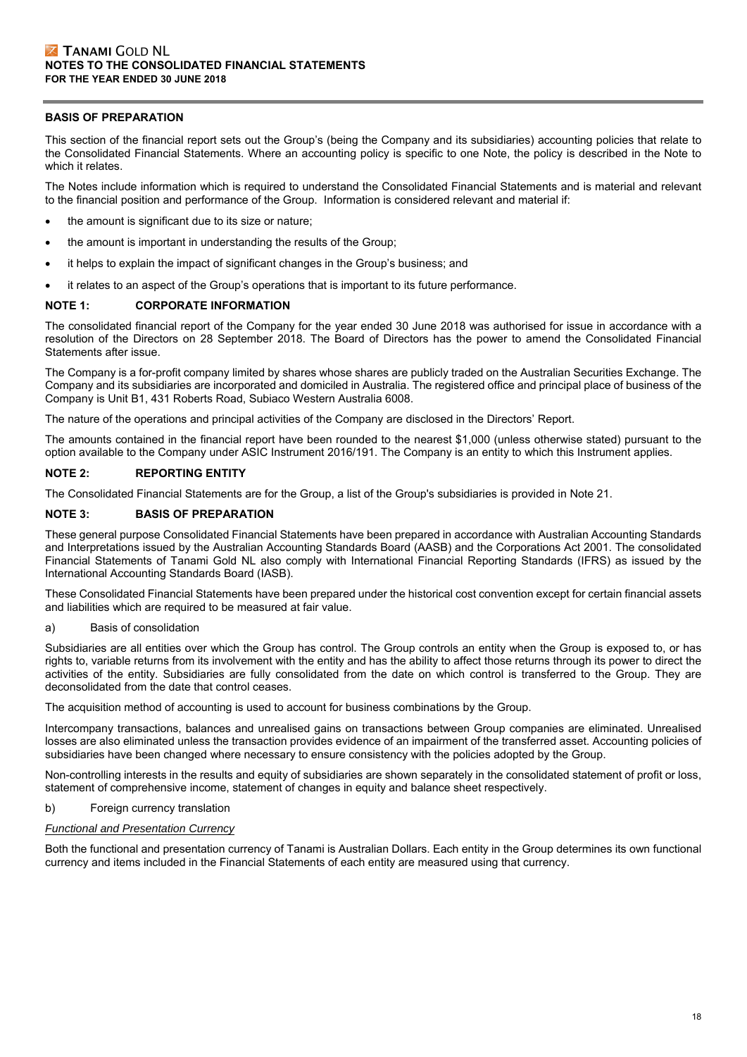## BASIS OF PREPARATION

This section of the financial report sets out the Group's (being the Company and its subsidiaries) accounting policies that relate to the Consolidated Financial Statements. Where an accounting policy is specific to one Note, the policy is described in the Note to which it relates.

The Notes include information which is required to understand the Consolidated Financial Statements and is material and relevant to the financial position and performance of the Group. Information is considered relevant and material if:

- the amount is significant due to its size or nature;
- the amount is important in understanding the results of the Group;
- it helps to explain the impact of significant changes in the Group's business; and
- it relates to an aspect of the Group's operations that is important to its future performance.

## NOTE 1: CORPORATE INFORMATION

The consolidated financial report of the Company for the year ended 30 June 2018 was authorised for issue in accordance with a resolution of the Directors on 28 September 2018. The Board of Directors has the power to amend the Consolidated Financial Statements after issue.

The Company is a for-profit company limited by shares whose shares are publicly traded on the Australian Securities Exchange. The Company and its subsidiaries are incorporated and domiciled in Australia. The registered office and principal place of business of the Company is Unit B1, 431 Roberts Road, Subiaco Western Australia 6008.

The nature of the operations and principal activities of the Company are disclosed in the Directors' Report.

The amounts contained in the financial report have been rounded to the nearest $1,000 (unless otherwise stated) pursuant to the option available to the Company under ASIC Instrument 2016/191. The Company is an entity to which this Instrument applies.

## NOTE 2: REPORTING ENTITY

The Consolidated Financial Statements are for the Group, a list of the Group's subsidiaries is provided in Note 21.

## NOTE 3: BASIS OF PREPARATION

These general purpose Consolidated Financial Statements have been prepared in accordance with Australian Accounting Standards and Interpretations issued by the Australian Accounting Standards Board (AASB) and the Corporations Act 2001. The consolidated Financial Statements of Tanami Gold NL also comply with International Financial Reporting Standards (IFRS) as issued by the International Accounting Standards Board (IASB).

These Consolidated Financial Statements have been prepared under the historical cost convention except for certain financial assets and liabilities which are required to be measured at fair value.

a) Basis of consolidation

Subsidiaries are all entities over which the Group has control. The Group controls an entity when the Group is exposed to, or has rights to, variable returns from its involvement with the entity and has the ability to affect those returns through its power to direct the activities of the entity. Subsidiaries are fully consolidated from the date on which control is transferred to the Group. They are deconsolidated from the date that control ceases.

The acquisition method of accounting is used to account for business combinations by the Group.

Intercompany transactions, balances and unrealised gains on transactions between Group companies are eliminated. Unrealised losses are also eliminated unless the transaction provides evidence of an impairment of the transferred asset. Accounting policies of subsidiaries have been changed where necessary to ensure consistency with the policies adopted by the Group.

Non-controlling interests in the results and equity of subsidiaries are shown separately in the consolidated statement of profit or loss, statement of comprehensive income, statement of changes in equity and balance sheet respectively.

b) Foreign currency translation

*Functional and Presentation Currency*

Both the functional and presentation currency of Tanami is Australian Dollars. Each entity in the Group determines its own functional currency and items included in the Financial Statements of each entity are measured using that currency.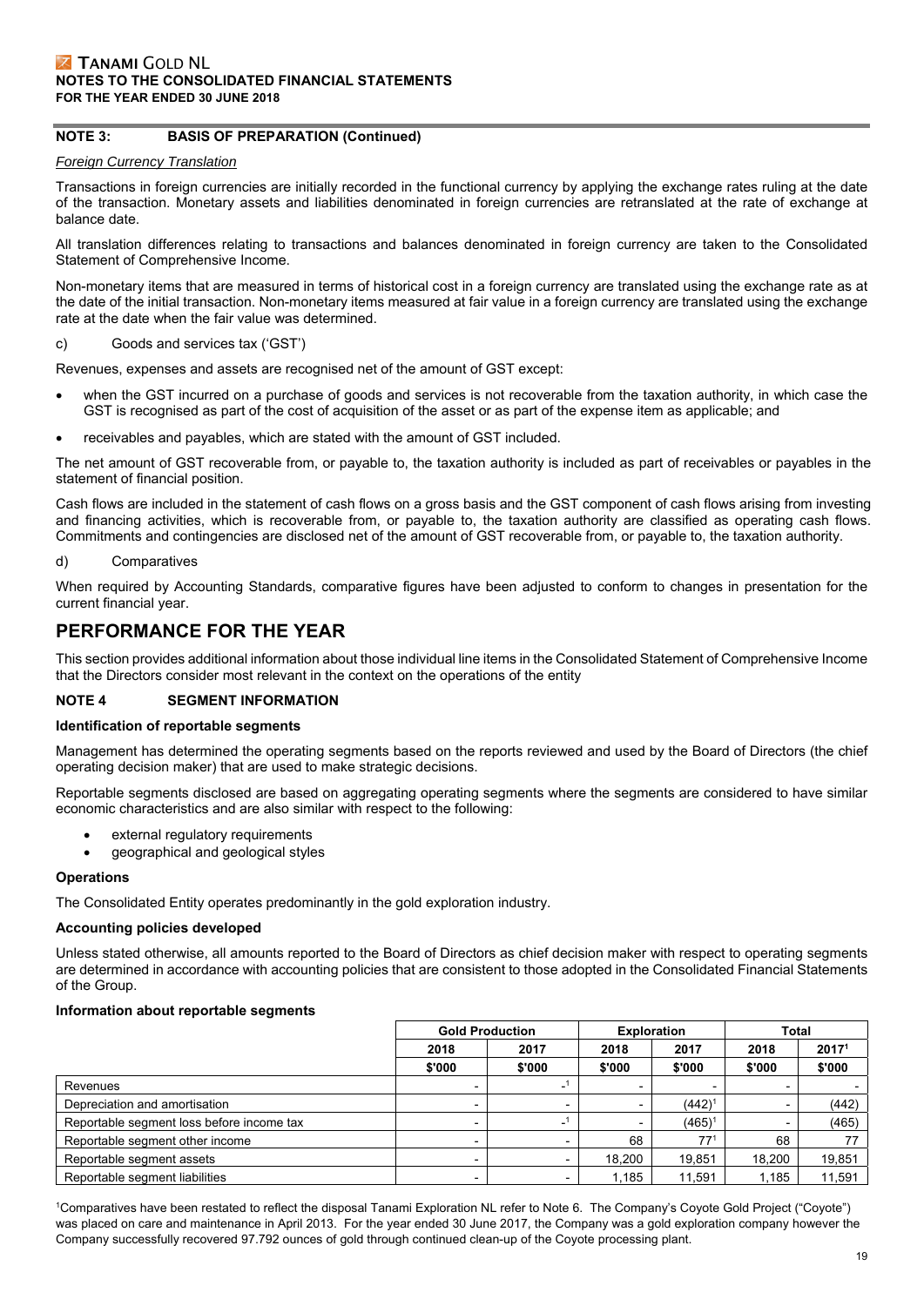### NOTE 3: BASIS OF PREPARATION (Continued)

*Foreign Currency Translation*

Transactions in foreign currencies are initially recorded in the functional currency by applying the exchange rates ruling at the date of the transaction. Monetary assets and liabilities denominated in foreign currencies are retranslated at the rate of exchange at balance date.

All translation differences relating to transactions and balances denominated in foreign currency are taken to the Consolidated Statement of Comprehensive Income.

Non-monetary items that are measured in terms of historical cost in a foreign currency are translated using the exchange rate as at the date of the initial transaction. Non-monetary items measured at fair value in a foreign currency are translated using the exchange rate at the date when the fair value was determined.

c) Goods and services tax ('GST')

Revenues, expenses and assets are recognised net of the amount of GST except:

- when the GST incurred on a purchase of goods and services is not recoverable from the taxation authority, in which case the GST is recognised as part of the cost of acquisition of the asset or as part of the expense item as applicable; and
- receivables and payables, which are stated with the amount of GST included.

The net amount of GST recoverable from, or payable to, the taxation authority is included as part of receivables or payables in the statement of financial position.

Cash flows are included in the statement of cash flows on a gross basis and the GST component of cash flows arising from investing and financing activities, which is recoverable from, or payable to, the taxation authority are classified as operating cash flows. Commitments and contingencies are disclosed net of the amount of GST recoverable from, or payable to, the taxation authority.

d) Comparatives

When required by Accounting Standards, comparative figures have been adjusted to conform to changes in presentation for the current financial year.

# PERFORMANCE FOR THE YEAR

This section provides additional information about those individual line items in the Consolidated Statement of Comprehensive Income that the Directors consider most relevant in the context on the operations of the entity

### NOTE 4 SEGMENT INFORMATION

**Identification of reportable segments**

Management has determined the operating segments based on the reports reviewed and used by the Board of Directors (the chief operating decision maker) that are used to make strategic decisions.

Reportable segments disclosed are based on aggregating operating segments where the segments are considered to have similar economic characteristics and are also similar with respect to the following:

- external regulatory requirements
- geographical and geological styles

**Operations**

The Consolidated Entity operates predominantly in the gold exploration industry.

**Accounting policies developed**

Unless stated otherwise, all amounts reported to the Board of Directors as chief decision maker with respect to operating segments are determined in accordance with accounting policies that are consistent to those adopted in the Consolidated Financial Statements of the Group.

**Information about reportable segments**

| | Gold Production | | Exploration | | Total | |
|---|---|---|---|---|---|---|
| | 2018 | 2017 | 2018 | 2017 | 2018 | 2017[1] |
| | $'000 | $'000 | $'000 | $'000 | $'000 | $'000 |
| Revenues | - | -[1] | - | - | - | - |
| Depreciation and amortisation | - | - | - | (442)[1] | - | (442) |
| Reportable segment loss before income tax | - | -[1] | - | (465)[1] | - | (465) |
| Reportable segment other income | - | - | 68 | 77[1] | 68 | 77 |
| Reportable segment assets | - | - | 18,200 | 19,851 | 18,200 | 19,851 |
| Reportable segment liabilities | - | - | 1,185 | 11,591 | 1,185 | 11,591 |

[1]Comparatives have been restated to reflect the disposal Tanami Exploration NL refer to Note 6. The Company's Coyote Gold Project ("Coyote") was placed on care and maintenance in April 2013. For the year ended 30 June 2017, the Company was a gold exploration company however the Company successfully recovered 97.792 ounces of gold through continued clean-up of the Coyote processing plant.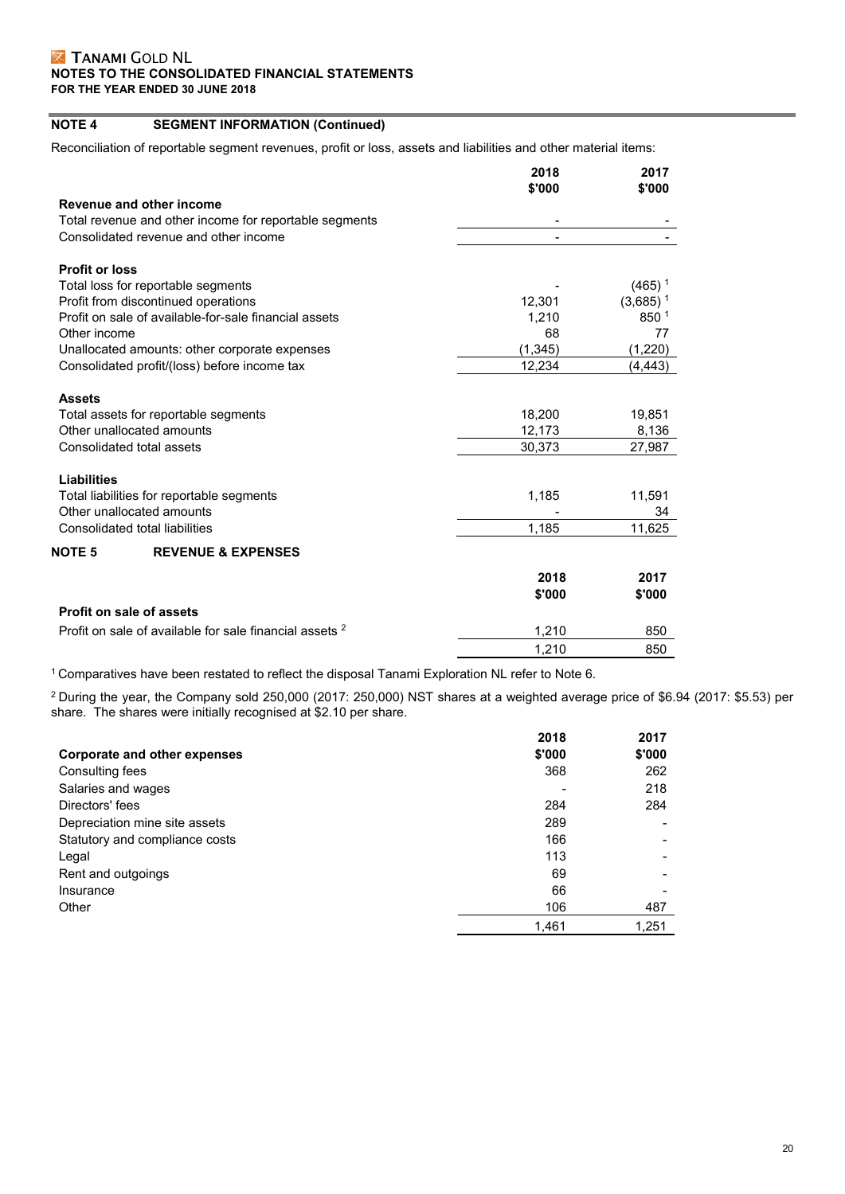**TANAMI GOLD NL**
**NOTES TO THE CONSOLIDATED FINANCIAL STATEMENTS**
**FOR THE YEAR ENDED 30 JUNE 2018**

## NOTE 4 SEGMENT INFORMATION (Continued)

Reconciliation of reportable segment revenues, profit or loss, assets and liabilities and other material items:

| | 2018 $'000 | 2017 $'000 |
|---|---|---|
| **Revenue and other income** | | |
| Total revenue and other income for reportable segments | - | - |
| Consolidated revenue and other income | - | - |
| **Profit or loss** | | |
| Total loss for reportable segments | - | (465) [1] |
| Profit from discontinued operations | 12,301 | (3,685) [1] |
| Profit on sale of available-for-sale financial assets | 1,210 | 850 [1] |
| Other income | 68 | 77 |
| Unallocated amounts: other corporate expenses | (1,345) | (1,220) |
| Consolidated profit/(loss) before income tax | 12,234 | (4,443) |
| **Assets** | | |
| Total assets for reportable segments | 18,200 | 19,851 |
| Other unallocated amounts | 12,173 | 8,136 |
| Consolidated total assets | 30,373 | 27,987 |
| **Liabilities** | | |
| Total liabilities for reportable segments | 1,185 | 11,591 |
| Other unallocated amounts | - | 34 |
| Consolidated total liabilities | 1,185 | 11,625 |

## NOTE 5 REVENUE & EXPENSES

| | 2018 $'000 | 2017 $'000 |
|---|---|---|
| **Profit on sale of assets** | | |
| Profit on sale of available for sale financial assets [2] | 1,210 | 850 |
| | 1,210 | 850 |

[1] Comparatives have been restated to reflect the disposal Tanami Exploration NL refer to Note 6.

[2] During the year, the Company sold 250,000 (2017: 250,000) NST shares at a weighted average price of $6.94 (2017: $5.53) per share. The shares were initially recognised at $2.10 per share.

| **Corporate and other expenses** | 2018 $'000 | 2017 $'000 |
|---|---|---|
| Consulting fees | 368 | 262 |
| Salaries and wages | - | 218 |
| Directors' fees | 284 | 284 |
| Depreciation mine site assets | 289 | - |
| Statutory and compliance costs | 166 | - |
| Legal | 113 | - |
| Rent and outgoings | 69 | - |
| Insurance | 66 | - |
| Other | 106 | 487 |
| | 1,461 | 1,251 |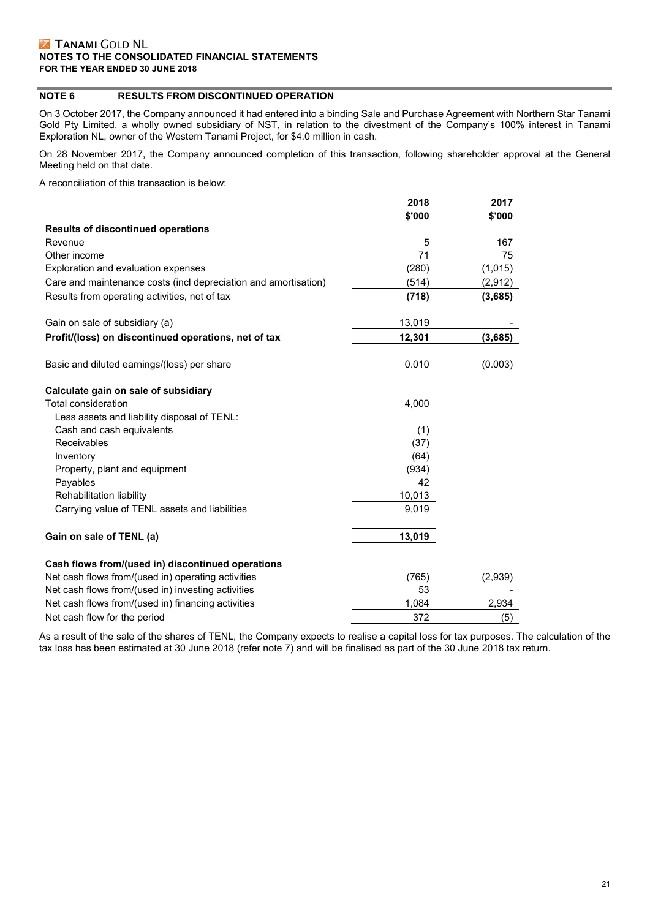## NOTE 6 RESULTS FROM DISCONTINUED OPERATION

On 3 October 2017, the Company announced it had entered into a binding Sale and Purchase Agreement with Northern Star Tanami Gold Pty Limited, a wholly owned subsidiary of NST, in relation to the divestment of the Company's 100% interest in Tanami Exploration NL, owner of the Western Tanami Project, for $4.0 million in cash.

On 28 November 2017, the Company announced completion of this transaction, following shareholder approval at the General Meeting held on that date.

A reconciliation of this transaction is below:

| | 2018 $'000 | 2017 $'000 |
|---|---|---|
| **Results of discontinued operations** | | |
| Revenue | 5 | 167 |
| Other income | 71 | 75 |
| Exploration and evaluation expenses | (280) | (1,015) |
| Care and maintenance costs (incl depreciation and amortisation) | (514) | (2,912) |
| Results from operating activities, net of tax | **(718)** | **(3,685)** |
| | | |
| Gain on sale of subsidiary (a) | 13,019 | - |
| **Profit/(loss) on discontinued operations, net of tax** | **12,301** | **(3,685)** |
| | | |
| Basic and diluted earnings/(loss) per share | 0.010 | (0.003) |
| | | |
| **Calculate gain on sale of subsidiary** | | |
| Total consideration | 4,000 | |
| Less assets and liability disposal of TENL: | | |
| Cash and cash equivalents | (1) | |
| Receivables | (37) | |
| Inventory | (64) | |
| Property, plant and equipment | (934) | |
| Payables | 42 | |
| Rehabilitation liability | 10,013 | |
| Carrying value of TENL assets and liabilities | 9,019 | |
| | | |
| **Gain on sale of TENL (a)** | **13,019** | |
| | | |
| **Cash flows from/(used in) discontinued operations** | | |
| Net cash flows from/(used in) operating activities | (765) | (2,939) |
| Net cash flows from/(used in) investing activities | 53 | - |
| Net cash flows from/(used in) financing activities | 1,084 | 2,934 |
| Net cash flow for the period | 372 | (5) |

As a result of the sale of the shares of TENL, the Company expects to realise a capital loss for tax purposes. The calculation of the tax loss has been estimated at 30 June 2018 (refer note 7) and will be finalised as part of the 30 June 2018 tax return.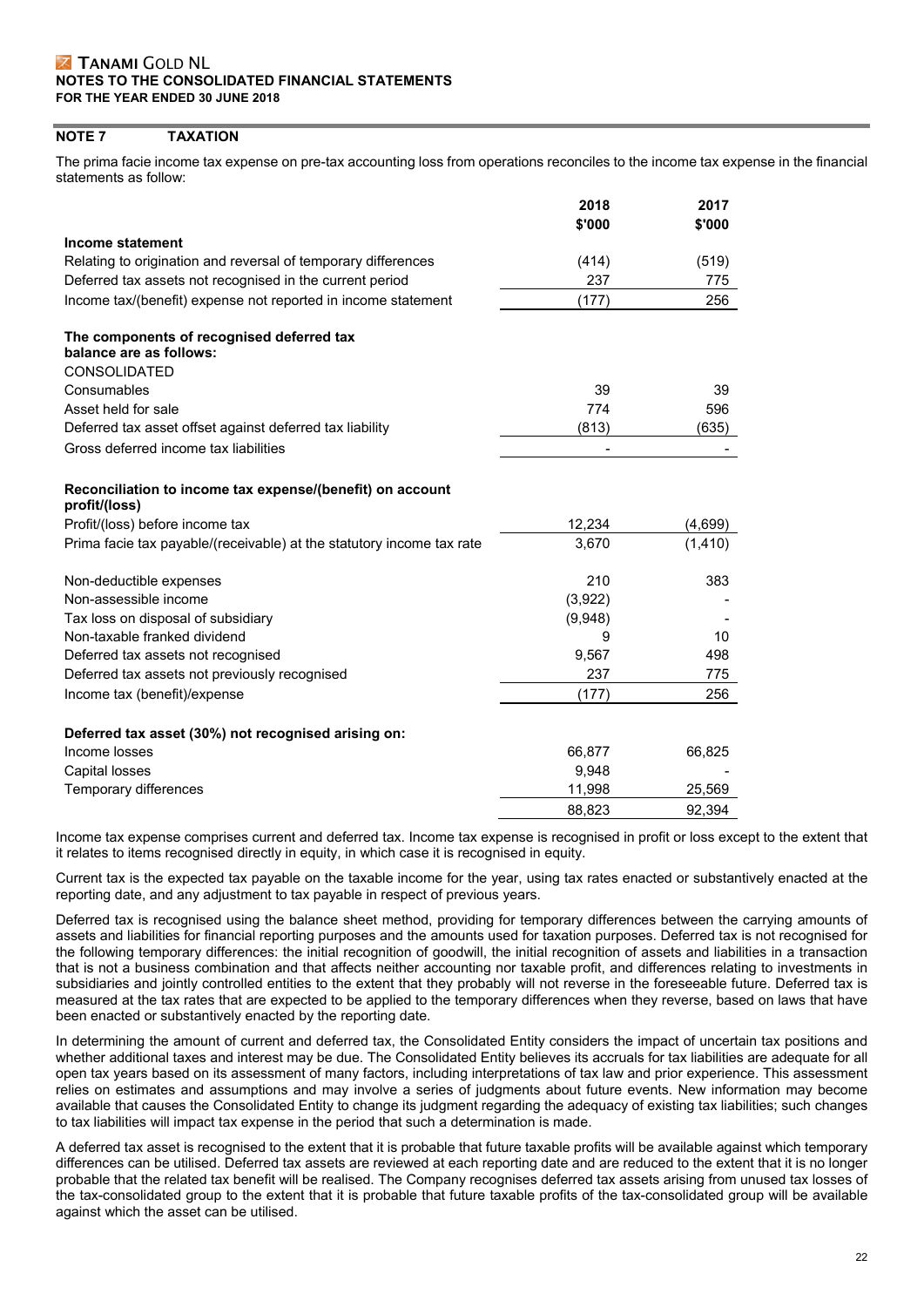## NOTE 7 TAXATION

The prima facie income tax expense on pre-tax accounting loss from operations reconciles to the income tax expense in the financial statements as follow:

| | 2018 $'000 | 2017 $'000 |
|---|---|---|
| **Income statement** | | |
| Relating to origination and reversal of temporary differences | (414) | (519) |
| Deferred tax assets not recognised in the current period | 237 | 775 |
| Income tax/(benefit) expense not reported in income statement | (177) | 256 |
| | | |
| **The components of recognised deferred tax balance are as follows:** | | |
| CONSOLIDATED | | |
| Consumables | 39 | 39 |
| Asset held for sale | 774 | 596 |
| Deferred tax asset offset against deferred tax liability | (813) | (635) |
| Gross deferred income tax liabilities | - | - |
| | | |
| **Reconciliation to income tax expense/(benefit) on account profit/(loss)** | | |
| Profit/(loss) before income tax | 12,234 | (4,699) |
| Prima facie tax payable/(receivable) at the statutory income tax rate | 3,670 | (1,410) |
| | | |
| Non-deductible expenses | 210 | 383 |
| Non-assessible income | (3,922) | - |
| Tax loss on disposal of subsidiary | (9,948) | - |
| Non-taxable franked dividend | 9 | 10 |
| Deferred tax assets not recognised | 9,567 | 498 |
| Deferred tax assets not previously recognised | 237 | 775 |
| Income tax (benefit)/expense | (177) | 256 |
| | | |
| **Deferred tax asset (30%) not recognised arising on:** | | |
| Income losses | 66,877 | 66,825 |
| Capital losses | 9,948 | - |
| Temporary differences | 11,998 | 25,569 |
| | 88,823 | 92,394 |

Income tax expense comprises current and deferred tax. Income tax expense is recognised in profit or loss except to the extent that it relates to items recognised directly in equity, in which case it is recognised in equity.

Current tax is the expected tax payable on the taxable income for the year, using tax rates enacted or substantively enacted at the reporting date, and any adjustment to tax payable in respect of previous years.

Deferred tax is recognised using the balance sheet method, providing for temporary differences between the carrying amounts of assets and liabilities for financial reporting purposes and the amounts used for taxation purposes. Deferred tax is not recognised for the following temporary differences: the initial recognition of goodwill, the initial recognition of assets and liabilities in a transaction that is not a business combination and that affects neither accounting nor taxable profit, and differences relating to investments in subsidiaries and jointly controlled entities to the extent that they probably will not reverse in the foreseeable future. Deferred tax is measured at the tax rates that are expected to be applied to the temporary differences when they reverse, based on laws that have been enacted or substantively enacted by the reporting date.

In determining the amount of current and deferred tax, the Consolidated Entity considers the impact of uncertain tax positions and whether additional taxes and interest may be due. The Consolidated Entity believes its accruals for tax liabilities are adequate for all open tax years based on its assessment of many factors, including interpretations of tax law and prior experience. This assessment relies on estimates and assumptions and may involve a series of judgments about future events. New information may become available that causes the Consolidated Entity to change its judgment regarding the adequacy of existing tax liabilities; such changes to tax liabilities will impact tax expense in the period that such a determination is made.

A deferred tax asset is recognised to the extent that it is probable that future taxable profits will be available against which temporary differences can be utilised. Deferred tax assets are reviewed at each reporting date and are reduced to the extent that it is no longer probable that the related tax benefit will be realised. The Company recognises deferred tax assets arising from unused tax losses of the tax-consolidated group to the extent that it is probable that future taxable profits of the tax-consolidated group will be available against which the asset can be utilised.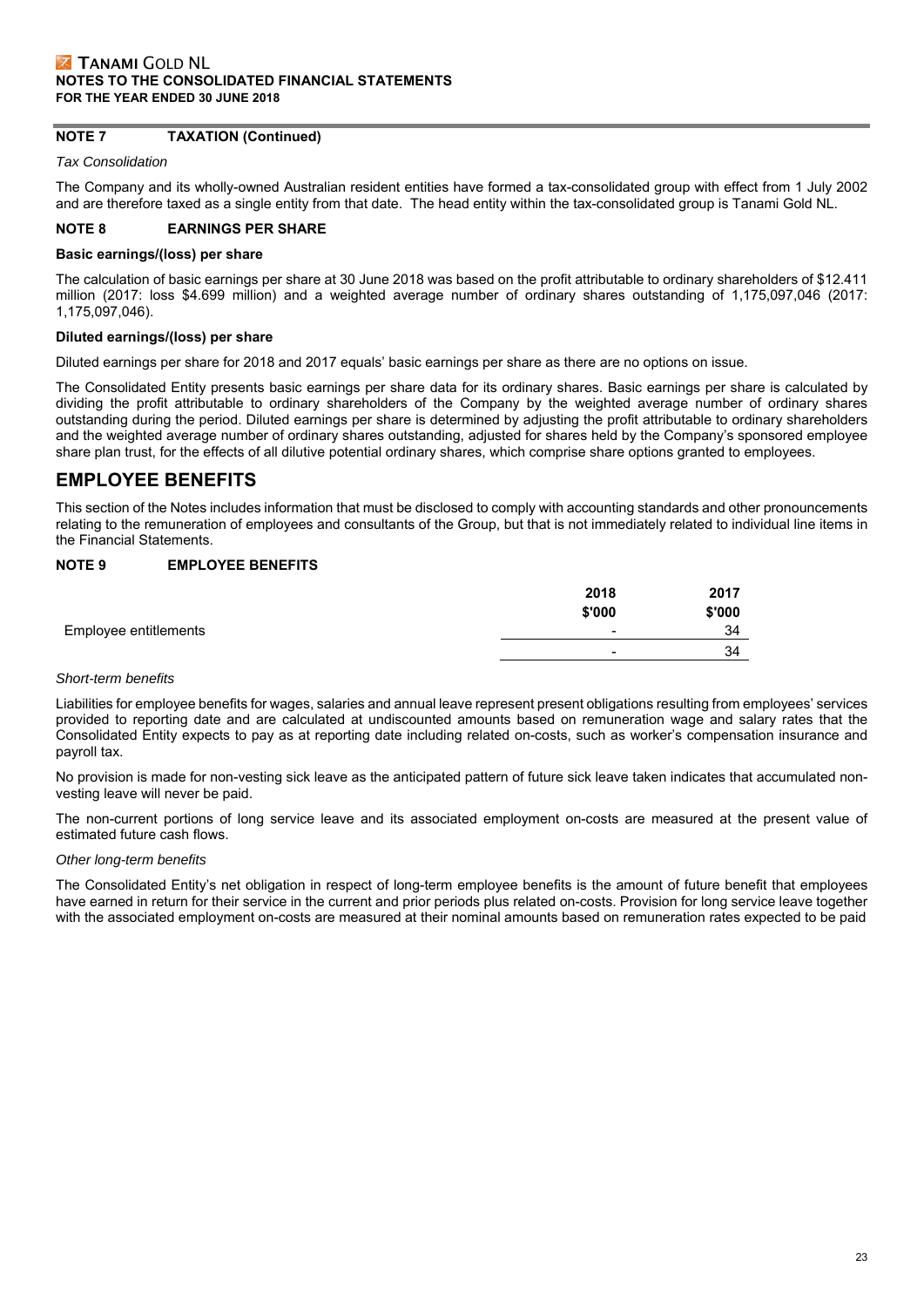## NOTE 7 TAXATION (Continued)

*Tax Consolidation*

The Company and its wholly-owned Australian resident entities have formed a tax-consolidated group with effect from 1 July 2002 and are therefore taxed as a single entity from that date. The head entity within the tax-consolidated group is Tanami Gold NL.

## NOTE 8 EARNINGS PER SHARE

**Basic earnings/(loss) per share**

The calculation of basic earnings per share at 30 June 2018 was based on the profit attributable to ordinary shareholders of $12.411 million (2017: loss $4.699 million) and a weighted average number of ordinary shares outstanding of 1,175,097,046 (2017: 1,175,097,046).

**Diluted earnings/(loss) per share**

Diluted earnings per share for 2018 and 2017 equals' basic earnings per share as there are no options on issue.

The Consolidated Entity presents basic earnings per share data for its ordinary shares. Basic earnings per share is calculated by dividing the profit attributable to ordinary shareholders of the Company by the weighted average number of ordinary shares outstanding during the period. Diluted earnings per share is determined by adjusting the profit attributable to ordinary shareholders and the weighted average number of ordinary shares outstanding, adjusted for shares held by the Company's sponsored employee share plan trust, for the effects of all dilutive potential ordinary shares, which comprise share options granted to employees.

# EMPLOYEE BENEFITS

This section of the Notes includes information that must be disclosed to comply with accounting standards and other pronouncements relating to the remuneration of employees and consultants of the Group, but that is not immediately related to individual line items in the Financial Statements.

## NOTE 9 EMPLOYEE BENEFITS

| | 2018<br>$'000 | 2017<br>$'000 |
|---|---|---|
| Employee entitlements | - | 34 |
| | - | 34 |

*Short-term benefits*

Liabilities for employee benefits for wages, salaries and annual leave represent present obligations resulting from employees' services provided to reporting date and are calculated at undiscounted amounts based on remuneration wage and salary rates that the Consolidated Entity expects to pay as at reporting date including related on-costs, such as worker's compensation insurance and payroll tax.

No provision is made for non-vesting sick leave as the anticipated pattern of future sick leave taken indicates that accumulated non-vesting leave will never be paid.

The non-current portions of long service leave and its associated employment on-costs are measured at the present value of estimated future cash flows.

*Other long-term benefits*

The Consolidated Entity's net obligation in respect of long-term employee benefits is the amount of future benefit that employees have earned in return for their service in the current and prior periods plus related on-costs. Provision for long service leave together with the associated employment on-costs are measured at their nominal amounts based on remuneration rates expected to be paid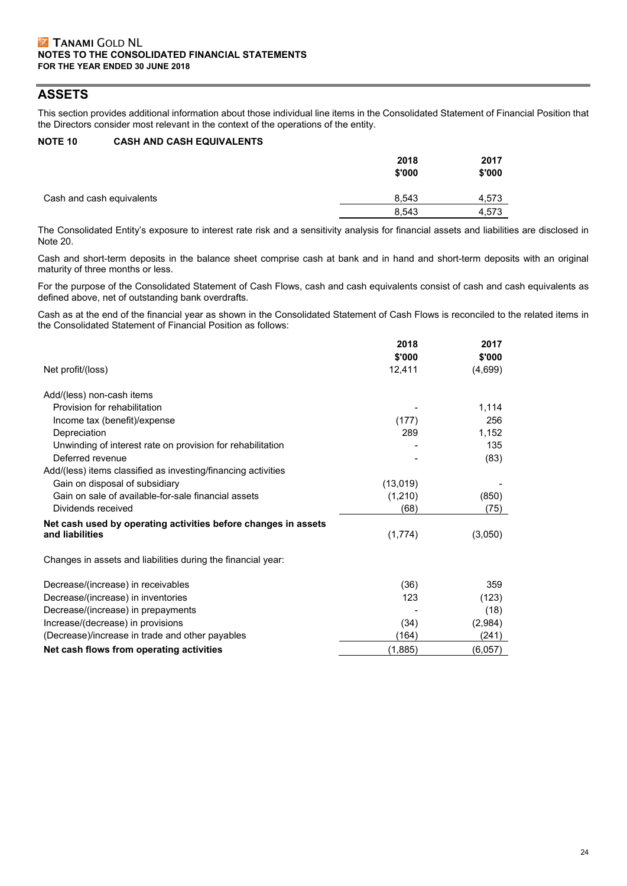## ASSETS

This section provides additional information about those individual line items in the Consolidated Statement of Financial Position that the Directors consider most relevant in the context of the operations of the entity.

### NOTE 10 CASH AND CASH EQUIVALENTS

| | 2018 $'000 | 2017 $'000 |
|---|---|---|
| Cash and cash equivalents | 8,543 | 4,573 |
| | 8,543 | 4,573 |

The Consolidated Entity's exposure to interest rate risk and a sensitivity analysis for financial assets and liabilities are disclosed in Note 20.

Cash and short-term deposits in the balance sheet comprise cash at bank and in hand and short-term deposits with an original maturity of three months or less.

For the purpose of the Consolidated Statement of Cash Flows, cash and cash equivalents consist of cash and cash equivalents as defined above, net of outstanding bank overdrafts.

Cash as at the end of the financial year as shown in the Consolidated Statement of Cash Flows is reconciled to the related items in the Consolidated Statement of Financial Position as follows:

| | 2018 $'000 | 2017 $'000 |
|---|---|---|
| Net profit/(loss) | 12,411 | (4,699) |
| | | |
| Add/(less) non-cash items | | |
| Provision for rehabilitation | - | 1,114 |
| Income tax (benefit)/expense | (177) | 256 |
| Depreciation | 289 | 1,152 |
| Unwinding of interest rate on provision for rehabilitation | - | 135 |
| Deferred revenue | - | (83) |
| Add/(less) items classified as investing/financing activities | | |
| Gain on disposal of subsidiary | (13,019) | - |
| Gain on sale of available-for-sale financial assets | (1,210) | (850) |
| Dividends received | (68) | (75) |
| **Net cash used by operating activities before changes in assets and liabilities** | (1,774) | (3,050) |
| | | |
| Changes in assets and liabilities during the financial year: | | |
| | | |
| Decrease/(increase) in receivables | (36) | 359 |
| Decrease/(increase) in inventories | 123 | (123) |
| Decrease/(increase) in prepayments | - | (18) |
| Increase/(decrease) in provisions | (34) | (2,984) |
| (Decrease)/increase in trade and other payables | (164) | (241) |
| **Net cash flows from operating activities** | (1,885) | (6,057) |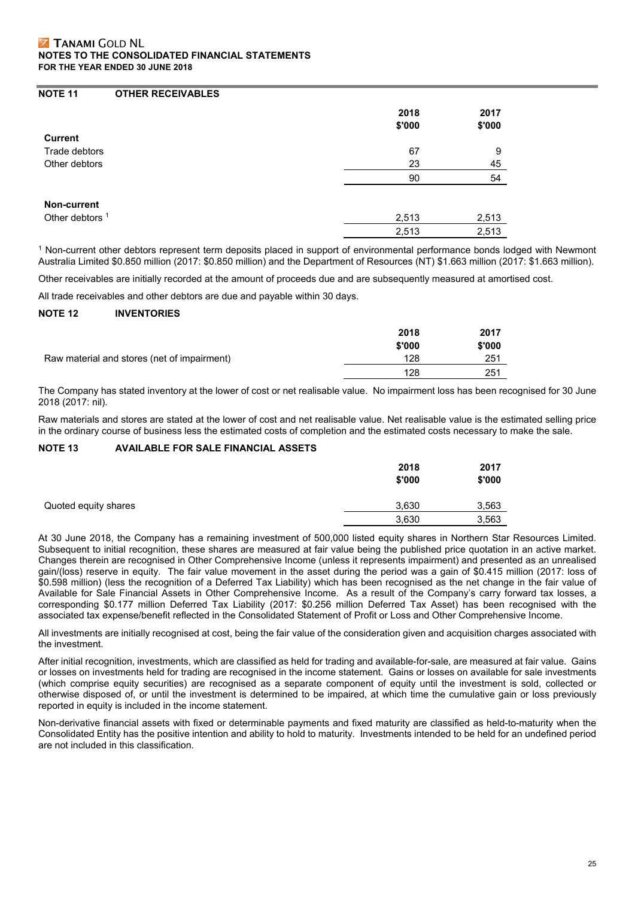## NOTE 11 OTHER RECEIVABLES

| | 2018 $'000 | 2017 $'000 |
|---|---|---|
| **Current** | | |
| Trade debtors | 67 | 9 |
| Other debtors | 23 | 45 |
| | 90 | 54 |
| **Non-current** | | |
| Other debtors [1] | 2,513 | 2,513 |
| | 2,513 | 2,513 |

[1] Non-current other debtors represent term deposits placed in support of environmental performance bonds lodged with Newmont Australia Limited $0.850 million (2017: $0.850 million) and the Department of Resources (NT) $1.663 million (2017: $1.663 million).

Other receivables are initially recorded at the amount of proceeds due and are subsequently measured at amortised cost.

All trade receivables and other debtors are due and payable within 30 days.

## NOTE 12 INVENTORIES

| | 2018 $'000 | 2017 $'000 |
|---|---|---|
| Raw material and stores (net of impairment) | 128 | 251 |
| | 128 | 251 |

The Company has stated inventory at the lower of cost or net realisable value. No impairment loss has been recognised for 30 June 2018 (2017: nil).

Raw materials and stores are stated at the lower of cost and net realisable value. Net realisable value is the estimated selling price in the ordinary course of business less the estimated costs of completion and the estimated costs necessary to make the sale.

## NOTE 13 AVAILABLE FOR SALE FINANCIAL ASSETS

| | 2018 $'000 | 2017 $'000 |
|---|---|---|
| Quoted equity shares | 3,630 | 3,563 |
| | 3,630 | 3,563 |

At 30 June 2018, the Company has a remaining investment of 500,000 listed equity shares in Northern Star Resources Limited. Subsequent to initial recognition, these shares are measured at fair value being the published price quotation in an active market. Changes therein are recognised in Other Comprehensive Income (unless it represents impairment) and presented as an unrealised gain/(loss) reserve in equity. The fair value movement in the asset during the period was a gain of $0.415 million (2017: loss of $0.598 million) (less the recognition of a Deferred Tax Liability) which has been recognised as the net change in the fair value of Available for Sale Financial Assets in Other Comprehensive Income. As a result of the Company's carry forward tax losses, a corresponding $0.177 million Deferred Tax Liability (2017: $0.256 million Deferred Tax Asset) has been recognised with the associated tax expense/benefit reflected in the Consolidated Statement of Profit or Loss and Other Comprehensive Income.

All investments are initially recognised at cost, being the fair value of the consideration given and acquisition charges associated with the investment.

After initial recognition, investments, which are classified as held for trading and available-for-sale, are measured at fair value. Gains or losses on investments held for trading are recognised in the income statement. Gains or losses on available for sale investments (which comprise equity securities) are recognised as a separate component of equity until the investment is sold, collected or otherwise disposed of, or until the investment is determined to be impaired, at which time the cumulative gain or loss previously reported in equity is included in the income statement.

Non-derivative financial assets with fixed or determinable payments and fixed maturity are classified as held-to-maturity when the Consolidated Entity has the positive intention and ability to hold to maturity. Investments intended to be held for an undefined period are not included in this classification.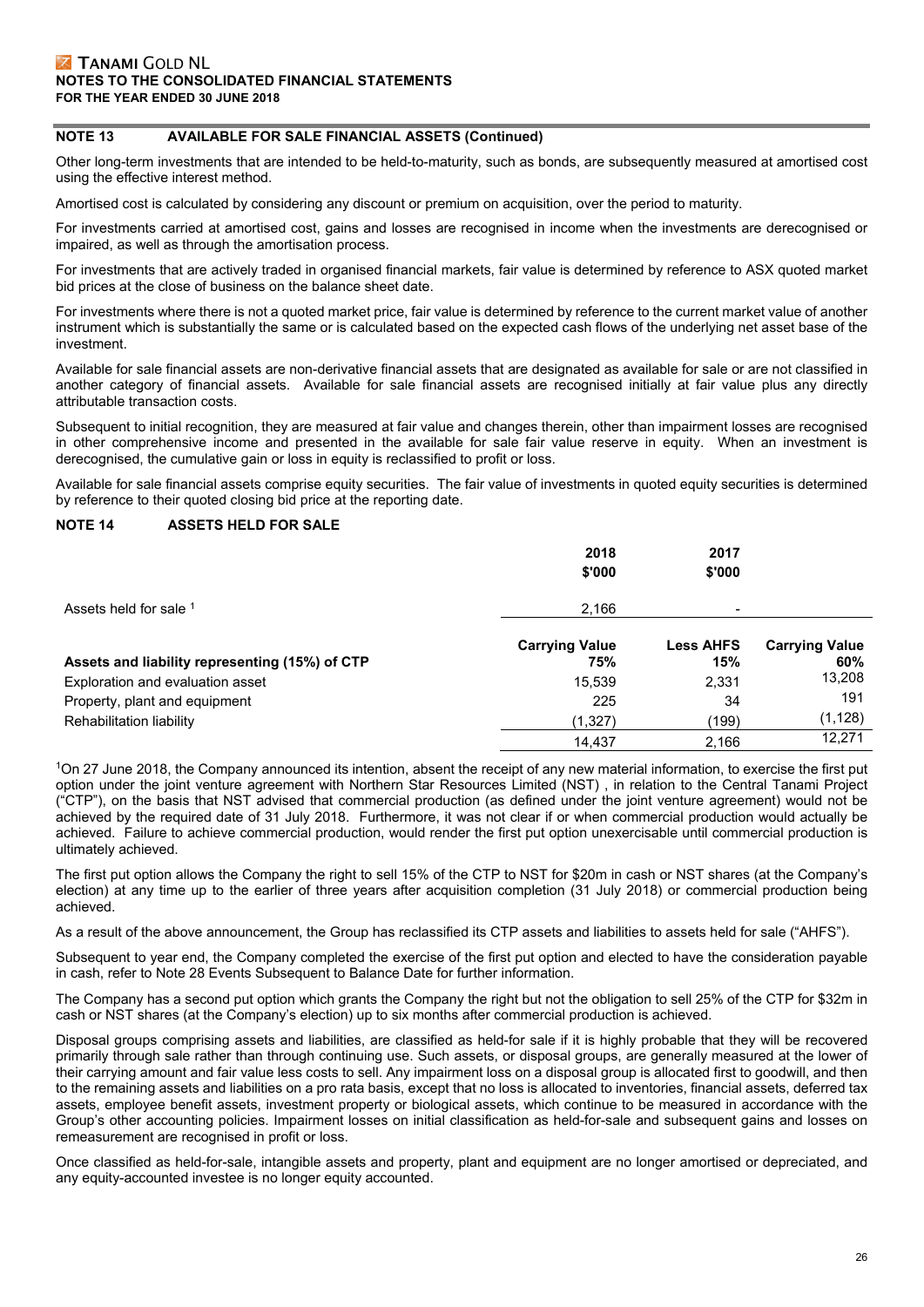## NOTE 13 AVAILABLE FOR SALE FINANCIAL ASSETS (Continued)

Other long-term investments that are intended to be held-to-maturity, such as bonds, are subsequently measured at amortised cost using the effective interest method.

Amortised cost is calculated by considering any discount or premium on acquisition, over the period to maturity.

For investments carried at amortised cost, gains and losses are recognised in income when the investments are derecognised or impaired, as well as through the amortisation process.

For investments that are actively traded in organised financial markets, fair value is determined by reference to ASX quoted market bid prices at the close of business on the balance sheet date.

For investments where there is not a quoted market price, fair value is determined by reference to the current market value of another instrument which is substantially the same or is calculated based on the expected cash flows of the underlying net asset base of the investment.

Available for sale financial assets are non-derivative financial assets that are designated as available for sale or are not classified in another category of financial assets. Available for sale financial assets are recognised initially at fair value plus any directly attributable transaction costs.

Subsequent to initial recognition, they are measured at fair value and changes therein, other than impairment losses are recognised in other comprehensive income and presented in the available for sale fair value reserve in equity. When an investment is derecognised, the cumulative gain or loss in equity is reclassified to profit or loss.

Available for sale financial assets comprise equity securities. The fair value of investments in quoted equity securities is determined by reference to their quoted closing bid price at the reporting date.

## NOTE 14 ASSETS HELD FOR SALE

| | 2018 $'000 | 2017 $'000 |
|---|---|---|
| Assets held for sale [1] | 2,166 | - |

| Assets and liability representing (15%) of CTP | Carrying Value 75% | Less AHFS 15% | Carrying Value 60% |
|---|---|---|---|
| Exploration and evaluation asset | 15,539 | 2,331 | 13,208 |
| Property, plant and equipment | 225 | 34 | 191 |
| Rehabilitation liability | (1,327) | (199) | (1,128) |
| | 14,437 | 2,166 | 12,271 |

[1]On 27 June 2018, the Company announced its intention, absent the receipt of any new material information, to exercise the first put option under the joint venture agreement with Northern Star Resources Limited (NST) , in relation to the Central Tanami Project ("CTP"), on the basis that NST advised that commercial production (as defined under the joint venture agreement) would not be achieved by the required date of 31 July 2018. Furthermore, it was not clear if or when commercial production would actually be achieved. Failure to achieve commercial production, would render the first put option unexercisable until commercial production is ultimately achieved.

The first put option allows the Company the right to sell 15% of the CTP to NST for $20m in cash or NST shares (at the Company's election) at any time up to the earlier of three years after acquisition completion (31 July 2018) or commercial production being achieved.

As a result of the above announcement, the Group has reclassified its CTP assets and liabilities to assets held for sale ("AHFS").

Subsequent to year end, the Company completed the exercise of the first put option and elected to have the consideration payable in cash, refer to Note 28 Events Subsequent to Balance Date for further information.

The Company has a second put option which grants the Company the right but not the obligation to sell 25% of the CTP for $32m in cash or NST shares (at the Company's election) up to six months after commercial production is achieved.

Disposal groups comprising assets and liabilities, are classified as held-for sale if it is highly probable that they will be recovered primarily through sale rather than through continuing use. Such assets, or disposal groups, are generally measured at the lower of their carrying amount and fair value less costs to sell. Any impairment loss on a disposal group is allocated first to goodwill, and then to the remaining assets and liabilities on a pro rata basis, except that no loss is allocated to inventories, financial assets, deferred tax assets, employee benefit assets, investment property or biological assets, which continue to be measured in accordance with the Group's other accounting policies. Impairment losses on initial classification as held-for-sale and subsequent gains and losses on remeasurement are recognised in profit or loss.

Once classified as held-for-sale, intangible assets and property, plant and equipment are no longer amortised or depreciated, and any equity-accounted investee is no longer equity accounted.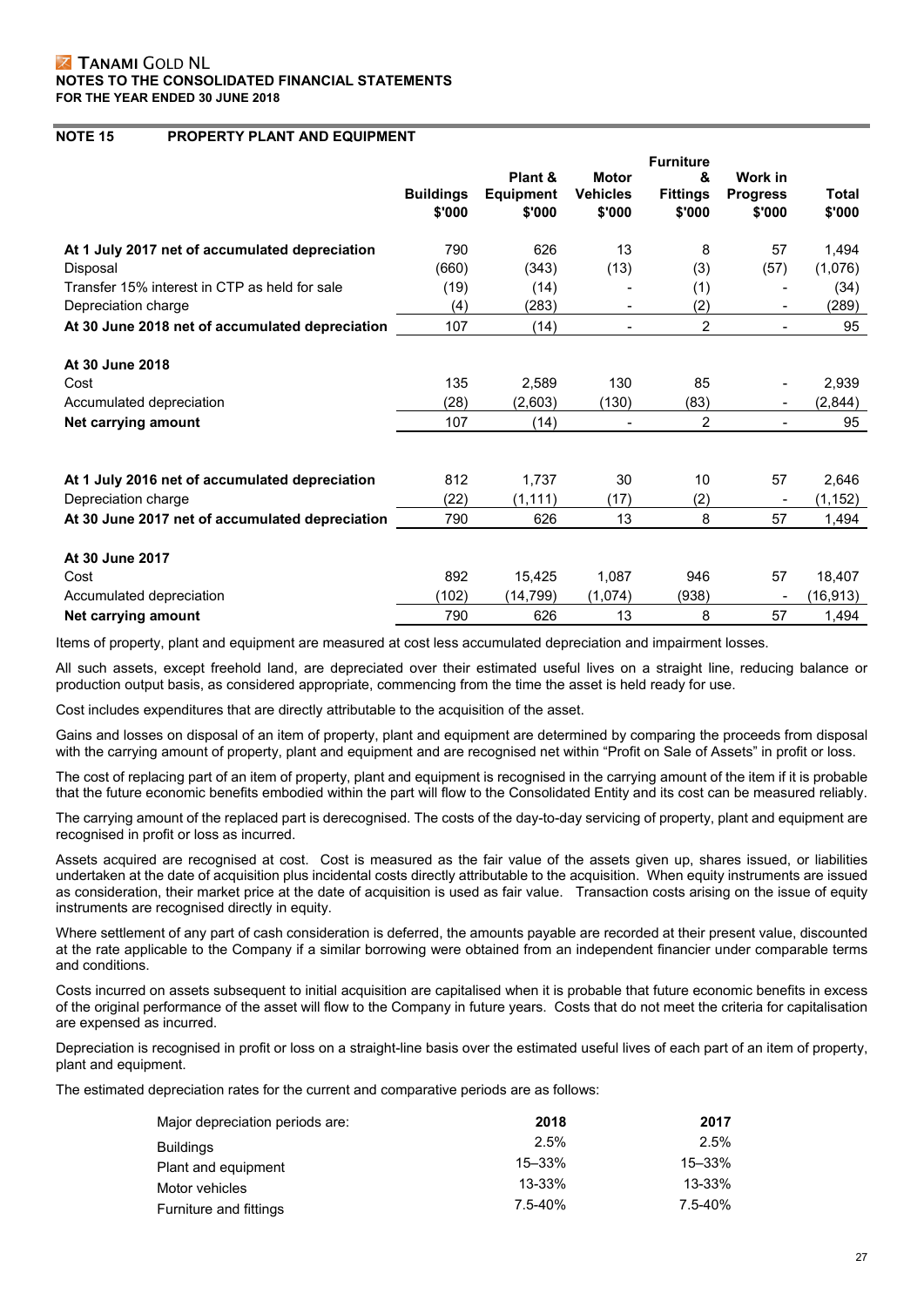**TANAMI GOLD NL**
**NOTES TO THE CONSOLIDATED FINANCIAL STATEMENTS**
**FOR THE YEAR ENDED 30 JUNE 2018**

## NOTE 15 PROPERTY PLANT AND EQUIPMENT

| | Buildings $'000 | Plant & Equipment $'000 | Motor Vehicles $'000 | Furniture & Fittings $'000 | Work in Progress $'000 | Total $'000 |
|---|---|---|---|---|---|---|
| **At 1 July 2017 net of accumulated depreciation** | 790 | 626 | 13 | 8 | 57 | 1,494 |
| Disposal | (660) | (343) | (13) | (3) | (57) | (1,076) |
| Transfer 15% interest in CTP as held for sale | (19) | (14) | - | (1) | - | (34) |
| Depreciation charge | (4) | (283) | - | (2) | - | (289) |
| **At 30 June 2018 net of accumulated depreciation** | 107 | (14) | - | 2 | - | 95 |
| | | | | | | |
| **At 30 June 2018** | | | | | | |
| Cost | 135 | 2,589 | 130 | 85 | - | 2,939 |
| Accumulated depreciation | (28) | (2,603) | (130) | (83) | - | (2,844) |
| **Net carrying amount** | 107 | (14) | - | 2 | - | 95 |
| | | | | | | |
| **At 1 July 2016 net of accumulated depreciation** | 812 | 1,737 | 30 | 10 | 57 | 2,646 |
| Depreciation charge | (22) | (1,111) | (17) | (2) | - | (1,152) |
| **At 30 June 2017 net of accumulated depreciation** | 790 | 626 | 13 | 8 | 57 | 1,494 |
| | | | | | | |
| **At 30 June 2017** | | | | | | |
| Cost | 892 | 15,425 | 1,087 | 946 | 57 | 18,407 |
| Accumulated depreciation | (102) | (14,799) | (1,074) | (938) | - | (16,913) |
| **Net carrying amount** | 790 | 626 | 13 | 8 | 57 | 1,494 |

Items of property, plant and equipment are measured at cost less accumulated depreciation and impairment losses.

All such assets, except freehold land, are depreciated over their estimated useful lives on a straight line, reducing balance or production output basis, as considered appropriate, commencing from the time the asset is held ready for use.

Cost includes expenditures that are directly attributable to the acquisition of the asset.

Gains and losses on disposal of an item of property, plant and equipment are determined by comparing the proceeds from disposal with the carrying amount of property, plant and equipment and are recognised net within "Profit on Sale of Assets" in profit or loss.

The cost of replacing part of an item of property, plant and equipment is recognised in the carrying amount of the item if it is probable that the future economic benefits embodied within the part will flow to the Consolidated Entity and its cost can be measured reliably.

The carrying amount of the replaced part is derecognised. The costs of the day-to-day servicing of property, plant and equipment are recognised in profit or loss as incurred.

Assets acquired are recognised at cost. Cost is measured as the fair value of the assets given up, shares issued, or liabilities undertaken at the date of acquisition plus incidental costs directly attributable to the acquisition. When equity instruments are issued as consideration, their market price at the date of acquisition is used as fair value. Transaction costs arising on the issue of equity instruments are recognised directly in equity.

Where settlement of any part of cash consideration is deferred, the amounts payable are recorded at their present value, discounted at the rate applicable to the Company if a similar borrowing were obtained from an independent financier under comparable terms and conditions.

Costs incurred on assets subsequent to initial acquisition are capitalised when it is probable that future economic benefits in excess of the original performance of the asset will flow to the Company in future years. Costs that do not meet the criteria for capitalisation are expensed as incurred.

Depreciation is recognised in profit or loss on a straight-line basis over the estimated useful lives of each part of an item of property, plant and equipment.

The estimated depreciation rates for the current and comparative periods are as follows:

| Major depreciation periods are: | 2018 | 2017 |
|---|---|---|
| Buildings | 2.5% | 2.5% |
| Plant and equipment | 15–33% | 15–33% |
| Motor vehicles | 13-33% | 13-33% |
| Furniture and fittings | 7.5-40% | 7.5-40% |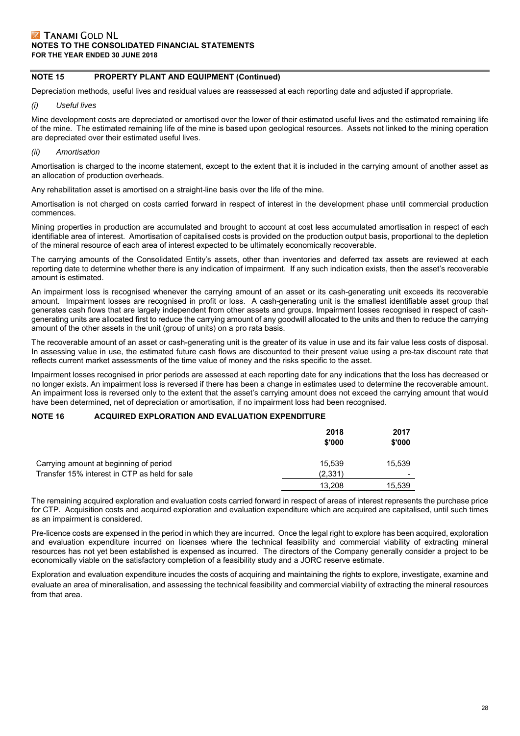## NOTE 15 PROPERTY PLANT AND EQUIPMENT (Continued)

Depreciation methods, useful lives and residual values are reassessed at each reporting date and adjusted if appropriate.

*(i) Useful lives*

Mine development costs are depreciated or amortised over the lower of their estimated useful lives and the estimated remaining life of the mine. The estimated remaining life of the mine is based upon geological resources. Assets not linked to the mining operation are depreciated over their estimated useful lives.

*(ii) Amortisation*

Amortisation is charged to the income statement, except to the extent that it is included in the carrying amount of another asset as an allocation of production overheads.

Any rehabilitation asset is amortised on a straight-line basis over the life of the mine.

Amortisation is not charged on costs carried forward in respect of interest in the development phase until commercial production commences.

Mining properties in production are accumulated and brought to account at cost less accumulated amortisation in respect of each identifiable area of interest. Amortisation of capitalised costs is provided on the production output basis, proportional to the depletion of the mineral resource of each area of interest expected to be ultimately economically recoverable.

The carrying amounts of the Consolidated Entity's assets, other than inventories and deferred tax assets are reviewed at each reporting date to determine whether there is any indication of impairment. If any such indication exists, then the asset's recoverable amount is estimated.

An impairment loss is recognised whenever the carrying amount of an asset or its cash-generating unit exceeds its recoverable amount. Impairment losses are recognised in profit or loss. A cash-generating unit is the smallest identifiable asset group that generates cash flows that are largely independent from other assets and groups. Impairment losses recognised in respect of cash-generating units are allocated first to reduce the carrying amount of any goodwill allocated to the units and then to reduce the carrying amount of the other assets in the unit (group of units) on a pro rata basis.

The recoverable amount of an asset or cash-generating unit is the greater of its value in use and its fair value less costs of disposal. In assessing value in use, the estimated future cash flows are discounted to their present value using a pre-tax discount rate that reflects current market assessments of the time value of money and the risks specific to the asset.

Impairment losses recognised in prior periods are assessed at each reporting date for any indications that the loss has decreased or no longer exists. An impairment loss is reversed if there has been a change in estimates used to determine the recoverable amount. An impairment loss is reversed only to the extent that the asset's carrying amount does not exceed the carrying amount that would have been determined, net of depreciation or amortisation, if no impairment loss had been recognised.

## NOTE 16 ACQUIRED EXPLORATION AND EVALUATION EXPENDITURE

| | 2018 $'000 | 2017 $'000 |
|---|---|---|
| Carrying amount at beginning of period | 15,539 | 15,539 |
| Transfer 15% interest in CTP as held for sale | (2,331) | - |
| | 13,208 | 15,539 |

The remaining acquired exploration and evaluation costs carried forward in respect of areas of interest represents the purchase price for CTP. Acquisition costs and acquired exploration and evaluation expenditure which are acquired are capitalised, until such times as an impairment is considered.

Pre-licence costs are expensed in the period in which they are incurred. Once the legal right to explore has been acquired, exploration and evaluation expenditure incurred on licenses where the technical feasibility and commercial viability of extracting mineral resources has not yet been established is expensed as incurred. The directors of the Company generally consider a project to be economically viable on the satisfactory completion of a feasibility study and a JORC reserve estimate.

Exploration and evaluation expenditure incudes the costs of acquiring and maintaining the rights to explore, investigate, examine and evaluate an area of mineralisation, and assessing the technical feasibility and commercial viability of extracting the mineral resources from that area.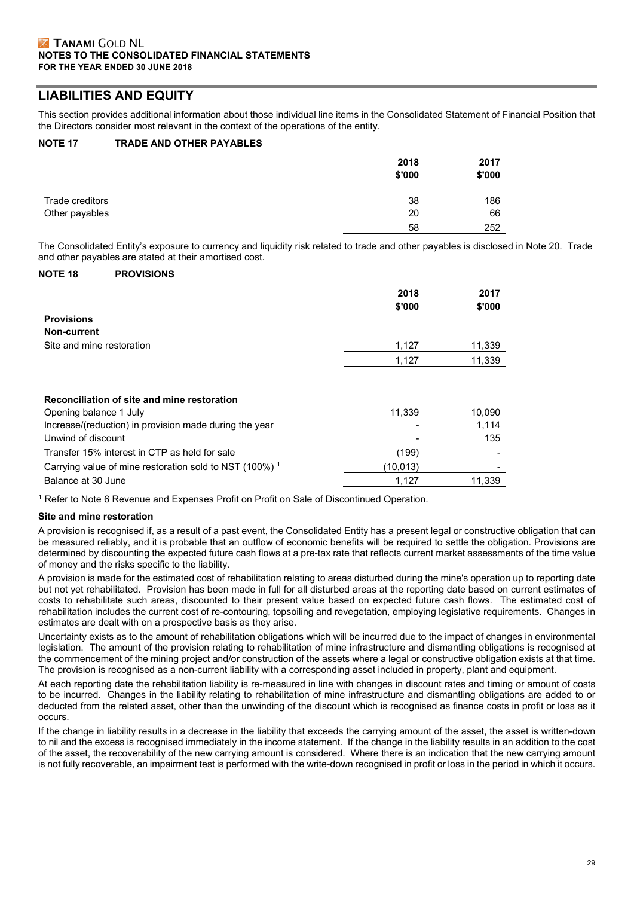## LIABILITIES AND EQUITY

This section provides additional information about those individual line items in the Consolidated Statement of Financial Position that the Directors consider most relevant in the context of the operations of the entity.

### NOTE 17 TRADE AND OTHER PAYABLES

| | 2018 $'000 | 2017 $'000 |
|---|---|---|
| Trade creditors | 38 | 186 |
| Other payables | 20 | 66 |
| | 58 | 252 |

The Consolidated Entity's exposure to currency and liquidity risk related to trade and other payables is disclosed in Note 20. Trade and other payables are stated at their amortised cost.

### NOTE 18 PROVISIONS

| | 2018 $'000 | 2017 $'000 |
|---|---|---|
| **Provisions** | | |
| **Non-current** | | |
| Site and mine restoration | 1,127 | 11,339 |
| | 1,127 | 11,339 |

| | 2018 $'000 | 2017 $'000 |
|---|---|---|
| **Reconciliation of site and mine restoration** | | |
| Opening balance 1 July | 11,339 | 10,090 |
| Increase/(reduction) in provision made during the year | - | 1,114 |
| Unwind of discount | - | 135 |
| Transfer 15% interest in CTP as held for sale | (199) | - |
| Carrying value of mine restoration sold to NST (100%) [1] | (10,013) | - |
| Balance at 30 June | 1,127 | 11,339 |

[1] Refer to Note 6 Revenue and Expenses Profit on Profit on Sale of Discontinued Operation.

#### Site and mine restoration

A provision is recognised if, as a result of a past event, the Consolidated Entity has a present legal or constructive obligation that can be measured reliably, and it is probable that an outflow of economic benefits will be required to settle the obligation. Provisions are determined by discounting the expected future cash flows at a pre-tax rate that reflects current market assessments of the time value of money and the risks specific to the liability.

A provision is made for the estimated cost of rehabilitation relating to areas disturbed during the mine's operation up to reporting date but not yet rehabilitated. Provision has been made in full for all disturbed areas at the reporting date based on current estimates of costs to rehabilitate such areas, discounted to their present value based on expected future cash flows. The estimated cost of rehabilitation includes the current cost of re-contouring, topsoiling and revegetation, employing legislative requirements. Changes in estimates are dealt with on a prospective basis as they arise.

Uncertainty exists as to the amount of rehabilitation obligations which will be incurred due to the impact of changes in environmental legislation. The amount of the provision relating to rehabilitation of mine infrastructure and dismantling obligations is recognised at the commencement of the mining project and/or construction of the assets where a legal or constructive obligation exists at that time. The provision is recognised as a non-current liability with a corresponding asset included in property, plant and equipment.

At each reporting date the rehabilitation liability is re-measured in line with changes in discount rates and timing or amount of costs to be incurred. Changes in the liability relating to rehabilitation of mine infrastructure and dismantling obligations are added to or deducted from the related asset, other than the unwinding of the discount which is recognised as finance costs in profit or loss as it occurs.

If the change in liability results in a decrease in the liability that exceeds the carrying amount of the asset, the asset is written-down to nil and the excess is recognised immediately in the income statement. If the change in the liability results in an addition to the cost of the asset, the recoverability of the new carrying amount is considered. Where there is an indication that the new carrying amount is not fully recoverable, an impairment test is performed with the write-down recognised in profit or loss in the period in which it occurs.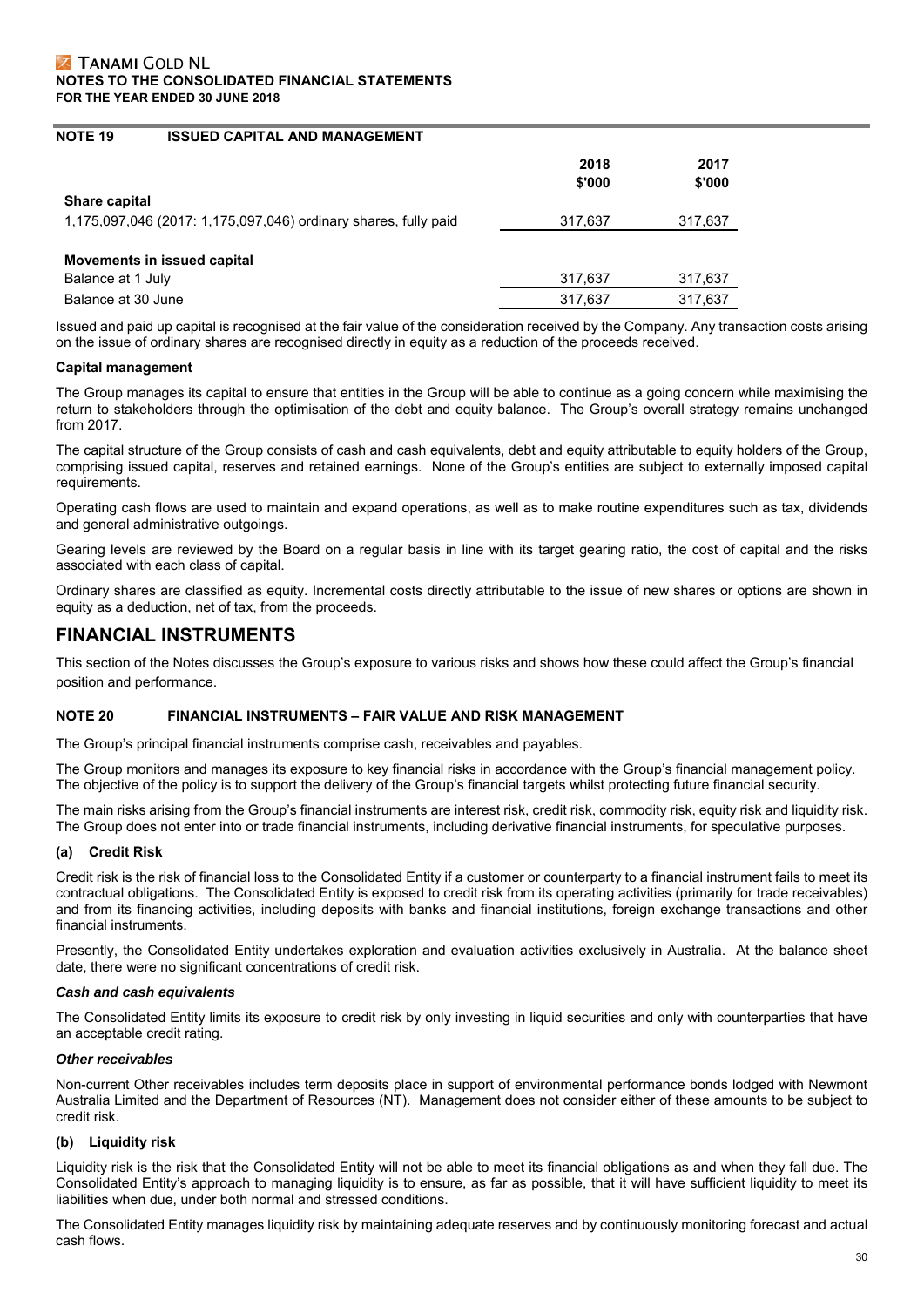## NOTE 19 ISSUED CAPITAL AND MANAGEMENT

| | 2018 $'000 | 2017 $'000 |
|---|---|---|
| **Share capital** | | |
| 1,175,097,046 (2017: 1,175,097,046) ordinary shares, fully paid | 317,637 | 317,637 |
| | | |
| **Movements in issued capital** | | |
| Balance at 1 July | 317,637 | 317,637 |
| Balance at 30 June | 317,637 | 317,637 |

Issued and paid up capital is recognised at the fair value of the consideration received by the Company. Any transaction costs arising on the issue of ordinary shares are recognised directly in equity as a reduction of the proceeds received.

**Capital management**

The Group manages its capital to ensure that entities in the Group will be able to continue as a going concern while maximising the return to stakeholders through the optimisation of the debt and equity balance. The Group's overall strategy remains unchanged from 2017.

The capital structure of the Group consists of cash and cash equivalents, debt and equity attributable to equity holders of the Group, comprising issued capital, reserves and retained earnings. None of the Group's entities are subject to externally imposed capital requirements.

Operating cash flows are used to maintain and expand operations, as well as to make routine expenditures such as tax, dividends and general administrative outgoings.

Gearing levels are reviewed by the Board on a regular basis in line with its target gearing ratio, the cost of capital and the risks associated with each class of capital.

Ordinary shares are classified as equity. Incremental costs directly attributable to the issue of new shares or options are shown in equity as a deduction, net of tax, from the proceeds.

# FINANCIAL INSTRUMENTS

This section of the Notes discusses the Group's exposure to various risks and shows how these could affect the Group's financial position and performance.

## NOTE 20 FINANCIAL INSTRUMENTS – FAIR VALUE AND RISK MANAGEMENT

The Group's principal financial instruments comprise cash, receivables and payables.

The Group monitors and manages its exposure to key financial risks in accordance with the Group's financial management policy. The objective of the policy is to support the delivery of the Group's financial targets whilst protecting future financial security.

The main risks arising from the Group's financial instruments are interest risk, credit risk, commodity risk, equity risk and liquidity risk. The Group does not enter into or trade financial instruments, including derivative financial instruments, for speculative purposes.

### (a) Credit Risk

Credit risk is the risk of financial loss to the Consolidated Entity if a customer or counterparty to a financial instrument fails to meet its contractual obligations. The Consolidated Entity is exposed to credit risk from its operating activities (primarily for trade receivables) and from its financing activities, including deposits with banks and financial institutions, foreign exchange transactions and other financial instruments.

Presently, the Consolidated Entity undertakes exploration and evaluation activities exclusively in Australia. At the balance sheet date, there were no significant concentrations of credit risk.

***Cash and cash equivalents***

The Consolidated Entity limits its exposure to credit risk by only investing in liquid securities and only with counterparties that have an acceptable credit rating.

***Other receivables***

Non-current Other receivables includes term deposits place in support of environmental performance bonds lodged with Newmont Australia Limited and the Department of Resources (NT). Management does not consider either of these amounts to be subject to credit risk.

### (b) Liquidity risk

Liquidity risk is the risk that the Consolidated Entity will not be able to meet its financial obligations as and when they fall due. The Consolidated Entity's approach to managing liquidity is to ensure, as far as possible, that it will have sufficient liquidity to meet its liabilities when due, under both normal and stressed conditions.

The Consolidated Entity manages liquidity risk by maintaining adequate reserves and by continuously monitoring forecast and actual cash flows.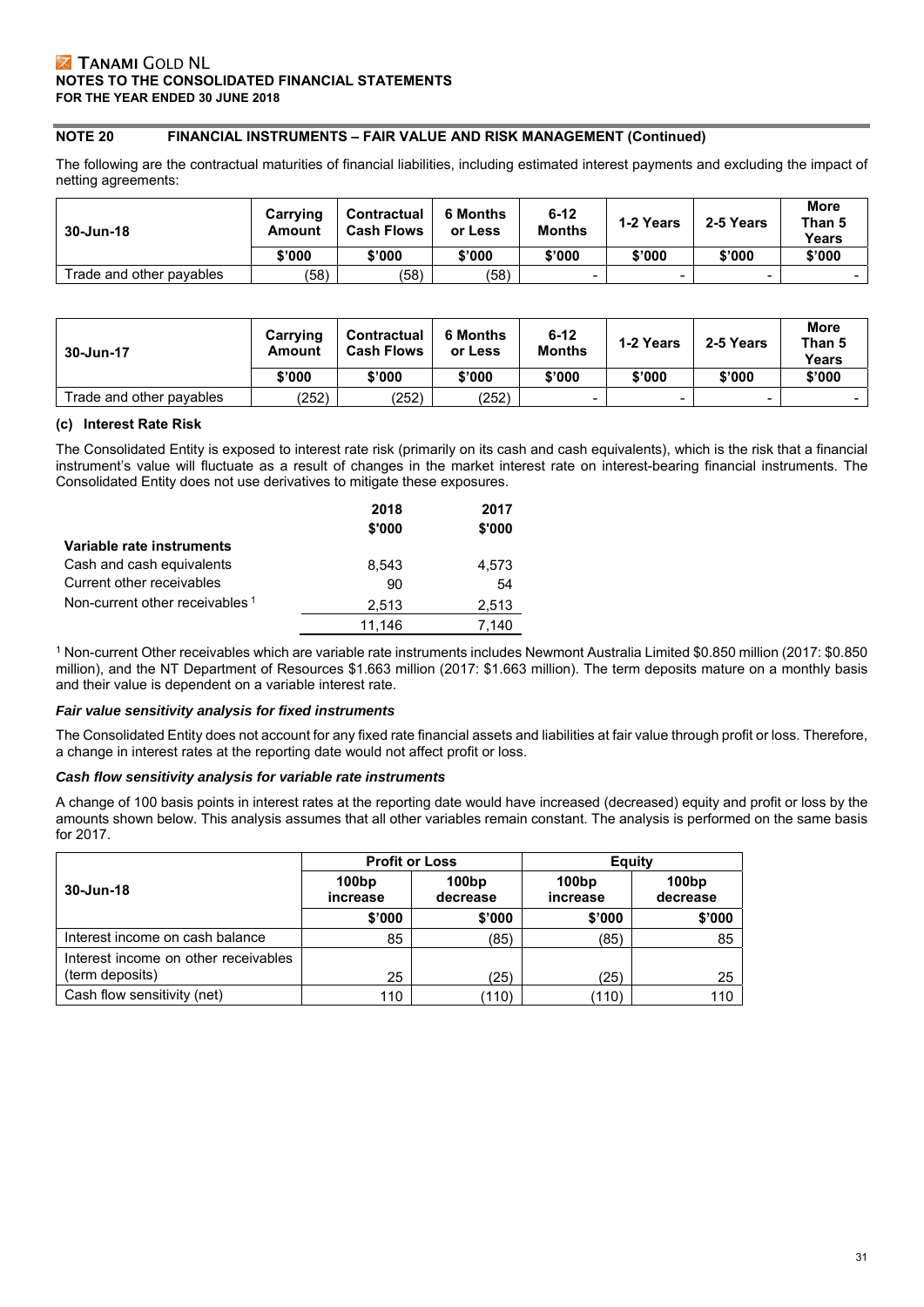## NOTE 20 FINANCIAL INSTRUMENTS – FAIR VALUE AND RISK MANAGEMENT (Continued)

The following are the contractual maturities of financial liabilities, including estimated interest payments and excluding the impact of netting agreements:

| 30-Jun-18 | Carrying Amount | Contractual Cash Flows | 6 Months or Less | 6-12 Months | 1-2 Years | 2-5 Years | More Than 5 Years |
|---|---|---|---|---|---|---|---|
| | $'000 | $'000 | $'000 | $'000 | $'000 | $'000 | $'000 |
| Trade and other payables | (58) | (58) | (58) | - | - | - | - |

| 30-Jun-17 | Carrying Amount | Contractual Cash Flows | 6 Months or Less | 6-12 Months | 1-2 Years | 2-5 Years | More Than 5 Years |
|---|---|---|---|---|---|---|---|
| | $'000 | $'000 | $'000 | $'000 | $'000 | $'000 | $'000 |
| Trade and other payables | (252) | (252) | (252) | - | - | - | - |

### (c) Interest Rate Risk

The Consolidated Entity is exposed to interest rate risk (primarily on its cash and cash equivalents), which is the risk that a financial instrument's value will fluctuate as a result of changes in the market interest rate on interest-bearing financial instruments. The Consolidated Entity does not use derivatives to mitigate these exposures.

| | 2018 | 2017 |
|---|---|---|
| | $'000 | $'000 |
| **Variable rate instruments** | | |
| Cash and cash equivalents | 8,543 | 4,573 |
| Current other receivables | 90 | 54 |
| Non-current other receivables [1] | 2,513 | 2,513 |
| | 11,146 | 7,140 |

[1] Non-current Other receivables which are variable rate instruments includes Newmont Australia Limited $0.850 million (2017: $0.850 million), and the NT Department of Resources $1.663 million (2017: $1.663 million). The term deposits mature on a monthly basis and their value is dependent on a variable interest rate.

#### *Fair value sensitivity analysis for fixed instruments*

The Consolidated Entity does not account for any fixed rate financial assets and liabilities at fair value through profit or loss. Therefore, a change in interest rates at the reporting date would not affect profit or loss.

#### *Cash flow sensitivity analysis for variable rate instruments*

A change of 100 basis points in interest rates at the reporting date would have increased (decreased) equity and profit or loss by the amounts shown below. This analysis assumes that all other variables remain constant. The analysis is performed on the same basis for 2017.

| 30-Jun-18 | Profit or Loss | | Equity | |
|---|---|---|---|---|
| | 100bp increase | 100bp decrease | 100bp increase | 100bp decrease |
| | $'000 | $'000 | $'000 | $'000 |
| Interest income on cash balance | 85 | (85) | (85) | 85 |
| Interest income on other receivables (term deposits) | 25 | (25) | (25) | 25 |
| Cash flow sensitivity (net) | 110 | (110) | (110) | 110 |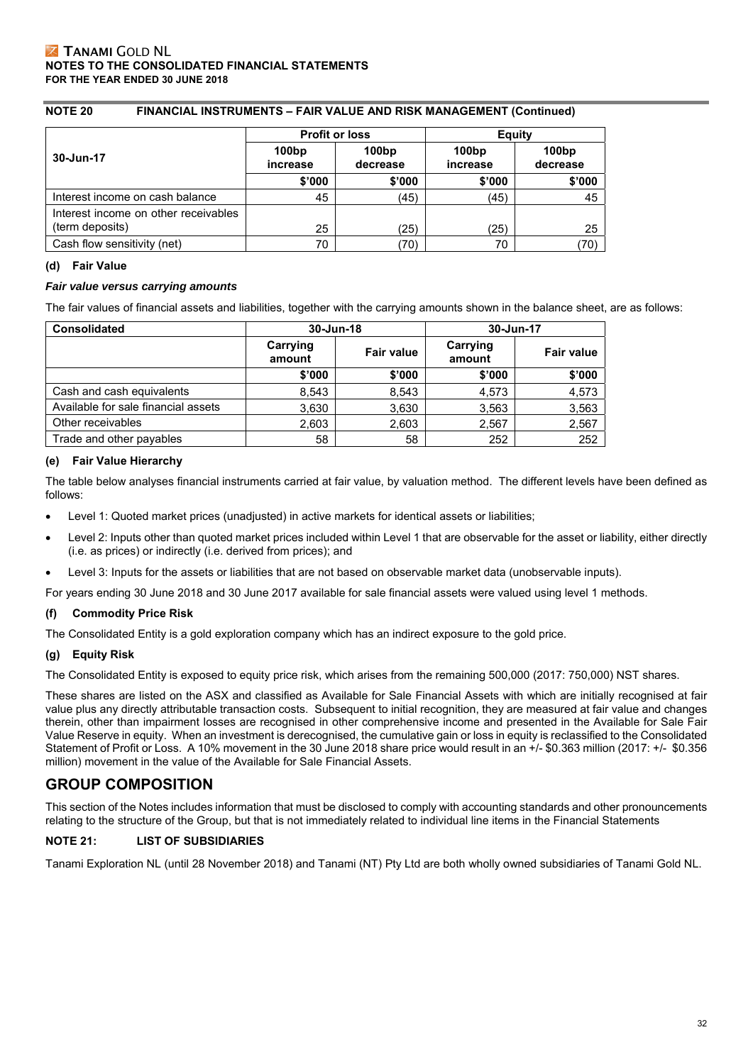## NOTE 20 FINANCIAL INSTRUMENTS – FAIR VALUE AND RISK MANAGEMENT (Continued)

| 30-Jun-17 | Profit or loss | | Equity | |
|---|---|---|---|---|
| | 100bp increase | 100bp decrease | 100bp increase | 100bp decrease |
| | $'000 | $'000 | $'000 | $'000 |
| Interest income on cash balance | 45 | (45) | (45) | 45 |
| Interest income on other receivables (term deposits) | 25 | (25) | (25) | 25 |
| Cash flow sensitivity (net) | 70 | (70) | 70 | (70) |

### (d) Fair Value

***Fair value versus carrying amounts***

The fair values of financial assets and liabilities, together with the carrying amounts shown in the balance sheet, are as follows:

| Consolidated | 30-Jun-18 | | 30-Jun-17 | |
|---|---|---|---|---|
| | Carrying amount | Fair value | Carrying amount | Fair value |
| | $'000 | $'000 | $'000 | $'000 |
| Cash and cash equivalents | 8,543 | 8,543 | 4,573 | 4,573 |
| Available for sale financial assets | 3,630 | 3,630 | 3,563 | 3,563 |
| Other receivables | 2,603 | 2,603 | 2,567 | 2,567 |
| Trade and other payables | 58 | 58 | 252 | 252 |

### (e) Fair Value Hierarchy

The table below analyses financial instruments carried at fair value, by valuation method. The different levels have been defined as follows:

- Level 1: Quoted market prices (unadjusted) in active markets for identical assets or liabilities;
- Level 2: Inputs other than quoted market prices included within Level 1 that are observable for the asset or liability, either directly (i.e. as prices) or indirectly (i.e. derived from prices); and
- Level 3: Inputs for the assets or liabilities that are not based on observable market data (unobservable inputs).

For years ending 30 June 2018 and 30 June 2017 available for sale financial assets were valued using level 1 methods.

### (f) Commodity Price Risk

The Consolidated Entity is a gold exploration company which has an indirect exposure to the gold price.

### (g) Equity Risk

The Consolidated Entity is exposed to equity price risk, which arises from the remaining 500,000 (2017: 750,000) NST shares.

These shares are listed on the ASX and classified as Available for Sale Financial Assets with which are initially recognised at fair value plus any directly attributable transaction costs. Subsequent to initial recognition, they are measured at fair value and changes therein, other than impairment losses are recognised in other comprehensive income and presented in the Available for Sale Fair Value Reserve in equity. When an investment is derecognised, the cumulative gain or loss in equity is reclassified to the Consolidated Statement of Profit or Loss. A 10% movement in the 30 June 2018 share price would result in an +/- $0.363 million (2017: +/- $0.356 million) movement in the value of the Available for Sale Financial Assets.

# GROUP COMPOSITION

This section of the Notes includes information that must be disclosed to comply with accounting standards and other pronouncements relating to the structure of the Group, but that is not immediately related to individual line items in the Financial Statements

## NOTE 21: LIST OF SUBSIDIARIES

Tanami Exploration NL (until 28 November 2018) and Tanami (NT) Pty Ltd are both wholly owned subsidiaries of Tanami Gold NL.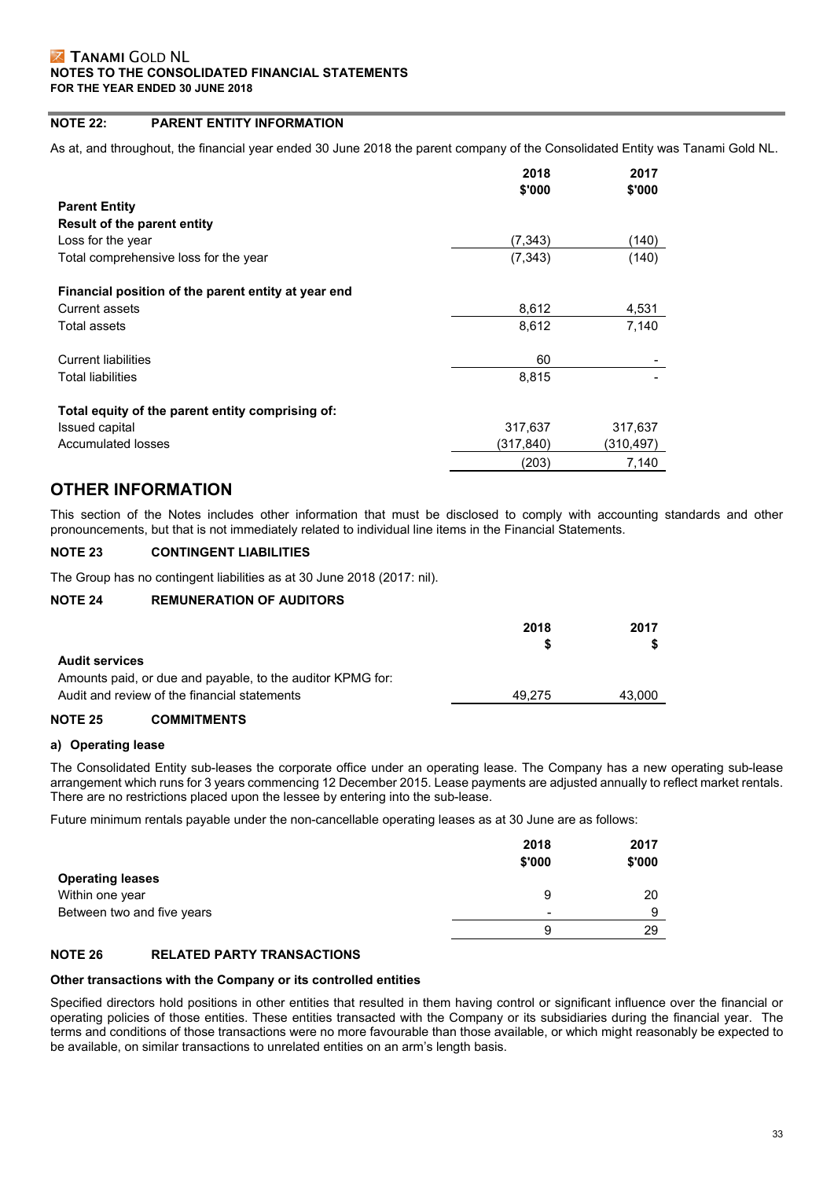## NOTE 22: PARENT ENTITY INFORMATION

As at, and throughout, the financial year ended 30 June 2018 the parent company of the Consolidated Entity was Tanami Gold NL.

| | 2018 $'000 | 2017 $'000 |
|---|---|---|
| **Parent Entity** | | |
| **Result of the parent entity** | | |
| Loss for the year | (7,343) | (140) |
| Total comprehensive loss for the year | (7,343) | (140) |
| | | |
| **Financial position of the parent entity at year end** | | |
| Current assets | 8,612 | 4,531 |
| Total assets | 8,612 | 7,140 |
| | | |
| Current liabilities | 60 | - |
| Total liabilities | 8,815 | - |
| | | |
| **Total equity of the parent entity comprising of:** | | |
| Issued capital | 317,637 | 317,637 |
| Accumulated losses | (317,840) | (310,497) |
| | (203) | 7,140 |

# OTHER INFORMATION

This section of the Notes includes other information that must be disclosed to comply with accounting standards and other pronouncements, but that is not immediately related to individual line items in the Financial Statements.

## NOTE 23 CONTINGENT LIABILITIES

The Group has no contingent liabilities as at 30 June 2018 (2017: nil).

## NOTE 24 REMUNERATION OF AUDITORS

| | 2018 $ | 2017 $ |
|---|---|---|
| **Audit services** | | |
| Amounts paid, or due and payable, to the auditor KPMG for: | | |
| Audit and review of the financial statements | 49,275 | 43,000 |

## NOTE 25 COMMITMENTS

### a) Operating lease

The Consolidated Entity sub-leases the corporate office under an operating lease. The Company has a new operating sub-lease arrangement which runs for 3 years commencing 12 December 2015. Lease payments are adjusted annually to reflect market rentals. There are no restrictions placed upon the lessee by entering into the sub-lease.

Future minimum rentals payable under the non-cancellable operating leases as at 30 June are as follows:

| | 2018 $'000 | 2017 $'000 |
|---|---|---|
| **Operating leases** | | |
| Within one year | 9 | 20 |
| Between two and five years | - | 9 |
| | 9 | 29 |

## NOTE 26 RELATED PARTY TRANSACTIONS

**Other transactions with the Company or its controlled entities**

Specified directors hold positions in other entities that resulted in them having control or significant influence over the financial or operating policies of those entities. These entities transacted with the Company or its subsidiaries during the financial year. The terms and conditions of those transactions were no more favourable than those available, or which might reasonably be expected to be available, on similar transactions to unrelated entities on an arm's length basis.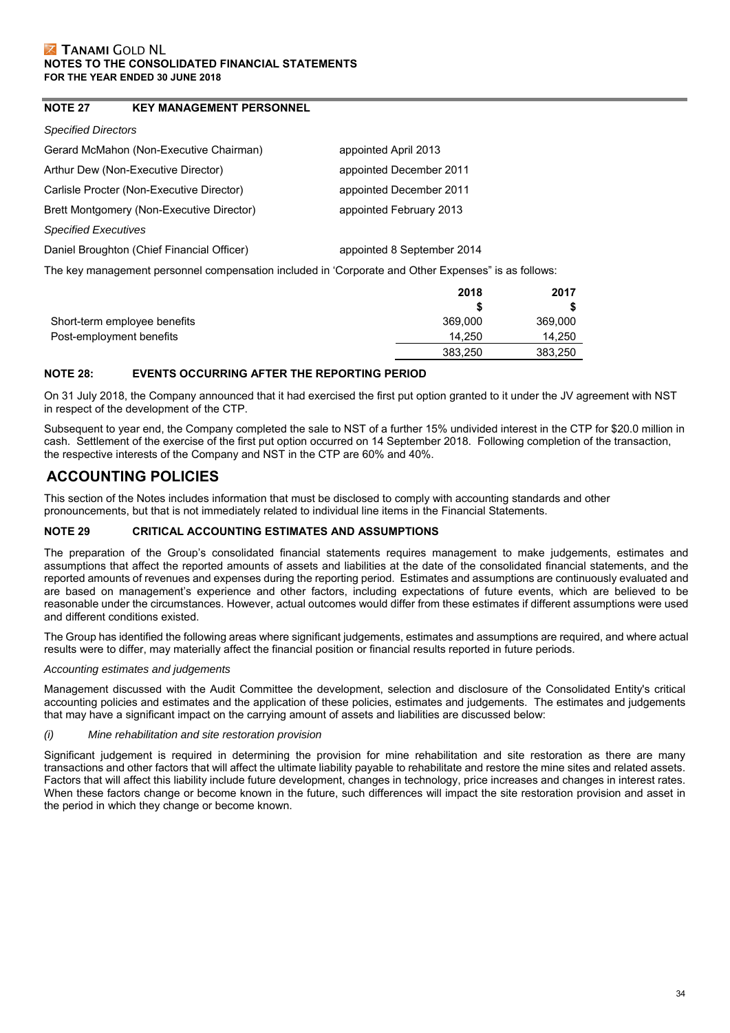## NOTE 27 KEY MANAGEMENT PERSONNEL

*Specified Directors*

| | |
|---|---|
| Gerard McMahon (Non-Executive Chairman) | appointed April 2013 |
| Arthur Dew (Non-Executive Director) | appointed December 2011 |
| Carlisle Procter (Non-Executive Director) | appointed December 2011 |
| Brett Montgomery (Non-Executive Director) | appointed February 2013 |

*Specified Executives*

| | |
|---|---|
| Daniel Broughton (Chief Financial Officer) | appointed 8 September 2014 |

The key management personnel compensation included in 'Corporate and Other Expenses" is as follows:

| | 2018 | 2017 |
|---|---|---|
| | $ | $ |
| Short-term employee benefits | 369,000 | 369,000 |
| Post-employment benefits | 14,250 | 14,250 |
| | 383,250 | 383,250 |

## NOTE 28: EVENTS OCCURRING AFTER THE REPORTING PERIOD

On 31 July 2018, the Company announced that it had exercised the first put option granted to it under the JV agreement with NST in respect of the development of the CTP.

Subsequent to year end, the Company completed the sale to NST of a further 15% undivided interest in the CTP for $20.0 million in cash. Settlement of the exercise of the first put option occurred on 14 September 2018. Following completion of the transaction, the respective interests of the Company and NST in the CTP are 60% and 40%.

# ACCOUNTING POLICIES

This section of the Notes includes information that must be disclosed to comply with accounting standards and other pronouncements, but that is not immediately related to individual line items in the Financial Statements.

## NOTE 29 CRITICAL ACCOUNTING ESTIMATES AND ASSUMPTIONS

The preparation of the Group's consolidated financial statements requires management to make judgements, estimates and assumptions that affect the reported amounts of assets and liabilities at the date of the consolidated financial statements, and the reported amounts of revenues and expenses during the reporting period. Estimates and assumptions are continuously evaluated and are based on management's experience and other factors, including expectations of future events, which are believed to be reasonable under the circumstances. However, actual outcomes would differ from these estimates if different assumptions were used and different conditions existed.

The Group has identified the following areas where significant judgements, estimates and assumptions are required, and where actual results were to differ, may materially affect the financial position or financial results reported in future periods.

*Accounting estimates and judgements*

Management discussed with the Audit Committee the development, selection and disclosure of the Consolidated Entity's critical accounting policies and estimates and the application of these policies, estimates and judgements. The estimates and judgements that may have a significant impact on the carrying amount of assets and liabilities are discussed below:

*(i) Mine rehabilitation and site restoration provision*

Significant judgement is required in determining the provision for mine rehabilitation and site restoration as there are many transactions and other factors that will affect the ultimate liability payable to rehabilitate and restore the mine sites and related assets. Factors that will affect this liability include future development, changes in technology, price increases and changes in interest rates. When these factors change or become known in the future, such differences will impact the site restoration provision and asset in the period in which they change or become known.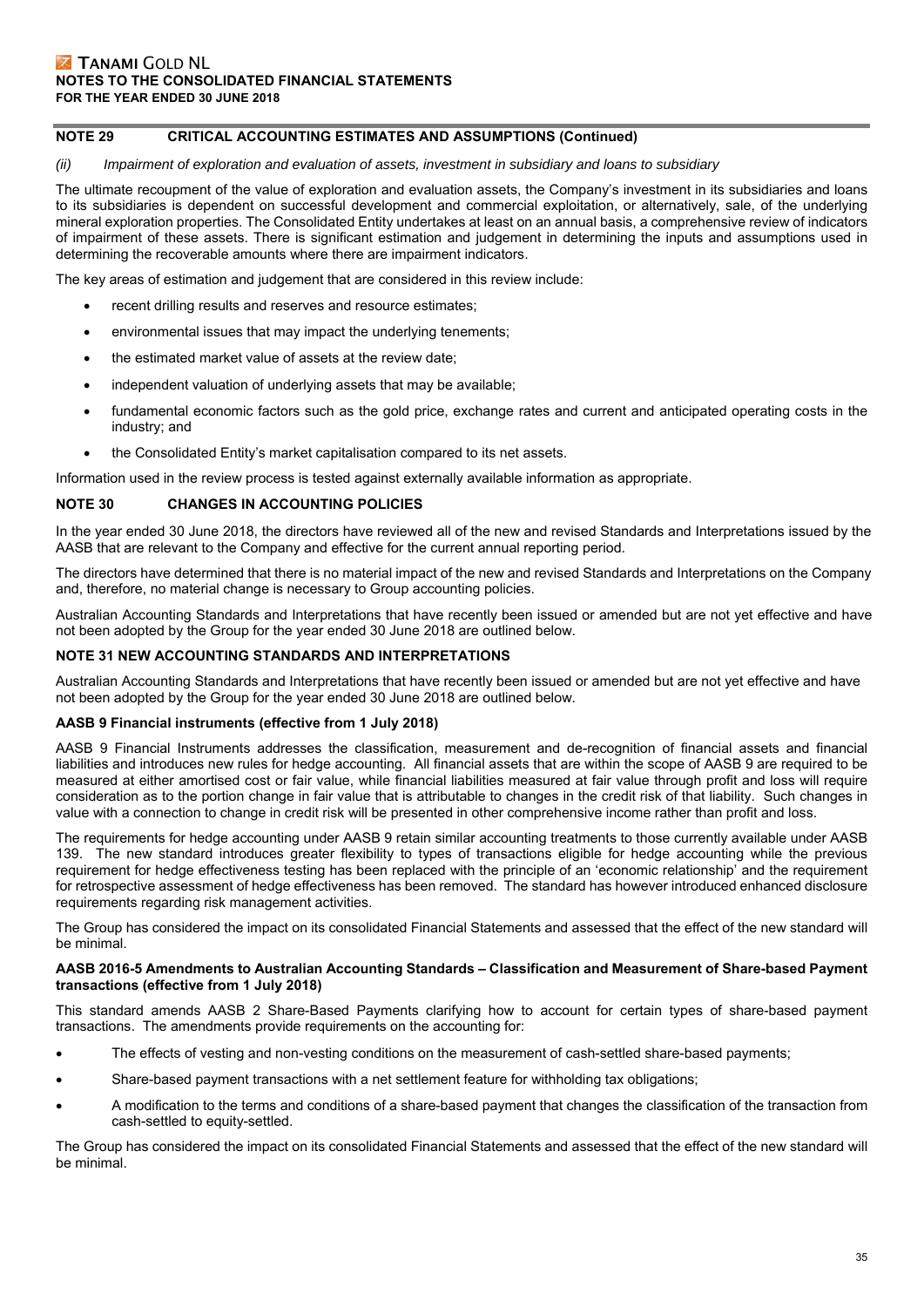## NOTE 29 CRITICAL ACCOUNTING ESTIMATES AND ASSUMPTIONS (Continued)

*(ii) Impairment of exploration and evaluation of assets, investment in subsidiary and loans to subsidiary*

The ultimate recoupment of the value of exploration and evaluation assets, the Company's investment in its subsidiaries and loans to its subsidiaries is dependent on successful development and commercial exploitation, or alternatively, sale, of the underlying mineral exploration properties. The Consolidated Entity undertakes at least on an annual basis, a comprehensive review of indicators of impairment of these assets. There is significant estimation and judgement in determining the inputs and assumptions used in determining the recoverable amounts where there are impairment indicators.

The key areas of estimation and judgement that are considered in this review include:

- recent drilling results and reserves and resource estimates;
- environmental issues that may impact the underlying tenements;
- the estimated market value of assets at the review date;
- independent valuation of underlying assets that may be available;
- fundamental economic factors such as the gold price, exchange rates and current and anticipated operating costs in the industry; and
- the Consolidated Entity's market capitalisation compared to its net assets.

Information used in the review process is tested against externally available information as appropriate.

## NOTE 30 CHANGES IN ACCOUNTING POLICIES

In the year ended 30 June 2018, the directors have reviewed all of the new and revised Standards and Interpretations issued by the AASB that are relevant to the Company and effective for the current annual reporting period.

The directors have determined that there is no material impact of the new and revised Standards and Interpretations on the Company and, therefore, no material change is necessary to Group accounting policies.

Australian Accounting Standards and Interpretations that have recently been issued or amended but are not yet effective and have not been adopted by the Group for the year ended 30 June 2018 are outlined below.

## NOTE 31 NEW ACCOUNTING STANDARDS AND INTERPRETATIONS

Australian Accounting Standards and Interpretations that have recently been issued or amended but are not yet effective and have not been adopted by the Group for the year ended 30 June 2018 are outlined below.

### AASB 9 Financial instruments (effective from 1 July 2018)

AASB 9 Financial Instruments addresses the classification, measurement and de-recognition of financial assets and financial liabilities and introduces new rules for hedge accounting. All financial assets that are within the scope of AASB 9 are required to be measured at either amortised cost or fair value, while financial liabilities measured at fair value through profit and loss will require consideration as to the portion change in fair value that is attributable to changes in the credit risk of that liability. Such changes in value with a connection to change in credit risk will be presented in other comprehensive income rather than profit and loss.

The requirements for hedge accounting under AASB 9 retain similar accounting treatments to those currently available under AASB 139. The new standard introduces greater flexibility to types of transactions eligible for hedge accounting while the previous requirement for hedge effectiveness testing has been replaced with the principle of an 'economic relationship' and the requirement for retrospective assessment of hedge effectiveness has been removed. The standard has however introduced enhanced disclosure requirements regarding risk management activities.

The Group has considered the impact on its consolidated Financial Statements and assessed that the effect of the new standard will be minimal.

### AASB 2016-5 Amendments to Australian Accounting Standards – Classification and Measurement of Share-based Payment transactions (effective from 1 July 2018)

This standard amends AASB 2 Share-Based Payments clarifying how to account for certain types of share-based payment transactions. The amendments provide requirements on the accounting for:

- The effects of vesting and non-vesting conditions on the measurement of cash-settled share-based payments;
- Share-based payment transactions with a net settlement feature for withholding tax obligations;
- A modification to the terms and conditions of a share-based payment that changes the classification of the transaction from cash-settled to equity-settled.

The Group has considered the impact on its consolidated Financial Statements and assessed that the effect of the new standard will be minimal.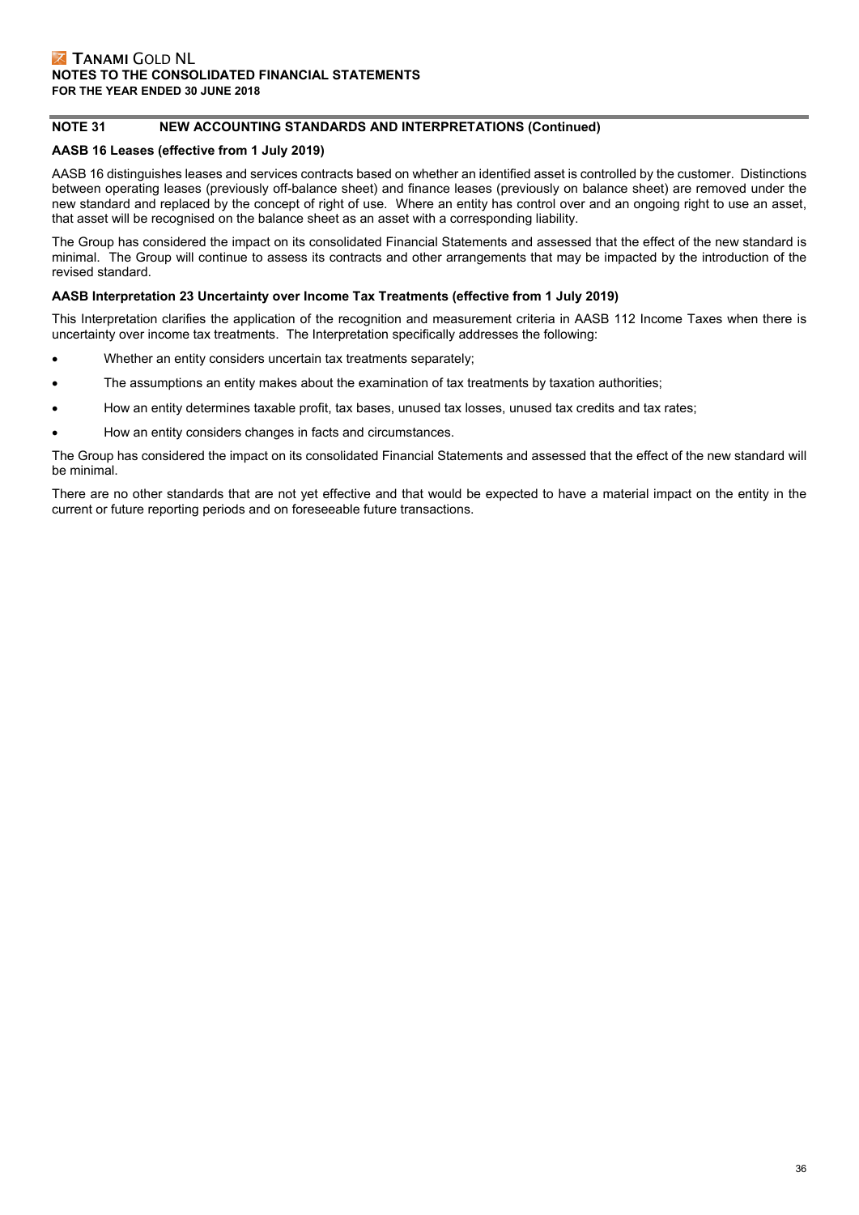## NOTE 31 NEW ACCOUNTING STANDARDS AND INTERPRETATIONS (Continued)

**AASB 16 Leases (effective from 1 July 2019)**

AASB 16 distinguishes leases and services contracts based on whether an identified asset is controlled by the customer. Distinctions between operating leases (previously off-balance sheet) and finance leases (previously on balance sheet) are removed under the new standard and replaced by the concept of right of use. Where an entity has control over and an ongoing right to use an asset, that asset will be recognised on the balance sheet as an asset with a corresponding liability.

The Group has considered the impact on its consolidated Financial Statements and assessed that the effect of the new standard is minimal. The Group will continue to assess its contracts and other arrangements that may be impacted by the introduction of the revised standard.

**AASB Interpretation 23 Uncertainty over Income Tax Treatments (effective from 1 July 2019)**

This Interpretation clarifies the application of the recognition and measurement criteria in AASB 112 Income Taxes when there is uncertainty over income tax treatments. The Interpretation specifically addresses the following:

- Whether an entity considers uncertain tax treatments separately;
- The assumptions an entity makes about the examination of tax treatments by taxation authorities;
- How an entity determines taxable profit, tax bases, unused tax losses, unused tax credits and tax rates;
- How an entity considers changes in facts and circumstances.

The Group has considered the impact on its consolidated Financial Statements and assessed that the effect of the new standard will be minimal.

There are no other standards that are not yet effective and that would be expected to have a material impact on the entity in the current or future reporting periods and on foreseeable future transactions.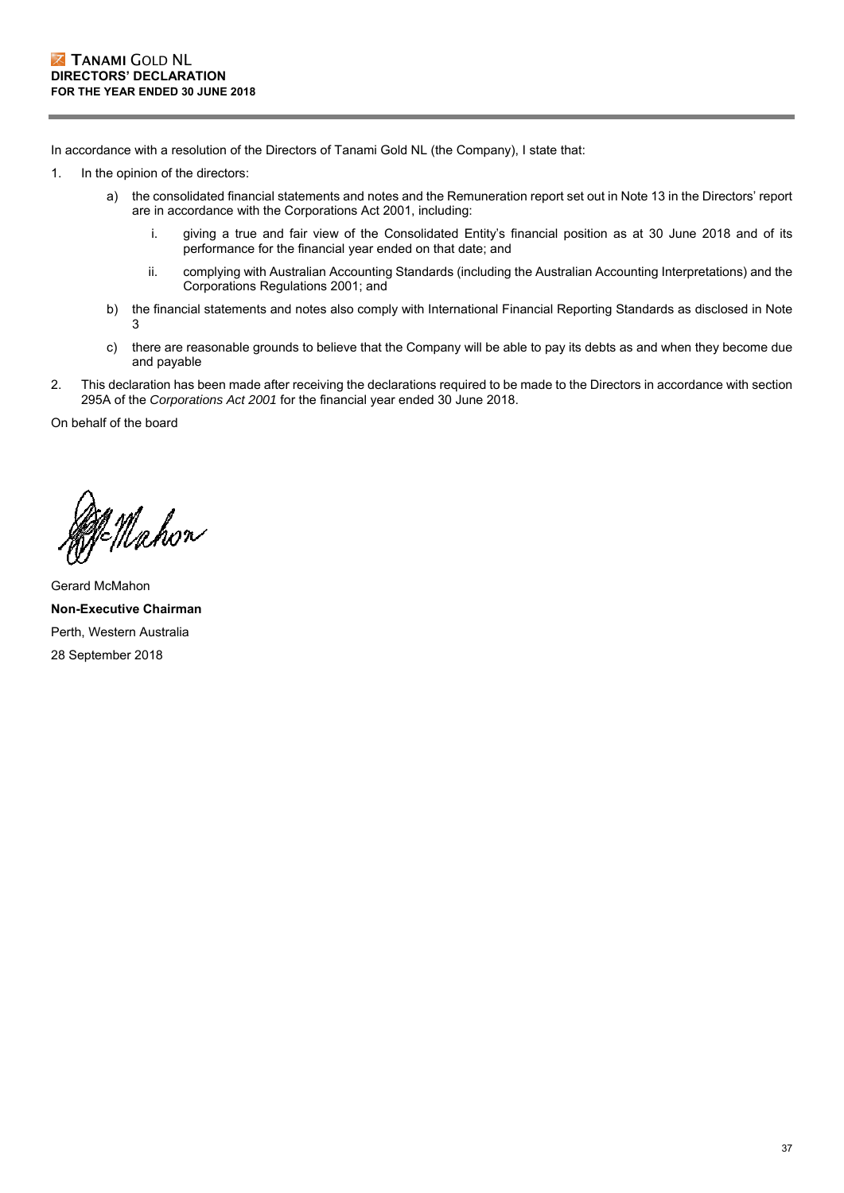**TANAMI GOLD NL**
**DIRECTORS' DECLARATION**
**FOR THE YEAR ENDED 30 JUNE 2018**

In accordance with a resolution of the Directors of Tanami Gold NL (the Company), I state that:

1. In the opinion of the directors:

   a) the consolidated financial statements and notes and the Remuneration report set out in Note 13 in the Directors' report are in accordance with the Corporations Act 2001, including:

      i. giving a true and fair view of the Consolidated Entity's financial position as at 30 June 2018 and of its performance for the financial year ended on that date; and

      ii. complying with Australian Accounting Standards (including the Australian Accounting Interpretations) and the Corporations Regulations 2001; and

   b) the financial statements and notes also comply with International Financial Reporting Standards as disclosed in Note 3

   c) there are reasonable grounds to believe that the Company will be able to pay its debts as and when they become due and payable

2. This declaration has been made after receiving the declarations required to be made to the Directors in accordance with section 295A of the *Corporations Act 2001* for the financial year ended 30 June 2018.

On behalf of the board

Gerard McMahon
**Non-Executive Chairman**
Perth, Western Australia
28 September 2018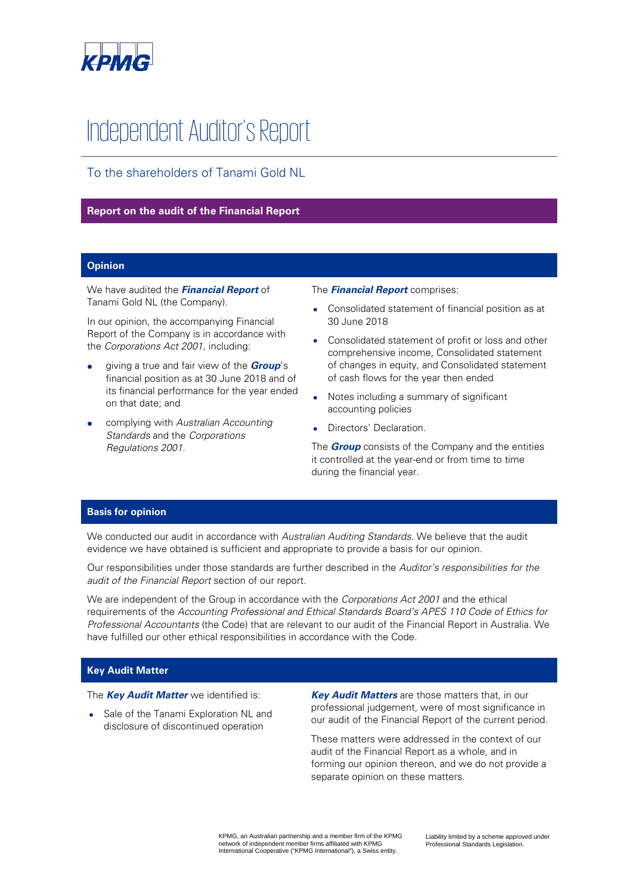KPMG

# Independent Auditor's Report

## To the shareholders of Tanami Gold NL

## Report on the audit of the Financial Report

### Opinion

We have audited the ***Financial Report*** of Tanami Gold NL (the Company).

In our opinion, the accompanying Financial Report of the Company is in accordance with the *Corporations Act 2001*, including:

- giving a true and fair view of the ***Group***'s financial position as at 30 June 2018 and of its financial performance for the year ended on that date; and
- complying with *Australian Accounting Standards* and the *Corporations Regulations 2001*.

The ***Financial Report*** comprises:

- Consolidated statement of financial position as at 30 June 2018
- Consolidated statement of profit or loss and other comprehensive income, Consolidated statement of changes in equity, and Consolidated statement of cash flows for the year then ended
- Notes including a summary of significant accounting policies
- Directors' Declaration.

The ***Group*** consists of the Company and the entities it controlled at the year-end or from time to time during the financial year.

### Basis for opinion

We conducted our audit in accordance with *Australian Auditing Standards*. We believe that the audit evidence we have obtained is sufficient and appropriate to provide a basis for our opinion.

Our responsibilities under those standards are further described in the *Auditor's responsibilities for the audit of the Financial Report* section of our report.

We are independent of the Group in accordance with the *Corporations Act 2001* and the ethical requirements of the *Accounting Professional and Ethical Standards Board's APES 110 Code of Ethics for Professional Accountants* (the Code) that are relevant to our audit of the Financial Report in Australia. We have fulfilled our other ethical responsibilities in accordance with the Code.

### Key Audit Matter

The ***Key Audit Matter*** we identified is:

- Sale of the Tanami Exploration NL and disclosure of discontinued operation

***Key Audit Matters*** are those matters that, in our professional judgement, were of most significance in our audit of the Financial Report of the current period.

These matters were addressed in the context of our audit of the Financial Report as a whole, and in forming our opinion thereon, and we do not provide a separate opinion on these matters.

KPMG, an Australian partnership and a member firm of the KPMG network of independent member firms affiliated with KPMG International Cooperative ("KPMG International"), a Swiss entity.

Liability limited by a scheme approved under Professional Standards Legislation.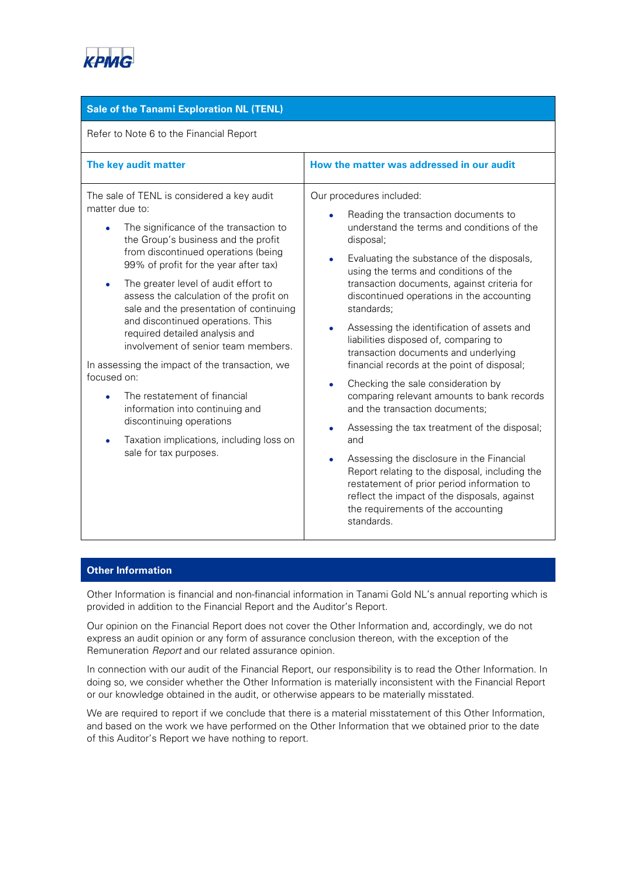## Sale of the Tanami Exploration NL (TENL)

Refer to Note 6 to the Financial Report

| The key audit matter | How the matter was addressed in our audit |
|---|---|
| The sale of TENL is considered a key audit matter due to:<br><br>• The significance of the transaction to the Group's business and the profit from discontinued operations (being 99% of profit for the year after tax)<br><br>• The greater level of audit effort to assess the calculation of the profit on sale and the presentation of continuing and discontinued operations. This required detailed analysis and involvement of senior team members.<br><br>In assessing the impact of the transaction, we focused on:<br><br>• The restatement of financial information into continuing and discontinuing operations<br><br>• Taxation implications, including loss on sale for tax purposes. | Our procedures included:<br><br>• Reading the transaction documents to understand the terms and conditions of the disposal;<br><br>• Evaluating the substance of the disposals, using the terms and conditions of the transaction documents, against criteria for discontinued operations in the accounting standards;<br><br>• Assessing the identification of assets and liabilities disposed of, comparing to transaction documents and underlying financial records at the point of disposal;<br><br>• Checking the sale consideration by comparing relevant amounts to bank records and the transaction documents;<br><br>• Assessing the tax treatment of the disposal; and<br><br>• Assessing the disclosure in the Financial Report relating to the disposal, including the restatement of prior period information to reflect the impact of the disposals, against the requirements of the accounting standards. |

## Other Information

Other Information is financial and non-financial information in Tanami Gold NL's annual reporting which is provided in addition to the Financial Report and the Auditor's Report.

Our opinion on the Financial Report does not cover the Other Information and, accordingly, we do not express an audit opinion or any form of assurance conclusion thereon, with the exception of the Remuneration *Report* and our related assurance opinion.

In connection with our audit of the Financial Report, our responsibility is to read the Other Information. In doing so, we consider whether the Other Information is materially inconsistent with the Financial Report or our knowledge obtained in the audit, or otherwise appears to be materially misstated.

We are required to report if we conclude that there is a material misstatement of this Other Information, and based on the work we have performed on the Other Information that we obtained prior to the date of this Auditor's Report we have nothing to report.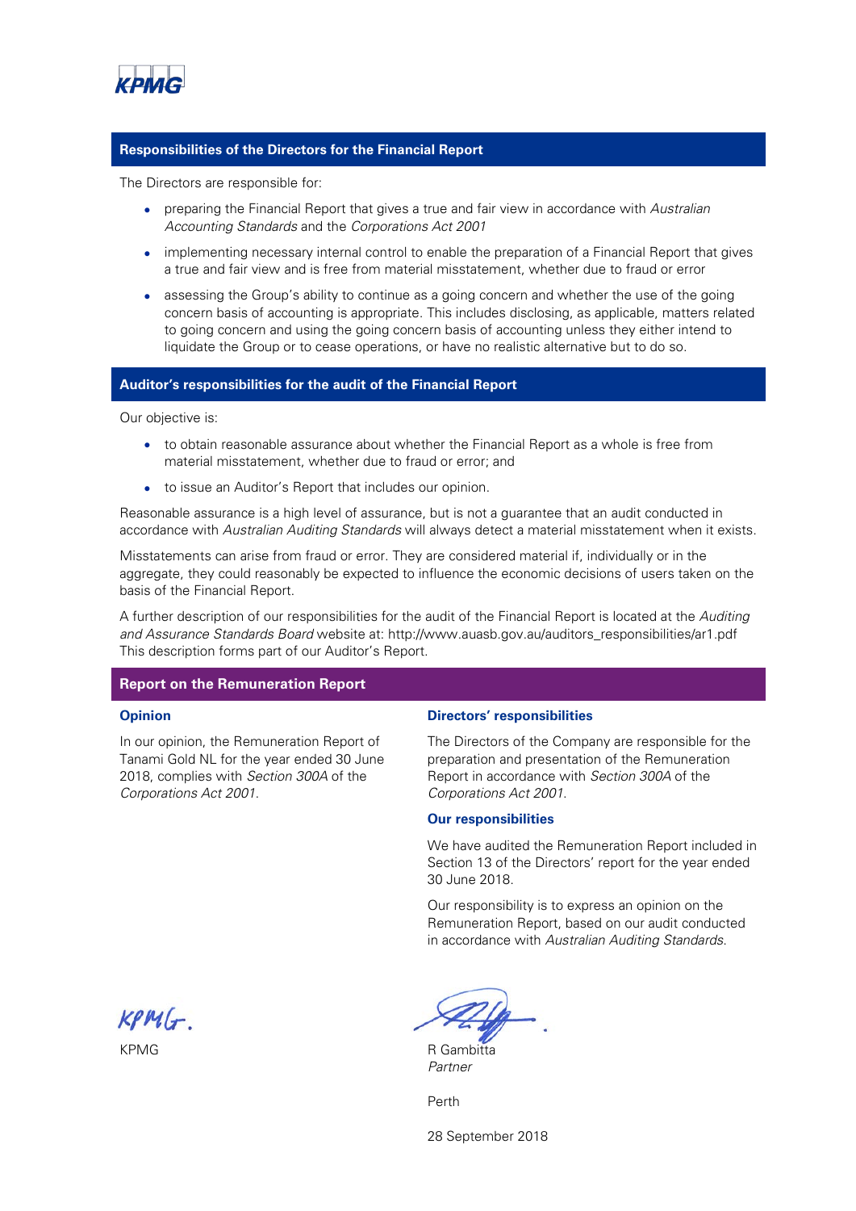## Responsibilities of the Directors for the Financial Report

The Directors are responsible for:

- preparing the Financial Report that gives a true and fair view in accordance with *Australian Accounting Standards* and the *Corporations Act 2001*
- implementing necessary internal control to enable the preparation of a Financial Report that gives a true and fair view and is free from material misstatement, whether due to fraud or error
- assessing the Group's ability to continue as a going concern and whether the use of the going concern basis of accounting is appropriate. This includes disclosing, as applicable, matters related to going concern and using the going concern basis of accounting unless they either intend to liquidate the Group or to cease operations, or have no realistic alternative but to do so.

## Auditor's responsibilities for the audit of the Financial Report

Our objective is:

- to obtain reasonable assurance about whether the Financial Report as a whole is free from material misstatement, whether due to fraud or error; and
- to issue an Auditor's Report that includes our opinion.

Reasonable assurance is a high level of assurance, but is not a guarantee that an audit conducted in accordance with *Australian Auditing Standards* will always detect a material misstatement when it exists.

Misstatements can arise from fraud or error. They are considered material if, individually or in the aggregate, they could reasonably be expected to influence the economic decisions of users taken on the basis of the Financial Report.

A further description of our responsibilities for the audit of the Financial Report is located at the *Auditing and Assurance Standards Board* website at: http://www.auasb.gov.au/auditors_responsibilities/ar1.pdf This description forms part of our Auditor's Report.

## Report on the Remuneration Report

### Opinion

In our opinion, the Remuneration Report of Tanami Gold NL for the year ended 30 June 2018, complies with *Section 300A* of the *Corporations Act 2001.*

### Directors' responsibilities

The Directors of the Company are responsible for the preparation and presentation of the Remuneration Report in accordance with *Section 300A* of the *Corporations Act 2001.*

### Our responsibilities

We have audited the Remuneration Report included in Section 13 of the Directors' report for the year ended 30 June 2018.

Our responsibility is to express an opinion on the Remuneration Report, based on our audit conducted in accordance with *Australian Auditing Standards.*

KPMG

R Gambitta
*Partner*

Perth

28 September 2018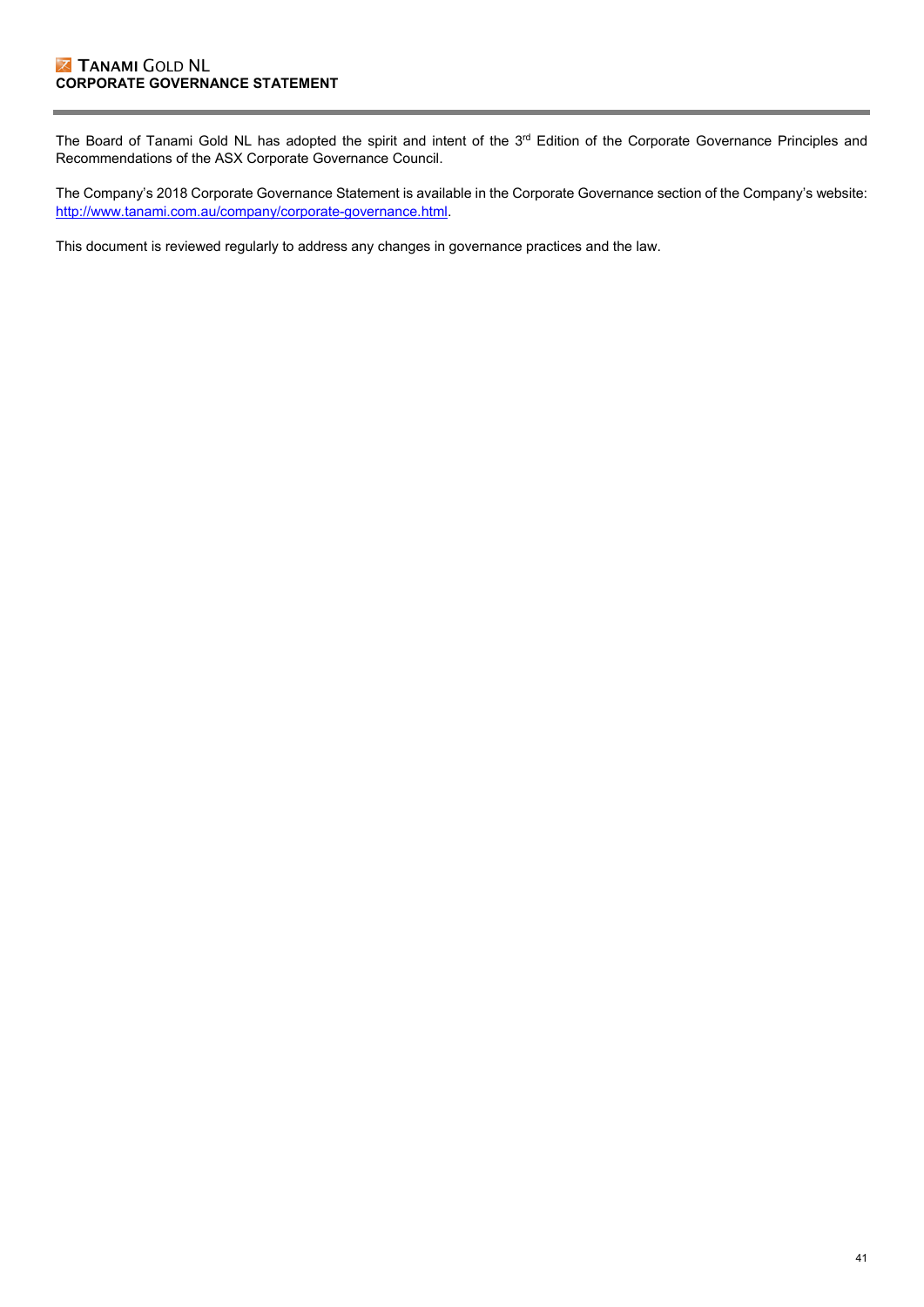# CORPORATE GOVERNANCE STATEMENT

The Board of Tanami Gold NL has adopted the spirit and intent of the 3rd Edition of the Corporate Governance Principles and Recommendations of the ASX Corporate Governance Council.

The Company's 2018 Corporate Governance Statement is available in the Corporate Governance section of the Company's website: http://www.tanami.com.au/company/corporate-governance.html.

This document is reviewed regularly to address any changes in governance practices and the law.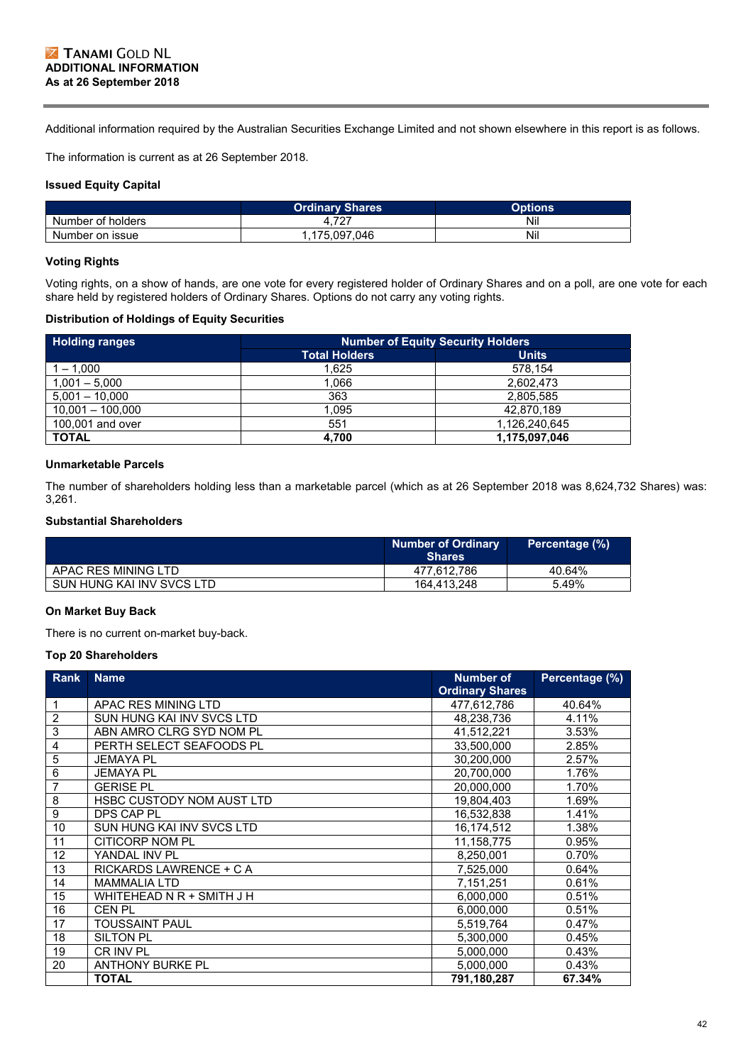# TANAMI GOLD NL
## ADDITIONAL INFORMATION
### As at 26 September 2018

Additional information required by the Australian Securities Exchange Limited and not shown elsewhere in this report is as follows.

The information is current as at 26 September 2018.

**Issued Equity Capital**

| | Ordinary Shares | Options |
|---|---|---|
| Number of holders | 4,727 | Nil |
| Number on issue | 1,175,097,046 | Nil |

**Voting Rights**

Voting rights, on a show of hands, are one vote for every registered holder of Ordinary Shares and on a poll, are one vote for each share held by registered holders of Ordinary Shares. Options do not carry any voting rights.

**Distribution of Holdings of Equity Securities**

| Holding ranges | Number of Equity Security Holders | |
|---|---|---|
| | Total Holders | Units |
| 1 – 1,000 | 1,625 | 578,154 |
| 1,001 – 5,000 | 1,066 | 2,602,473 |
| 5,001 – 10,000 | 363 | 2,805,585 |
| 10,001 – 100,000 | 1,095 | 42,870,189 |
| 100,001 and over | 551 | 1,126,240,645 |
| **TOTAL** | **4,700** | **1,175,097,046** |

**Unmarketable Parcels**

The number of shareholders holding less than a marketable parcel (which as at 26 September 2018 was 8,624,732 Shares) was: 3,261.

**Substantial Shareholders**

| | Number of Ordinary Shares | Percentage (%) |
|---|---|---|
| APAC RES MINING LTD | 477,612,786 | 40.64% |
| SUN HUNG KAI INV SVCS LTD | 164,413,248 | 5.49% |

**On Market Buy Back**

There is no current on-market buy-back.

**Top 20 Shareholders**

| Rank | Name | Number of Ordinary Shares | Percentage (%) |
|---|---|---|---|
| 1 | APAC RES MINING LTD | 477,612,786 | 40.64% |
| 2 | SUN HUNG KAI INV SVCS LTD | 48,238,736 | 4.11% |
| 3 | ABN AMRO CLRG SYD NOM PL | 41,512,221 | 3.53% |
| 4 | PERTH SELECT SEAFOODS PL | 33,500,000 | 2.85% |
| 5 | JEMAYA PL | 30,200,000 | 2.57% |
| 6 | JEMAYA PL | 20,700,000 | 1.76% |
| 7 | GERISE PL | 20,000,000 | 1.70% |
| 8 | HSBC CUSTODY NOM AUST LTD | 19,804,403 | 1.69% |
| 9 | DPS CAP PL | 16,532,838 | 1.41% |
| 10 | SUN HUNG KAI INV SVCS LTD | 16,174,512 | 1.38% |
| 11 | CITICORP NOM PL | 11,158,775 | 0.95% |
| 12 | YANDAL INV PL | 8,250,001 | 0.70% |
| 13 | RICKARDS LAWRENCE + C A | 7,525,000 | 0.64% |
| 14 | MAMMALIA LTD | 7,151,251 | 0.61% |
| 15 | WHITEHEAD N R + SMITH J H | 6,000,000 | 0.51% |
| 16 | CEN PL | 6,000,000 | 0.51% |
| 17 | TOUSSAINT PAUL | 5,519,764 | 0.47% |
| 18 | SILTON PL | 5,300,000 | 0.45% |
| 19 | CR INV PL | 5,000,000 | 0.43% |
| 20 | ANTHONY BURKE PL | 5,000,000 | 0.43% |
| | **TOTAL** | **791,180,287** | **67.34%** |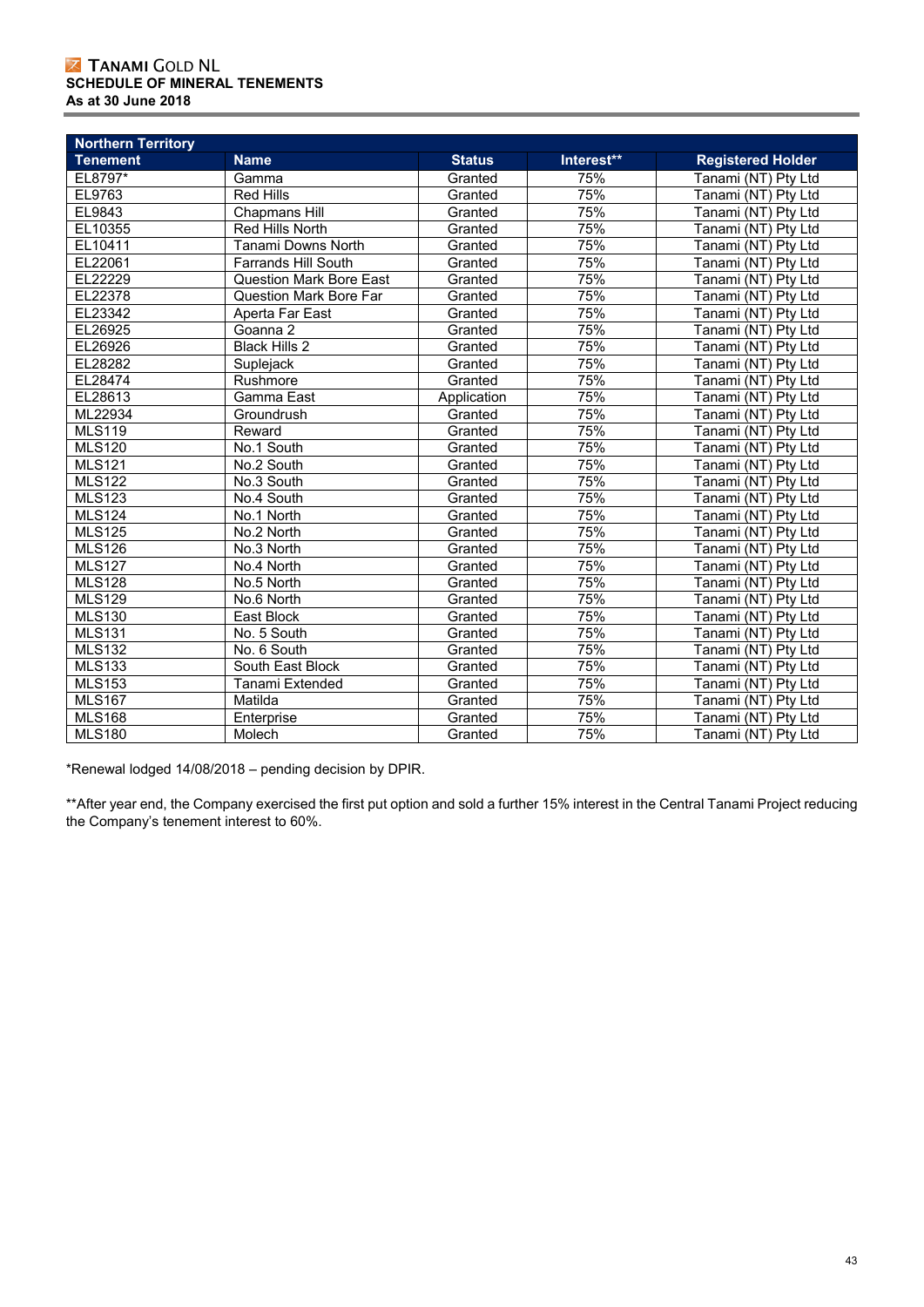**TANAMI GOLD NL**
**SCHEDULE OF MINERAL TENEMENTS**
**As at 30 June 2018**

| Northern Territory | | | | |
|---|---|---|---|---|
| **Tenement** | **Name** | **Status** | **Interest**** | **Registered Holder** |
| EL8797* | Gamma | Granted | 75% | Tanami (NT) Pty Ltd |
| EL9763 | Red Hills | Granted | 75% | Tanami (NT) Pty Ltd |
| EL9843 | Chapmans Hill | Granted | 75% | Tanami (NT) Pty Ltd |
| EL10355 | Red Hills North | Granted | 75% | Tanami (NT) Pty Ltd |
| EL10411 | Tanami Downs North | Granted | 75% | Tanami (NT) Pty Ltd |
| EL22061 | Farrands Hill South | Granted | 75% | Tanami (NT) Pty Ltd |
| EL22229 | Question Mark Bore East | Granted | 75% | Tanami (NT) Pty Ltd |
| EL22378 | Question Mark Bore Far | Granted | 75% | Tanami (NT) Pty Ltd |
| EL23342 | Aperta Far East | Granted | 75% | Tanami (NT) Pty Ltd |
| EL26925 | Goanna 2 | Granted | 75% | Tanami (NT) Pty Ltd |
| EL26926 | Black Hills 2 | Granted | 75% | Tanami (NT) Pty Ltd |
| EL28282 | Suplejack | Granted | 75% | Tanami (NT) Pty Ltd |
| EL28474 | Rushmore | Granted | 75% | Tanami (NT) Pty Ltd |
| EL28613 | Gamma East | Application | 75% | Tanami (NT) Pty Ltd |
| ML22934 | Groundrush | Granted | 75% | Tanami (NT) Pty Ltd |
| MLS119 | Reward | Granted | 75% | Tanami (NT) Pty Ltd |
| MLS120 | No.1 South | Granted | 75% | Tanami (NT) Pty Ltd |
| MLS121 | No.2 South | Granted | 75% | Tanami (NT) Pty Ltd |
| MLS122 | No.3 South | Granted | 75% | Tanami (NT) Pty Ltd |
| MLS123 | No.4 South | Granted | 75% | Tanami (NT) Pty Ltd |
| MLS124 | No.1 North | Granted | 75% | Tanami (NT) Pty Ltd |
| MLS125 | No.2 North | Granted | 75% | Tanami (NT) Pty Ltd |
| MLS126 | No.3 North | Granted | 75% | Tanami (NT) Pty Ltd |
| MLS127 | No.4 North | Granted | 75% | Tanami (NT) Pty Ltd |
| MLS128 | No.5 North | Granted | 75% | Tanami (NT) Pty Ltd |
| MLS129 | No.6 North | Granted | 75% | Tanami (NT) Pty Ltd |
| MLS130 | East Block | Granted | 75% | Tanami (NT) Pty Ltd |
| MLS131 | No. 5 South | Granted | 75% | Tanami (NT) Pty Ltd |
| MLS132 | No. 6 South | Granted | 75% | Tanami (NT) Pty Ltd |
| MLS133 | South East Block | Granted | 75% | Tanami (NT) Pty Ltd |
| MLS153 | Tanami Extended | Granted | 75% | Tanami (NT) Pty Ltd |
| MLS167 | Matilda | Granted | 75% | Tanami (NT) Pty Ltd |
| MLS168 | Enterprise | Granted | 75% | Tanami (NT) Pty Ltd |
| MLS180 | Molech | Granted | 75% | Tanami (NT) Pty Ltd |

*Renewal lodged 14/08/2018 – pending decision by DPIR.

**After year end, the Company exercised the first put option and sold a further 15% interest in the Central Tanami Project reducing the Company's tenement interest to 60%.